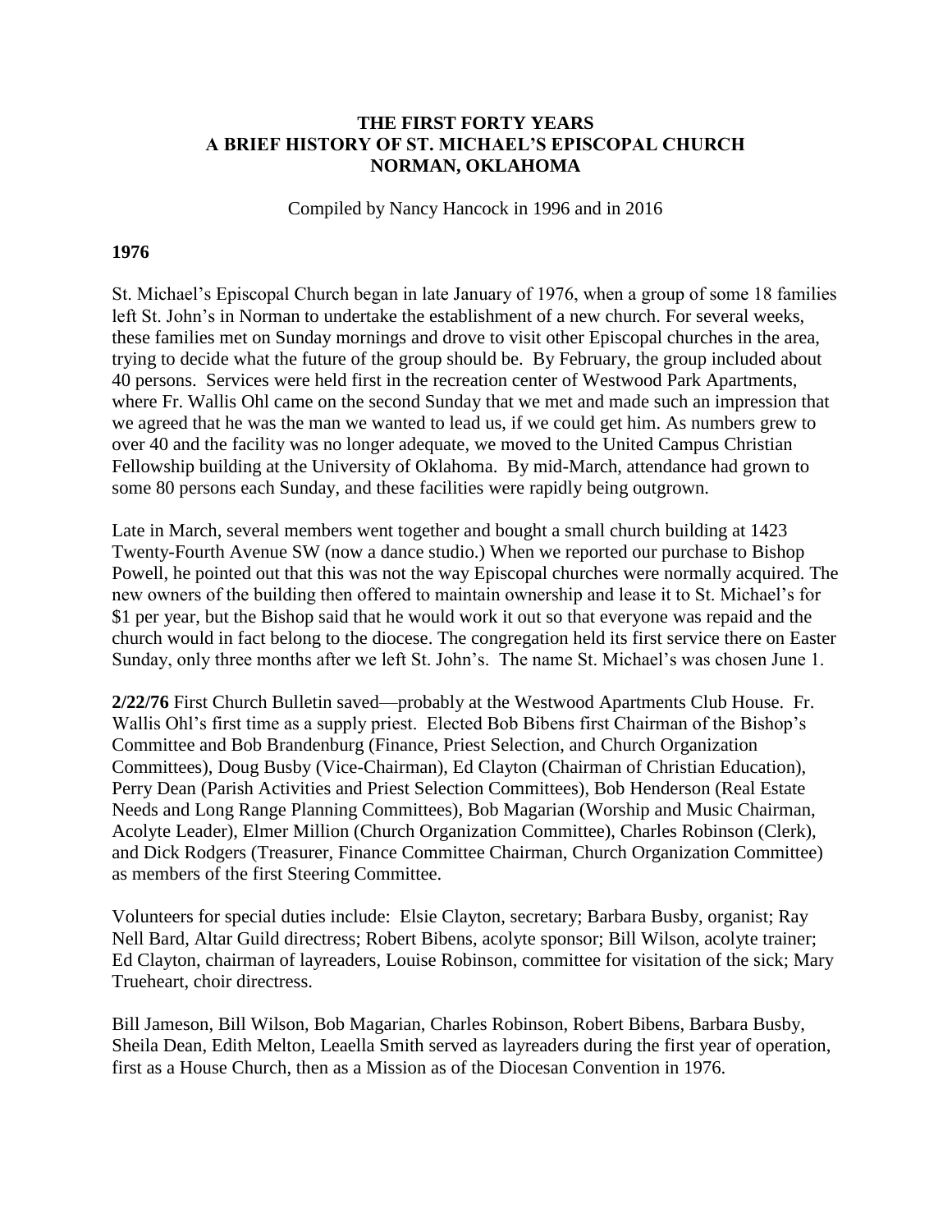# THE FIRST FORTY YEARS
# A BRIEF HISTORY OF ST. MICHAEL'S EPISCOPAL CHURCH
# NORMAN, OKLAHOMA

Compiled by Nancy Hancock in 1996 and in 2016

## 1976

St. Michael's Episcopal Church began in late January of 1976, when a group of some 18 families left St. John's in Norman to undertake the establishment of a new church. For several weeks, these families met on Sunday mornings and drove to visit other Episcopal churches in the area, trying to decide what the future of the group should be. By February, the group included about 40 persons. Services were held first in the recreation center of Westwood Park Apartments, where Fr. Wallis Ohl came on the second Sunday that we met and made such an impression that we agreed that he was the man we wanted to lead us, if we could get him. As numbers grew to over 40 and the facility was no longer adequate, we moved to the United Campus Christian Fellowship building at the University of Oklahoma. By mid-March, attendance had grown to some 80 persons each Sunday, and these facilities were rapidly being outgrown.

Late in March, several members went together and bought a small church building at 1423 Twenty-Fourth Avenue SW (now a dance studio.) When we reported our purchase to Bishop Powell, he pointed out that this was not the way Episcopal churches were normally acquired. The new owners of the building then offered to maintain ownership and lease it to St. Michael's for $1 per year, but the Bishop said that he would work it out so that everyone was repaid and the church would in fact belong to the diocese. The congregation held its first service there on Easter Sunday, only three months after we left St. John's. The name St. Michael's was chosen June 1.

**2/22/76** First Church Bulletin saved—probably at the Westwood Apartments Club House. Fr. Wallis Ohl's first time as a supply priest. Elected Bob Bibens first Chairman of the Bishop's Committee and Bob Brandenburg (Finance, Priest Selection, and Church Organization Committees), Doug Busby (Vice-Chairman), Ed Clayton (Chairman of Christian Education), Perry Dean (Parish Activities and Priest Selection Committees), Bob Henderson (Real Estate Needs and Long Range Planning Committees), Bob Magarian (Worship and Music Chairman, Acolyte Leader), Elmer Million (Church Organization Committee), Charles Robinson (Clerk), and Dick Rodgers (Treasurer, Finance Committee Chairman, Church Organization Committee) as members of the first Steering Committee.

Volunteers for special duties include: Elsie Clayton, secretary; Barbara Busby, organist; Ray Nell Bard, Altar Guild directress; Robert Bibens, acolyte sponsor; Bill Wilson, acolyte trainer; Ed Clayton, chairman of layreaders, Louise Robinson, committee for visitation of the sick; Mary Trueheart, choir directress.

Bill Jameson, Bill Wilson, Bob Magarian, Charles Robinson, Robert Bibens, Barbara Busby, Sheila Dean, Edith Melton, Leaella Smith served as layreaders during the first year of operation, first as a House Church, then as a Mission as of the Diocesan Convention in 1976.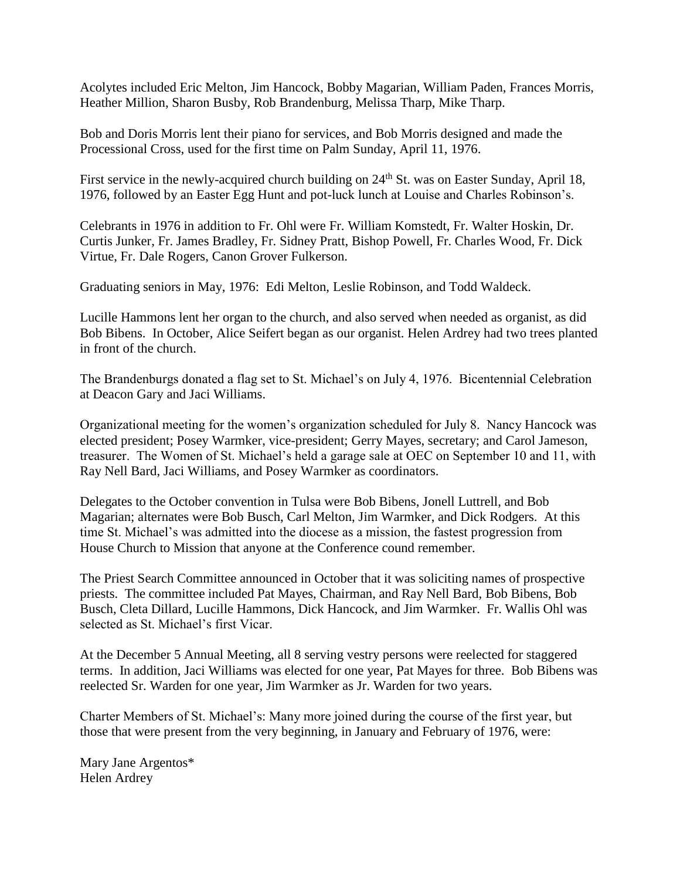Acolytes included Eric Melton, Jim Hancock, Bobby Magarian, William Paden, Frances Morris, Heather Million, Sharon Busby, Rob Brandenburg, Melissa Tharp, Mike Tharp.

Bob and Doris Morris lent their piano for services, and Bob Morris designed and made the Processional Cross, used for the first time on Palm Sunday, April 11, 1976.

First service in the newly-acquired church building on 24th St. was on Easter Sunday, April 18, 1976, followed by an Easter Egg Hunt and pot-luck lunch at Louise and Charles Robinson's.

Celebrants in 1976 in addition to Fr. Ohl were Fr. William Komstedt, Fr. Walter Hoskin, Dr. Curtis Junker, Fr. James Bradley, Fr. Sidney Pratt, Bishop Powell, Fr. Charles Wood, Fr. Dick Virtue, Fr. Dale Rogers, Canon Grover Fulkerson.

Graduating seniors in May, 1976: Edi Melton, Leslie Robinson, and Todd Waldeck.

Lucille Hammons lent her organ to the church, and also served when needed as organist, as did Bob Bibens. In October, Alice Seifert began as our organist. Helen Ardrey had two trees planted in front of the church.

The Brandenburgs donated a flag set to St. Michael's on July 4, 1976. Bicentennial Celebration at Deacon Gary and Jaci Williams.

Organizational meeting for the women's organization scheduled for July 8. Nancy Hancock was elected president; Posey Warmker, vice-president; Gerry Mayes, secretary; and Carol Jameson, treasurer. The Women of St. Michael's held a garage sale at OEC on September 10 and 11, with Ray Nell Bard, Jaci Williams, and Posey Warmker as coordinators.

Delegates to the October convention in Tulsa were Bob Bibens, Jonell Luttrell, and Bob Magarian; alternates were Bob Busch, Carl Melton, Jim Warmker, and Dick Rodgers. At this time St. Michael's was admitted into the diocese as a mission, the fastest progression from House Church to Mission that anyone at the Conference cound remember.

The Priest Search Committee announced in October that it was soliciting names of prospective priests. The committee included Pat Mayes, Chairman, and Ray Nell Bard, Bob Bibens, Bob Busch, Cleta Dillard, Lucille Hammons, Dick Hancock, and Jim Warmker. Fr. Wallis Ohl was selected as St. Michael's first Vicar.

At the December 5 Annual Meeting, all 8 serving vestry persons were reelected for staggered terms. In addition, Jaci Williams was elected for one year, Pat Mayes for three. Bob Bibens was reelected Sr. Warden for one year, Jim Warmker as Jr. Warden for two years.

Charter Members of St. Michael's: Many more joined during the course of the first year, but those that were present from the very beginning, in January and February of 1976, were:

Mary Jane Argentos*
Helen Ardrey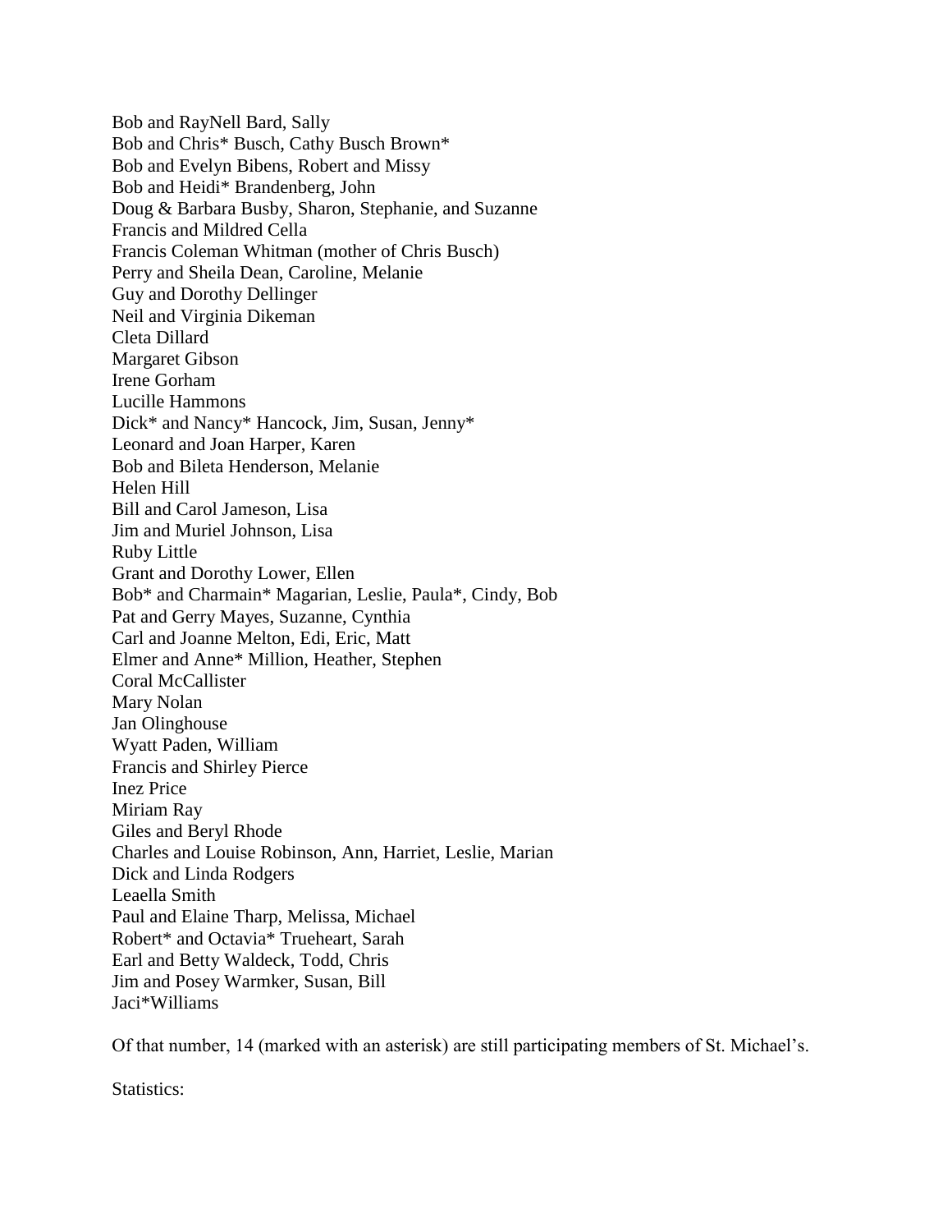Bob and RayNell Bard, Sally
Bob and Chris* Busch, Cathy Busch Brown*
Bob and Evelyn Bibens, Robert and Missy
Bob and Heidi* Brandenberg, John
Doug & Barbara Busby, Sharon, Stephanie, and Suzanne
Francis and Mildred Cella
Francis Coleman Whitman (mother of Chris Busch)
Perry and Sheila Dean, Caroline, Melanie
Guy and Dorothy Dellinger
Neil and Virginia Dikeman
Cleta Dillard
Margaret Gibson
Irene Gorham
Lucille Hammons
Dick* and Nancy* Hancock, Jim, Susan, Jenny*
Leonard and Joan Harper, Karen
Bob and Bileta Henderson, Melanie
Helen Hill
Bill and Carol Jameson, Lisa
Jim and Muriel Johnson, Lisa
Ruby Little
Grant and Dorothy Lower, Ellen
Bob* and Charmain* Magarian, Leslie, Paula*, Cindy, Bob
Pat and Gerry Mayes, Suzanne, Cynthia
Carl and Joanne Melton, Edi, Eric, Matt
Elmer and Anne* Million, Heather, Stephen
Coral McCallister
Mary Nolan
Jan Olinghouse
Wyatt Paden, William
Francis and Shirley Pierce
Inez Price
Miriam Ray
Giles and Beryl Rhode
Charles and Louise Robinson, Ann, Harriet, Leslie, Marian
Dick and Linda Rodgers
Leaella Smith
Paul and Elaine Tharp, Melissa, Michael
Robert* and Octavia* Trueheart, Sarah
Earl and Betty Waldeck, Todd, Chris
Jim and Posey Warmker, Susan, Bill
Jaci*Williams

Of that number, 14 (marked with an asterisk) are still participating members of St. Michael's.

Statistics: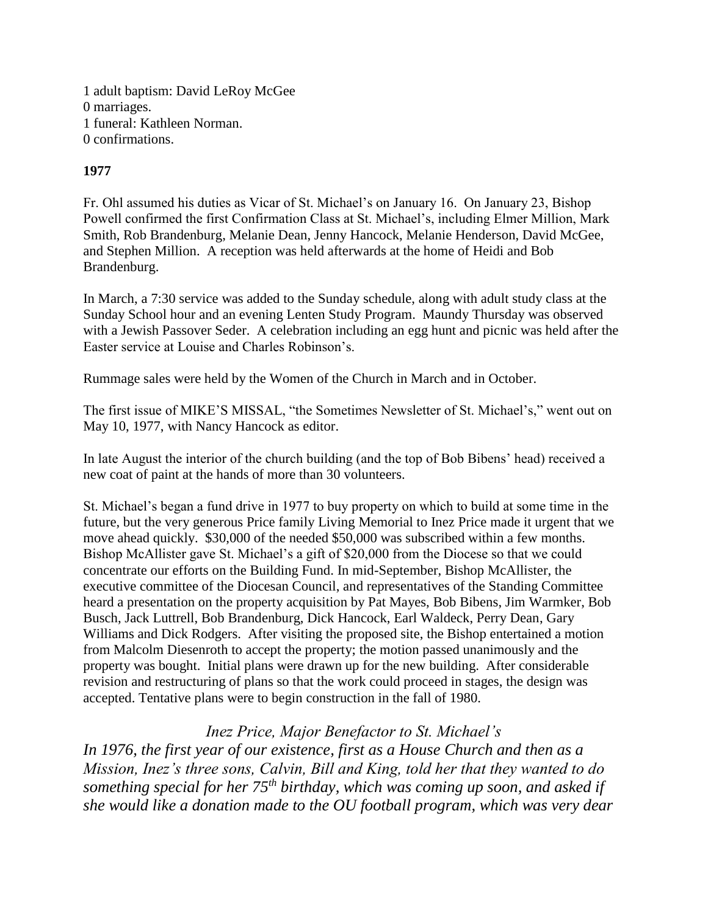1 adult baptism: David LeRoy McGee
0 marriages.
1 funeral: Kathleen Norman.
0 confirmations.

**1977**

Fr. Ohl assumed his duties as Vicar of St. Michael's on January 16. On January 23, Bishop Powell confirmed the first Confirmation Class at St. Michael's, including Elmer Million, Mark Smith, Rob Brandenburg, Melanie Dean, Jenny Hancock, Melanie Henderson, David McGee, and Stephen Million. A reception was held afterwards at the home of Heidi and Bob Brandenburg.

In March, a 7:30 service was added to the Sunday schedule, along with adult study class at the Sunday School hour and an evening Lenten Study Program. Maundy Thursday was observed with a Jewish Passover Seder. A celebration including an egg hunt and picnic was held after the Easter service at Louise and Charles Robinson's.

Rummage sales were held by the Women of the Church in March and in October.

The first issue of MIKE'S MISSAL, "the Sometimes Newsletter of St. Michael's," went out on May 10, 1977, with Nancy Hancock as editor.

In late August the interior of the church building (and the top of Bob Bibens' head) received a new coat of paint at the hands of more than 30 volunteers.

St. Michael's began a fund drive in 1977 to buy property on which to build at some time in the future, but the very generous Price family Living Memorial to Inez Price made it urgent that we move ahead quickly. $30,000 of the needed $50,000 was subscribed within a few months. Bishop McAllister gave St. Michael's a gift of $20,000 from the Diocese so that we could concentrate our efforts on the Building Fund. In mid-September, Bishop McAllister, the executive committee of the Diocesan Council, and representatives of the Standing Committee heard a presentation on the property acquisition by Pat Mayes, Bob Bibens, Jim Warmker, Bob Busch, Jack Luttrell, Bob Brandenburg, Dick Hancock, Earl Waldeck, Perry Dean, Gary Williams and Dick Rodgers. After visiting the proposed site, the Bishop entertained a motion from Malcolm Diesenroth to accept the property; the motion passed unanimously and the property was bought. Initial plans were drawn up for the new building. After considerable revision and restructuring of plans so that the work could proceed in stages, the design was accepted. Tentative plans were to begin construction in the fall of 1980.

*Inez Price, Major Benefactor to St. Michael's*

*In 1976, the first year of our existence, first as a House Church and then as a Mission, Inez's three sons, Calvin, Bill and King, told her that they wanted to do something special for her 75th birthday, which was coming up soon, and asked if she would like a donation made to the OU football program, which was very dear*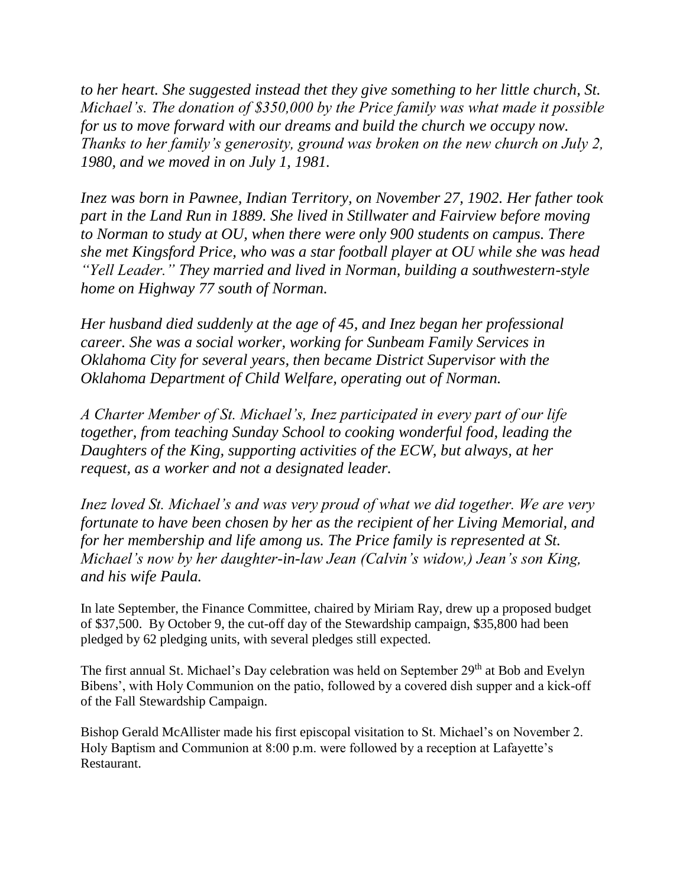*to her heart. She suggested instead thet they give something to her little church, St. Michael's. The donation of $350,000 by the Price family was what made it possible for us to move forward with our dreams and build the church we occupy now. Thanks to her family's generosity, ground was broken on the new church on July 2, 1980, and we moved in on July 1, 1981.*

*Inez was born in Pawnee, Indian Territory, on November 27, 1902. Her father took part in the Land Run in 1889. She lived in Stillwater and Fairview before moving to Norman to study at OU, when there were only 900 students on campus. There she met Kingsford Price, who was a star football player at OU while she was head "Yell Leader." They married and lived in Norman, building a southwestern-style home on Highway 77 south of Norman.*

*Her husband died suddenly at the age of 45, and Inez began her professional career. She was a social worker, working for Sunbeam Family Services in Oklahoma City for several years, then became District Supervisor with the Oklahoma Department of Child Welfare, operating out of Norman.*

*A Charter Member of St. Michael's, Inez participated in every part of our life together, from teaching Sunday School to cooking wonderful food, leading the Daughters of the King, supporting activities of the ECW, but always, at her request, as a worker and not a designated leader.*

*Inez loved St. Michael's and was very proud of what we did together. We are very fortunate to have been chosen by her as the recipient of her Living Memorial, and for her membership and life among us. The Price family is represented at St. Michael's now by her daughter-in-law Jean (Calvin's widow,) Jean's son King, and his wife Paula.*

In late September, the Finance Committee, chaired by Miriam Ray, drew up a proposed budget of $37,500. By October 9, the cut-off day of the Stewardship campaign, $35,800 had been pledged by 62 pledging units, with several pledges still expected.

The first annual St. Michael's Day celebration was held on September 29th at Bob and Evelyn Bibens', with Holy Communion on the patio, followed by a covered dish supper and a kick-off of the Fall Stewardship Campaign.

Bishop Gerald McAllister made his first episcopal visitation to St. Michael's on November 2. Holy Baptism and Communion at 8:00 p.m. were followed by a reception at Lafayette's Restaurant.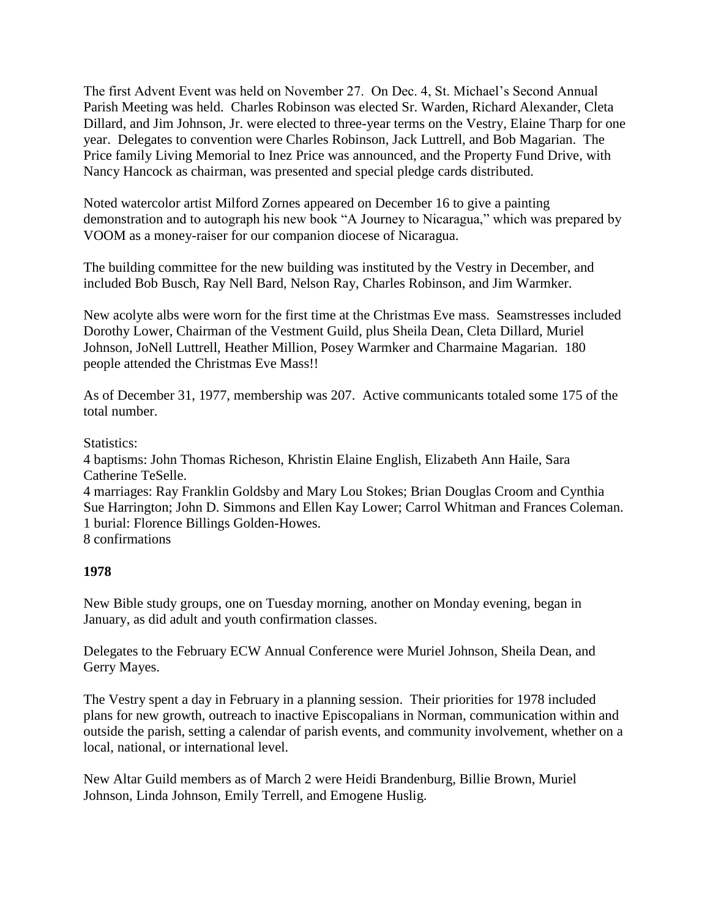The first Advent Event was held on November 27. On Dec. 4, St. Michael's Second Annual Parish Meeting was held. Charles Robinson was elected Sr. Warden, Richard Alexander, Cleta Dillard, and Jim Johnson, Jr. were elected to three-year terms on the Vestry, Elaine Tharp for one year. Delegates to convention were Charles Robinson, Jack Luttrell, and Bob Magarian. The Price family Living Memorial to Inez Price was announced, and the Property Fund Drive, with Nancy Hancock as chairman, was presented and special pledge cards distributed.

Noted watercolor artist Milford Zornes appeared on December 16 to give a painting demonstration and to autograph his new book "A Journey to Nicaragua," which was prepared by VOOM as a money-raiser for our companion diocese of Nicaragua.

The building committee for the new building was instituted by the Vestry in December, and included Bob Busch, Ray Nell Bard, Nelson Ray, Charles Robinson, and Jim Warmker.

New acolyte albs were worn for the first time at the Christmas Eve mass. Seamstresses included Dorothy Lower, Chairman of the Vestment Guild, plus Sheila Dean, Cleta Dillard, Muriel Johnson, JoNell Luttrell, Heather Million, Posey Warmker and Charmaine Magarian. 180 people attended the Christmas Eve Mass!!

As of December 31, 1977, membership was 207. Active communicants totaled some 175 of the total number.

Statistics:
4 baptisms: John Thomas Richeson, Khristin Elaine English, Elizabeth Ann Haile, Sara Catherine TeSelle.
4 marriages: Ray Franklin Goldsby and Mary Lou Stokes; Brian Douglas Croom and Cynthia Sue Harrington; John D. Simmons and Ellen Kay Lower; Carrol Whitman and Frances Coleman.
1 burial: Florence Billings Golden-Howes.
8 confirmations

**1978**

New Bible study groups, one on Tuesday morning, another on Monday evening, began in January, as did adult and youth confirmation classes.

Delegates to the February ECW Annual Conference were Muriel Johnson, Sheila Dean, and Gerry Mayes.

The Vestry spent a day in February in a planning session. Their priorities for 1978 included plans for new growth, outreach to inactive Episcopalians in Norman, communication within and outside the parish, setting a calendar of parish events, and community involvement, whether on a local, national, or international level.

New Altar Guild members as of March 2 were Heidi Brandenburg, Billie Brown, Muriel Johnson, Linda Johnson, Emily Terrell, and Emogene Huslig.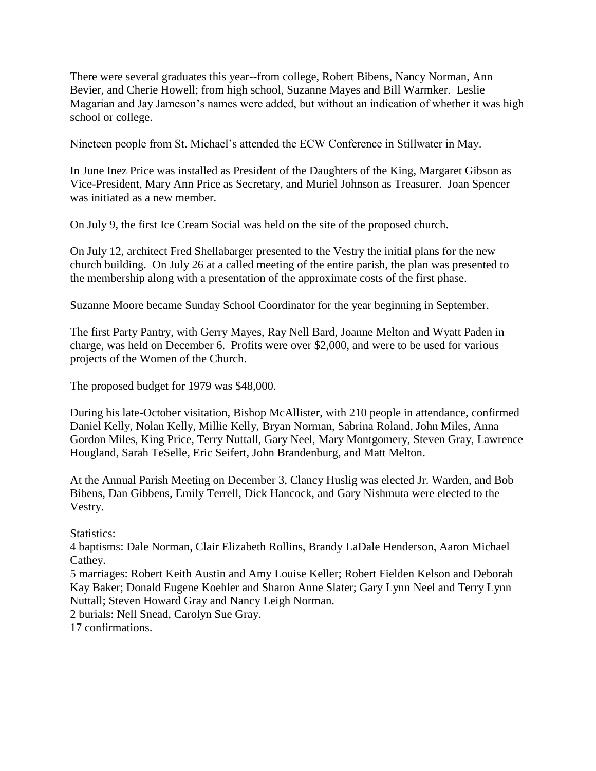There were several graduates this year--from college, Robert Bibens, Nancy Norman, Ann Bevier, and Cherie Howell; from high school, Suzanne Mayes and Bill Warmker. Leslie Magarian and Jay Jameson's names were added, but without an indication of whether it was high school or college.

Nineteen people from St. Michael's attended the ECW Conference in Stillwater in May.

In June Inez Price was installed as President of the Daughters of the King, Margaret Gibson as Vice-President, Mary Ann Price as Secretary, and Muriel Johnson as Treasurer. Joan Spencer was initiated as a new member.

On July 9, the first Ice Cream Social was held on the site of the proposed church.

On July 12, architect Fred Shellabarger presented to the Vestry the initial plans for the new church building. On July 26 at a called meeting of the entire parish, the plan was presented to the membership along with a presentation of the approximate costs of the first phase.

Suzanne Moore became Sunday School Coordinator for the year beginning in September.

The first Party Pantry, with Gerry Mayes, Ray Nell Bard, Joanne Melton and Wyatt Paden in charge, was held on December 6. Profits were over $2,000, and were to be used for various projects of the Women of the Church.

The proposed budget for 1979 was $48,000.

During his late-October visitation, Bishop McAllister, with 210 people in attendance, confirmed Daniel Kelly, Nolan Kelly, Millie Kelly, Bryan Norman, Sabrina Roland, John Miles, Anna Gordon Miles, King Price, Terry Nuttall, Gary Neel, Mary Montgomery, Steven Gray, Lawrence Hougland, Sarah TeSelle, Eric Seifert, John Brandenburg, and Matt Melton.

At the Annual Parish Meeting on December 3, Clancy Huslig was elected Jr. Warden, and Bob Bibens, Dan Gibbens, Emily Terrell, Dick Hancock, and Gary Nishmuta were elected to the Vestry.

Statistics:
4 baptisms: Dale Norman, Clair Elizabeth Rollins, Brandy LaDale Henderson, Aaron Michael Cathey.
5 marriages: Robert Keith Austin and Amy Louise Keller; Robert Fielden Kelson and Deborah Kay Baker; Donald Eugene Koehler and Sharon Anne Slater; Gary Lynn Neel and Terry Lynn Nuttall; Steven Howard Gray and Nancy Leigh Norman.
2 burials: Nell Snead, Carolyn Sue Gray.
17 confirmations.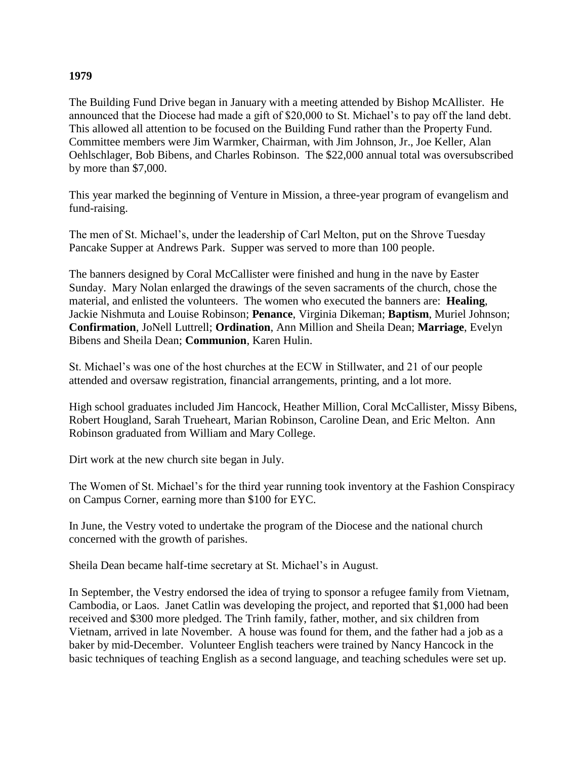**1979**

The Building Fund Drive began in January with a meeting attended by Bishop McAllister. He announced that the Diocese had made a gift of $20,000 to St. Michael's to pay off the land debt. This allowed all attention to be focused on the Building Fund rather than the Property Fund. Committee members were Jim Warmker, Chairman, with Jim Johnson, Jr., Joe Keller, Alan Oehlschlager, Bob Bibens, and Charles Robinson. The $22,000 annual total was oversubscribed by more than $7,000.

This year marked the beginning of Venture in Mission, a three-year program of evangelism and fund-raising.

The men of St. Michael's, under the leadership of Carl Melton, put on the Shrove Tuesday Pancake Supper at Andrews Park. Supper was served to more than 100 people.

The banners designed by Coral McCallister were finished and hung in the nave by Easter Sunday. Mary Nolan enlarged the drawings of the seven sacraments of the church, chose the material, and enlisted the volunteers. The women who executed the banners are: **Healing**, Jackie Nishmuta and Louise Robinson; **Penance**, Virginia Dikeman; **Baptism**, Muriel Johnson; **Confirmation**, JoNell Luttrell; **Ordination**, Ann Million and Sheila Dean; **Marriage**, Evelyn Bibens and Sheila Dean; **Communion**, Karen Hulin.

St. Michael's was one of the host churches at the ECW in Stillwater, and 21 of our people attended and oversaw registration, financial arrangements, printing, and a lot more.

High school graduates included Jim Hancock, Heather Million, Coral McCallister, Missy Bibens, Robert Hougland, Sarah Trueheart, Marian Robinson, Caroline Dean, and Eric Melton. Ann Robinson graduated from William and Mary College.

Dirt work at the new church site began in July.

The Women of St. Michael's for the third year running took inventory at the Fashion Conspiracy on Campus Corner, earning more than $100 for EYC.

In June, the Vestry voted to undertake the program of the Diocese and the national church concerned with the growth of parishes.

Sheila Dean became half-time secretary at St. Michael's in August.

In September, the Vestry endorsed the idea of trying to sponsor a refugee family from Vietnam, Cambodia, or Laos. Janet Catlin was developing the project, and reported that $1,000 had been received and $300 more pledged. The Trinh family, father, mother, and six children from Vietnam, arrived in late November. A house was found for them, and the father had a job as a baker by mid-December. Volunteer English teachers were trained by Nancy Hancock in the basic techniques of teaching English as a second language, and teaching schedules were set up.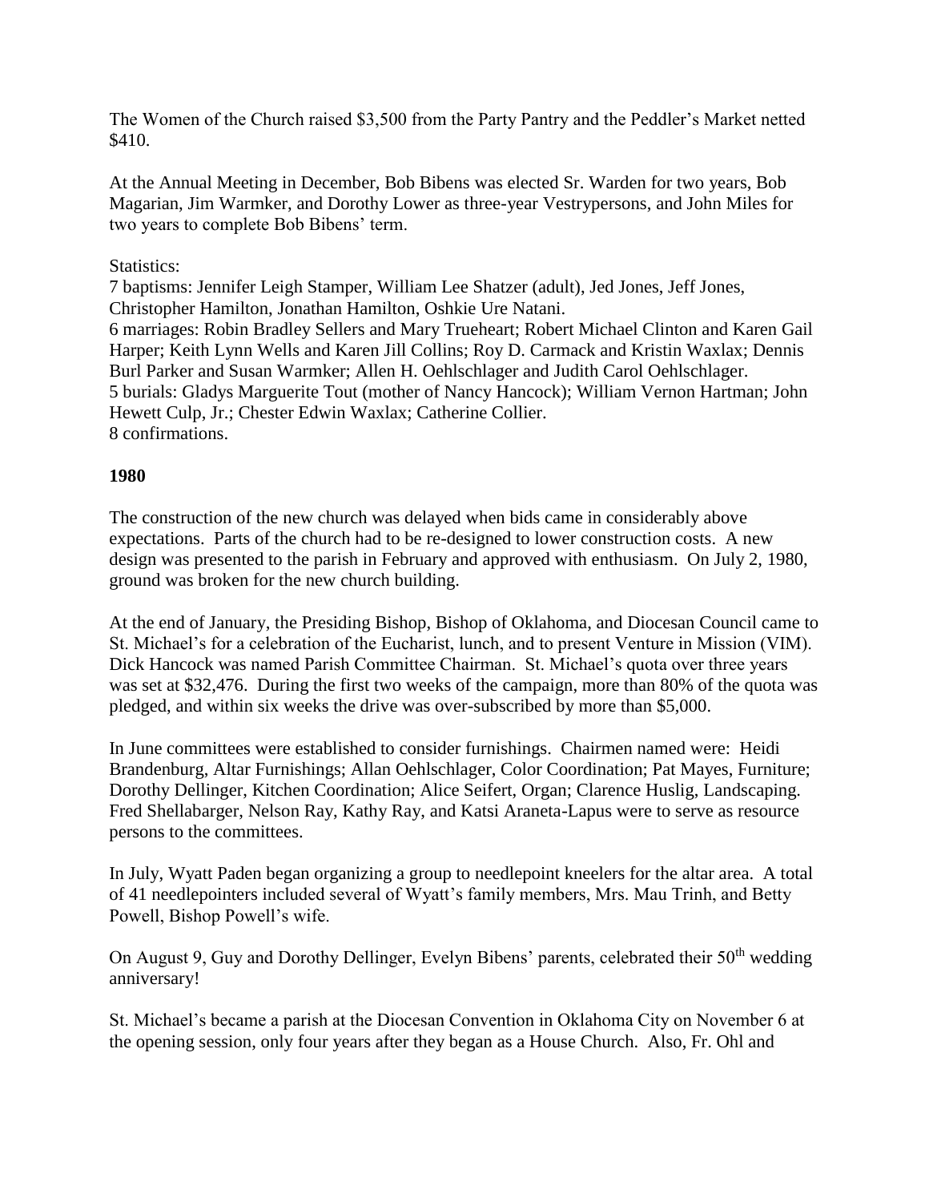The Women of the Church raised $3,500 from the Party Pantry and the Peddler's Market netted $410.

At the Annual Meeting in December, Bob Bibens was elected Sr. Warden for two years, Bob Magarian, Jim Warmker, and Dorothy Lower as three-year Vestrypersons, and John Miles for two years to complete Bob Bibens' term.

Statistics:
7 baptisms: Jennifer Leigh Stamper, William Lee Shatzer (adult), Jed Jones, Jeff Jones, Christopher Hamilton, Jonathan Hamilton, Oshkie Ure Natani.
6 marriages: Robin Bradley Sellers and Mary Trueheart; Robert Michael Clinton and Karen Gail Harper; Keith Lynn Wells and Karen Jill Collins; Roy D. Carmack and Kristin Waxlax; Dennis Burl Parker and Susan Warmker; Allen H. Oehlschlager and Judith Carol Oehlschlager.
5 burials: Gladys Marguerite Tout (mother of Nancy Hancock); William Vernon Hartman; John Hewett Culp, Jr.; Chester Edwin Waxlax; Catherine Collier.
8 confirmations.

**1980**

The construction of the new church was delayed when bids came in considerably above expectations. Parts of the church had to be re-designed to lower construction costs. A new design was presented to the parish in February and approved with enthusiasm. On July 2, 1980, ground was broken for the new church building.

At the end of January, the Presiding Bishop, Bishop of Oklahoma, and Diocesan Council came to St. Michael's for a celebration of the Eucharist, lunch, and to present Venture in Mission (VIM). Dick Hancock was named Parish Committee Chairman. St. Michael's quota over three years was set at $32,476. During the first two weeks of the campaign, more than 80% of the quota was pledged, and within six weeks the drive was over-subscribed by more than $5,000.

In June committees were established to consider furnishings. Chairmen named were: Heidi Brandenburg, Altar Furnishings; Allan Oehlschlager, Color Coordination; Pat Mayes, Furniture; Dorothy Dellinger, Kitchen Coordination; Alice Seifert, Organ; Clarence Huslig, Landscaping. Fred Shellabarger, Nelson Ray, Kathy Ray, and Katsi Araneta-Lapus were to serve as resource persons to the committees.

In July, Wyatt Paden began organizing a group to needlepoint kneelers for the altar area. A total of 41 needlepointers included several of Wyatt's family members, Mrs. Mau Trinh, and Betty Powell, Bishop Powell's wife.

On August 9, Guy and Dorothy Dellinger, Evelyn Bibens' parents, celebrated their 50th wedding anniversary!

St. Michael's became a parish at the Diocesan Convention in Oklahoma City on November 6 at the opening session, only four years after they began as a House Church. Also, Fr. Ohl and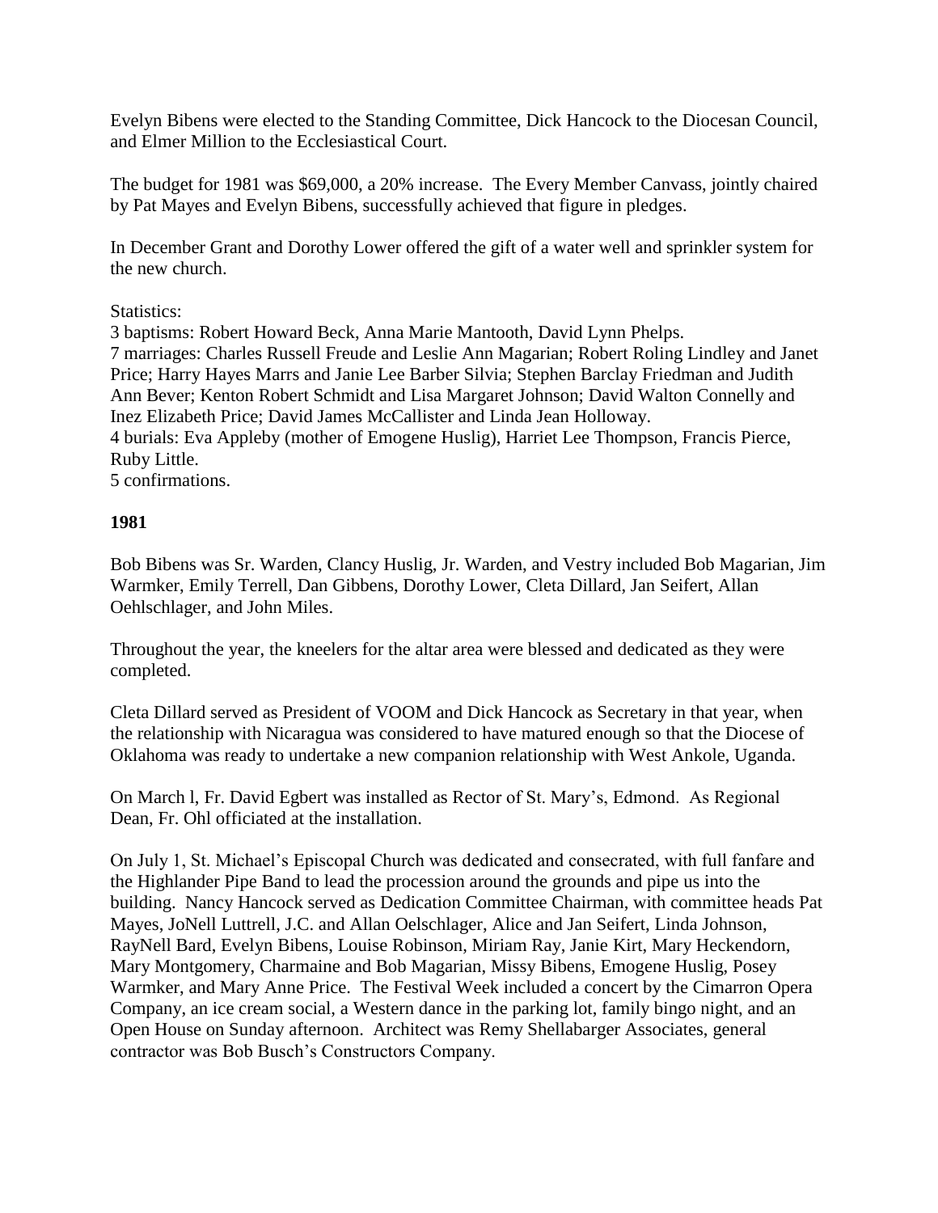Evelyn Bibens were elected to the Standing Committee, Dick Hancock to the Diocesan Council, and Elmer Million to the Ecclesiastical Court.

The budget for 1981 was $69,000, a 20% increase. The Every Member Canvass, jointly chaired by Pat Mayes and Evelyn Bibens, successfully achieved that figure in pledges.

In December Grant and Dorothy Lower offered the gift of a water well and sprinkler system for the new church.

Statistics:
3 baptisms: Robert Howard Beck, Anna Marie Mantooth, David Lynn Phelps.
7 marriages: Charles Russell Freude and Leslie Ann Magarian; Robert Roling Lindley and Janet Price; Harry Hayes Marrs and Janie Lee Barber Silvia; Stephen Barclay Friedman and Judith Ann Bever; Kenton Robert Schmidt and Lisa Margaret Johnson; David Walton Connelly and Inez Elizabeth Price; David James McCallister and Linda Jean Holloway.
4 burials: Eva Appleby (mother of Emogene Huslig), Harriet Lee Thompson, Francis Pierce, Ruby Little.
5 confirmations.

**1981**

Bob Bibens was Sr. Warden, Clancy Huslig, Jr. Warden, and Vestry included Bob Magarian, Jim Warmker, Emily Terrell, Dan Gibbens, Dorothy Lower, Cleta Dillard, Jan Seifert, Allan Oehlschlager, and John Miles.

Throughout the year, the kneelers for the altar area were blessed and dedicated as they were completed.

Cleta Dillard served as President of VOOM and Dick Hancock as Secretary in that year, when the relationship with Nicaragua was considered to have matured enough so that the Diocese of Oklahoma was ready to undertake a new companion relationship with West Ankole, Uganda.

On March l, Fr. David Egbert was installed as Rector of St. Mary's, Edmond. As Regional Dean, Fr. Ohl officiated at the installation.

On July 1, St. Michael's Episcopal Church was dedicated and consecrated, with full fanfare and the Highlander Pipe Band to lead the procession around the grounds and pipe us into the building. Nancy Hancock served as Dedication Committee Chairman, with committee heads Pat Mayes, JoNell Luttrell, J.C. and Allan Oelschlager, Alice and Jan Seifert, Linda Johnson, RayNell Bard, Evelyn Bibens, Louise Robinson, Miriam Ray, Janie Kirt, Mary Heckendorn, Mary Montgomery, Charmaine and Bob Magarian, Missy Bibens, Emogene Huslig, Posey Warmker, and Mary Anne Price. The Festival Week included a concert by the Cimarron Opera Company, an ice cream social, a Western dance in the parking lot, family bingo night, and an Open House on Sunday afternoon. Architect was Remy Shellabarger Associates, general contractor was Bob Busch's Constructors Company.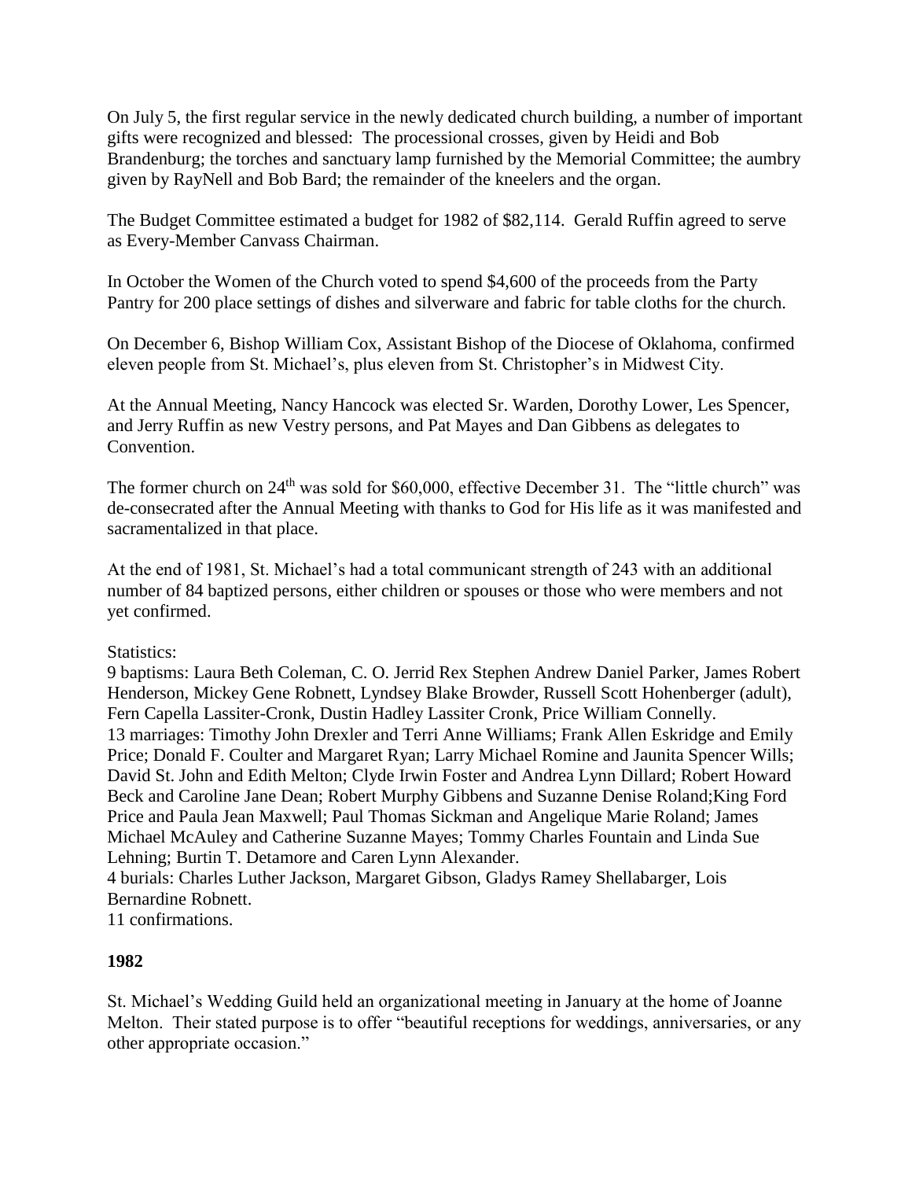On July 5, the first regular service in the newly dedicated church building, a number of important gifts were recognized and blessed: The processional crosses, given by Heidi and Bob Brandenburg; the torches and sanctuary lamp furnished by the Memorial Committee; the aumbry given by RayNell and Bob Bard; the remainder of the kneelers and the organ.

The Budget Committee estimated a budget for 1982 of $82,114. Gerald Ruffin agreed to serve as Every-Member Canvass Chairman.

In October the Women of the Church voted to spend $4,600 of the proceeds from the Party Pantry for 200 place settings of dishes and silverware and fabric for table cloths for the church.

On December 6, Bishop William Cox, Assistant Bishop of the Diocese of Oklahoma, confirmed eleven people from St. Michael's, plus eleven from St. Christopher's in Midwest City.

At the Annual Meeting, Nancy Hancock was elected Sr. Warden, Dorothy Lower, Les Spencer, and Jerry Ruffin as new Vestry persons, and Pat Mayes and Dan Gibbens as delegates to Convention.

The former church on 24th was sold for $60,000, effective December 31. The "little church" was de-consecrated after the Annual Meeting with thanks to God for His life as it was manifested and sacramentalized in that place.

At the end of 1981, St. Michael's had a total communicant strength of 243 with an additional number of 84 baptized persons, either children or spouses or those who were members and not yet confirmed.

Statistics:
9 baptisms: Laura Beth Coleman, C. O. Jerrid Rex Stephen Andrew Daniel Parker, James Robert Henderson, Mickey Gene Robnett, Lyndsey Blake Browder, Russell Scott Hohenberger (adult), Fern Capella Lassiter-Cronk, Dustin Hadley Lassiter Cronk, Price William Connelly.
13 marriages: Timothy John Drexler and Terri Anne Williams; Frank Allen Eskridge and Emily Price; Donald F. Coulter and Margaret Ryan; Larry Michael Romine and Jaunita Spencer Wills; David St. John and Edith Melton; Clyde Irwin Foster and Andrea Lynn Dillard; Robert Howard Beck and Caroline Jane Dean; Robert Murphy Gibbens and Suzanne Denise Roland;King Ford Price and Paula Jean Maxwell; Paul Thomas Sickman and Angelique Marie Roland; James Michael McAuley and Catherine Suzanne Mayes; Tommy Charles Fountain and Linda Sue Lehning; Burtin T. Detamore and Caren Lynn Alexander.
4 burials: Charles Luther Jackson, Margaret Gibson, Gladys Ramey Shellabarger, Lois Bernardine Robnett.
11 confirmations.

**1982**

St. Michael's Wedding Guild held an organizational meeting in January at the home of Joanne Melton. Their stated purpose is to offer "beautiful receptions for weddings, anniversaries, or any other appropriate occasion."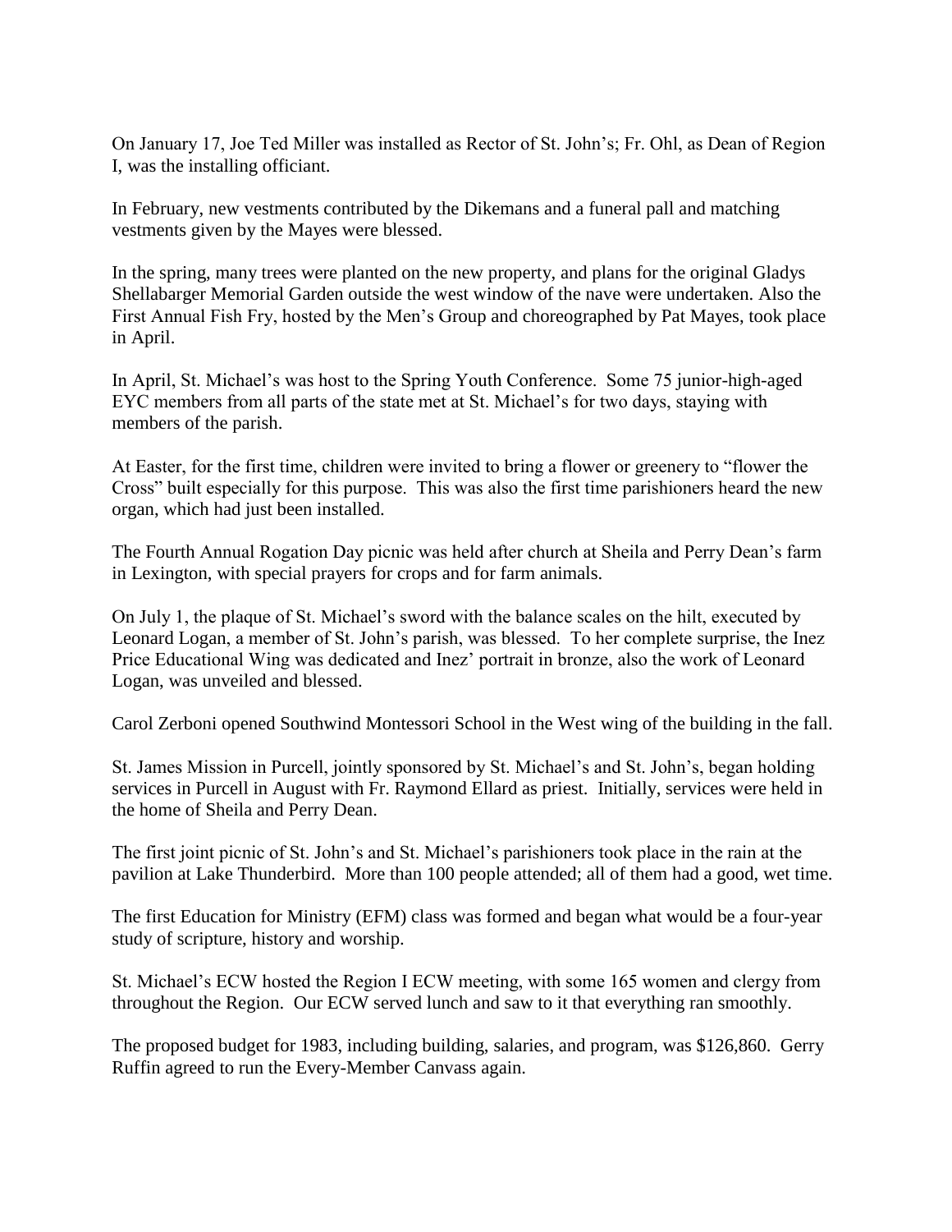On January 17, Joe Ted Miller was installed as Rector of St. John's; Fr. Ohl, as Dean of Region I, was the installing officiant.

In February, new vestments contributed by the Dikemans and a funeral pall and matching vestments given by the Mayes were blessed.

In the spring, many trees were planted on the new property, and plans for the original Gladys Shellabarger Memorial Garden outside the west window of the nave were undertaken. Also the First Annual Fish Fry, hosted by the Men's Group and choreographed by Pat Mayes, took place in April.

In April, St. Michael's was host to the Spring Youth Conference. Some 75 junior-high-aged EYC members from all parts of the state met at St. Michael's for two days, staying with members of the parish.

At Easter, for the first time, children were invited to bring a flower or greenery to "flower the Cross" built especially for this purpose. This was also the first time parishioners heard the new organ, which had just been installed.

The Fourth Annual Rogation Day picnic was held after church at Sheila and Perry Dean's farm in Lexington, with special prayers for crops and for farm animals.

On July 1, the plaque of St. Michael's sword with the balance scales on the hilt, executed by Leonard Logan, a member of St. John's parish, was blessed. To her complete surprise, the Inez Price Educational Wing was dedicated and Inez' portrait in bronze, also the work of Leonard Logan, was unveiled and blessed.

Carol Zerboni opened Southwind Montessori School in the West wing of the building in the fall.

St. James Mission in Purcell, jointly sponsored by St. Michael's and St. John's, began holding services in Purcell in August with Fr. Raymond Ellard as priest. Initially, services were held in the home of Sheila and Perry Dean.

The first joint picnic of St. John's and St. Michael's parishioners took place in the rain at the pavilion at Lake Thunderbird. More than 100 people attended; all of them had a good, wet time.

The first Education for Ministry (EFM) class was formed and began what would be a four-year study of scripture, history and worship.

St. Michael's ECW hosted the Region I ECW meeting, with some 165 women and clergy from throughout the Region. Our ECW served lunch and saw to it that everything ran smoothly.

The proposed budget for 1983, including building, salaries, and program, was $126,860. Gerry Ruffin agreed to run the Every-Member Canvass again.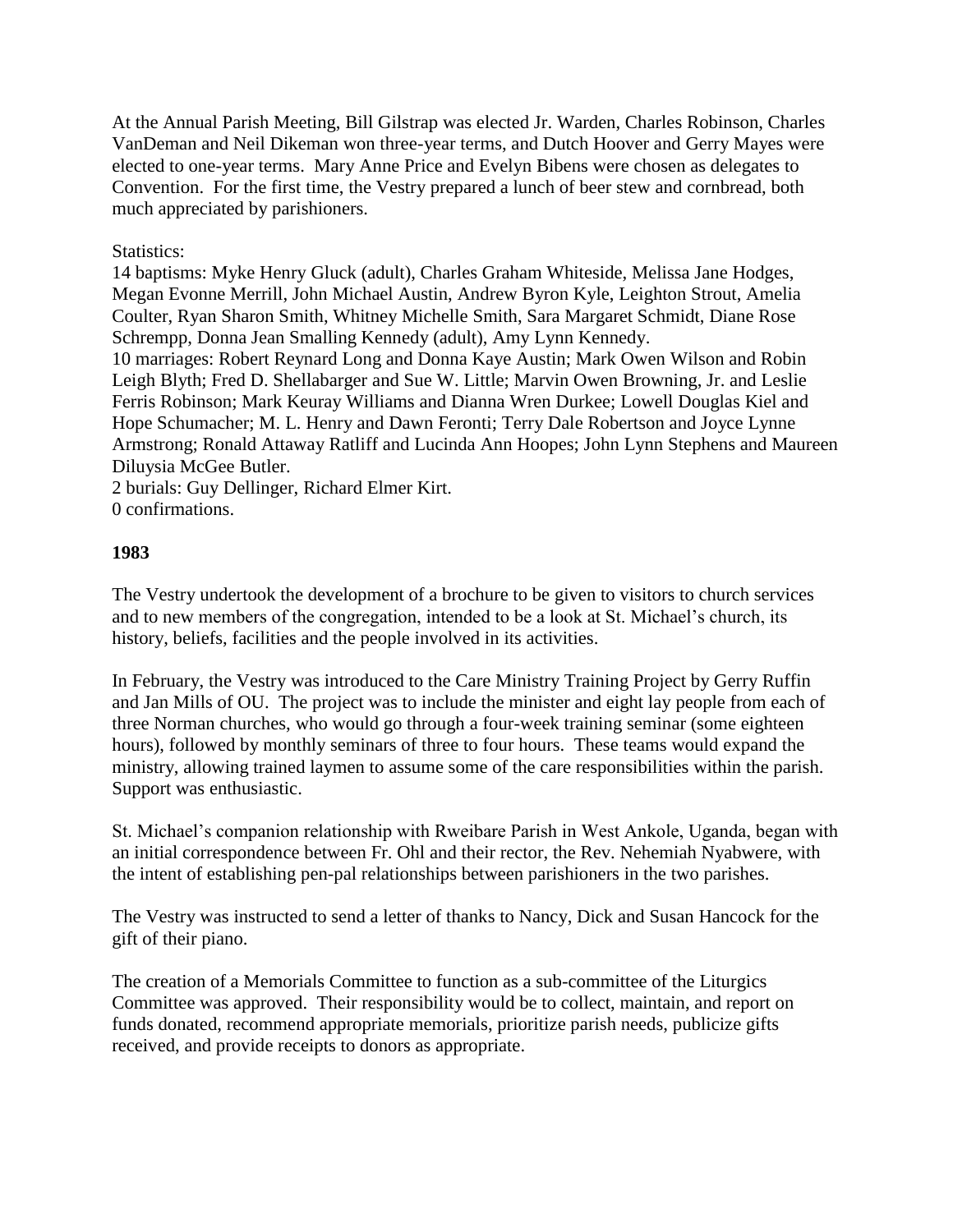At the Annual Parish Meeting, Bill Gilstrap was elected Jr. Warden, Charles Robinson, Charles VanDeman and Neil Dikeman won three-year terms, and Dutch Hoover and Gerry Mayes were elected to one-year terms. Mary Anne Price and Evelyn Bibens were chosen as delegates to Convention. For the first time, the Vestry prepared a lunch of beer stew and cornbread, both much appreciated by parishioners.

Statistics:
14 baptisms: Myke Henry Gluck (adult), Charles Graham Whiteside, Melissa Jane Hodges, Megan Evonne Merrill, John Michael Austin, Andrew Byron Kyle, Leighton Strout, Amelia Coulter, Ryan Sharon Smith, Whitney Michelle Smith, Sara Margaret Schmidt, Diane Rose Schrempp, Donna Jean Smalling Kennedy (adult), Amy Lynn Kennedy.
10 marriages: Robert Reynard Long and Donna Kaye Austin; Mark Owen Wilson and Robin Leigh Blyth; Fred D. Shellabarger and Sue W. Little; Marvin Owen Browning, Jr. and Leslie Ferris Robinson; Mark Keuray Williams and Dianna Wren Durkee; Lowell Douglas Kiel and Hope Schumacher; M. L. Henry and Dawn Feronti; Terry Dale Robertson and Joyce Lynne Armstrong; Ronald Attaway Ratliff and Lucinda Ann Hoopes; John Lynn Stephens and Maureen Diluysia McGee Butler.
2 burials: Guy Dellinger, Richard Elmer Kirt.
0 confirmations.

**1983**

The Vestry undertook the development of a brochure to be given to visitors to church services and to new members of the congregation, intended to be a look at St. Michael's church, its history, beliefs, facilities and the people involved in its activities.

In February, the Vestry was introduced to the Care Ministry Training Project by Gerry Ruffin and Jan Mills of OU. The project was to include the minister and eight lay people from each of three Norman churches, who would go through a four-week training seminar (some eighteen hours), followed by monthly seminars of three to four hours. These teams would expand the ministry, allowing trained laymen to assume some of the care responsibilities within the parish. Support was enthusiastic.

St. Michael's companion relationship with Rweibare Parish in West Ankole, Uganda, began with an initial correspondence between Fr. Ohl and their rector, the Rev. Nehemiah Nyabwere, with the intent of establishing pen-pal relationships between parishioners in the two parishes.

The Vestry was instructed to send a letter of thanks to Nancy, Dick and Susan Hancock for the gift of their piano.

The creation of a Memorials Committee to function as a sub-committee of the Liturgics Committee was approved. Their responsibility would be to collect, maintain, and report on funds donated, recommend appropriate memorials, prioritize parish needs, publicize gifts received, and provide receipts to donors as appropriate.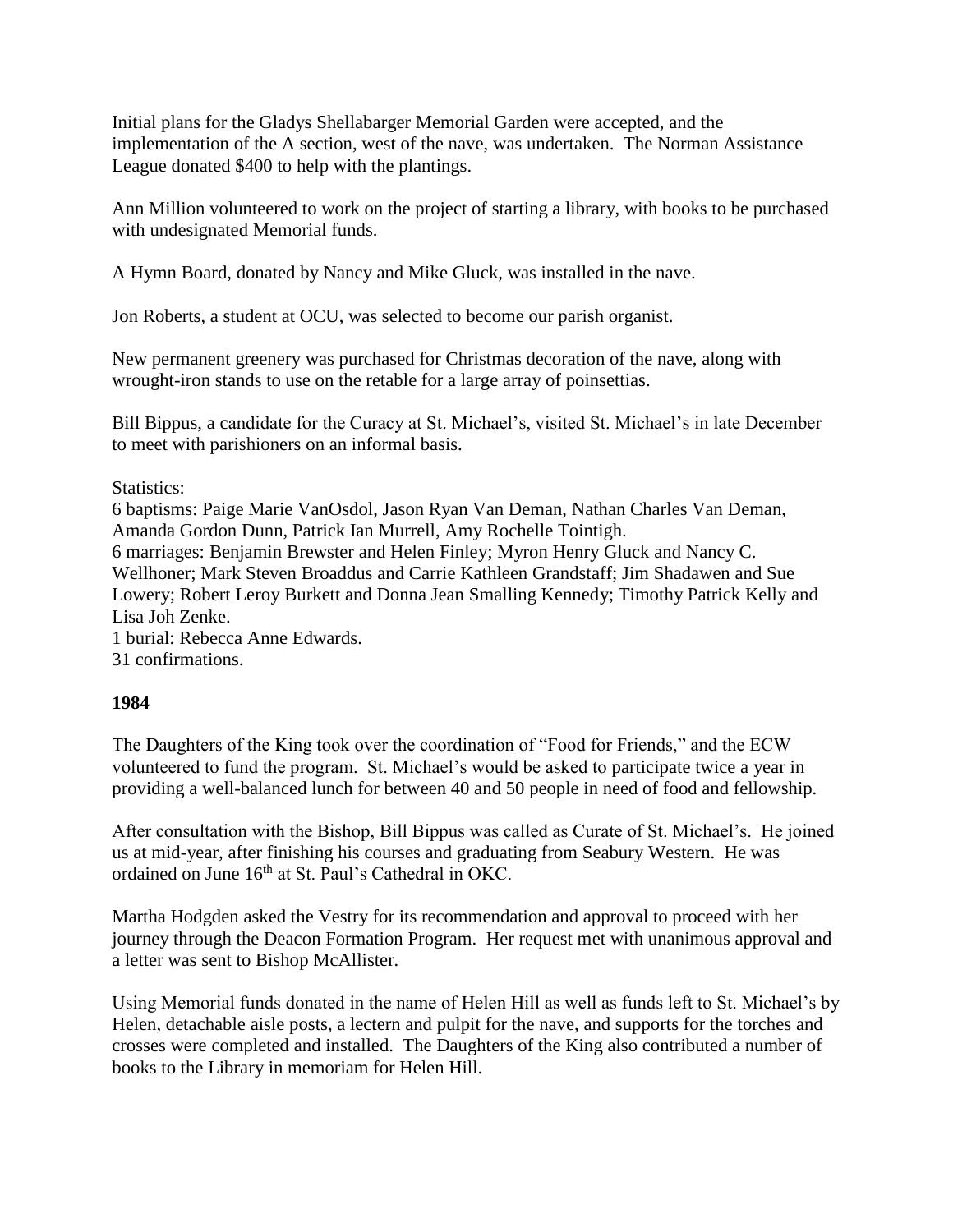Initial plans for the Gladys Shellabarger Memorial Garden were accepted, and the implementation of the A section, west of the nave, was undertaken. The Norman Assistance League donated $400 to help with the plantings.

Ann Million volunteered to work on the project of starting a library, with books to be purchased with undesignated Memorial funds.

A Hymn Board, donated by Nancy and Mike Gluck, was installed in the nave.

Jon Roberts, a student at OCU, was selected to become our parish organist.

New permanent greenery was purchased for Christmas decoration of the nave, along with wrought-iron stands to use on the retable for a large array of poinsettias.

Bill Bippus, a candidate for the Curacy at St. Michael's, visited St. Michael's in late December to meet with parishioners on an informal basis.

Statistics:
6 baptisms: Paige Marie VanOsdol, Jason Ryan Van Deman, Nathan Charles Van Deman, Amanda Gordon Dunn, Patrick Ian Murrell, Amy Rochelle Tointigh.
6 marriages: Benjamin Brewster and Helen Finley; Myron Henry Gluck and Nancy C. Wellhoner; Mark Steven Broaddus and Carrie Kathleen Grandstaff; Jim Shadawen and Sue Lowery; Robert Leroy Burkett and Donna Jean Smalling Kennedy; Timothy Patrick Kelly and Lisa Joh Zenke.
1 burial: Rebecca Anne Edwards.
31 confirmations.

**1984**

The Daughters of the King took over the coordination of "Food for Friends," and the ECW volunteered to fund the program. St. Michael's would be asked to participate twice a year in providing a well-balanced lunch for between 40 and 50 people in need of food and fellowship.

After consultation with the Bishop, Bill Bippus was called as Curate of St. Michael's. He joined us at mid-year, after finishing his courses and graduating from Seabury Western. He was ordained on June 16th at St. Paul's Cathedral in OKC.

Martha Hodgden asked the Vestry for its recommendation and approval to proceed with her journey through the Deacon Formation Program. Her request met with unanimous approval and a letter was sent to Bishop McAllister.

Using Memorial funds donated in the name of Helen Hill as well as funds left to St. Michael's by Helen, detachable aisle posts, a lectern and pulpit for the nave, and supports for the torches and crosses were completed and installed. The Daughters of the King also contributed a number of books to the Library in memoriam for Helen Hill.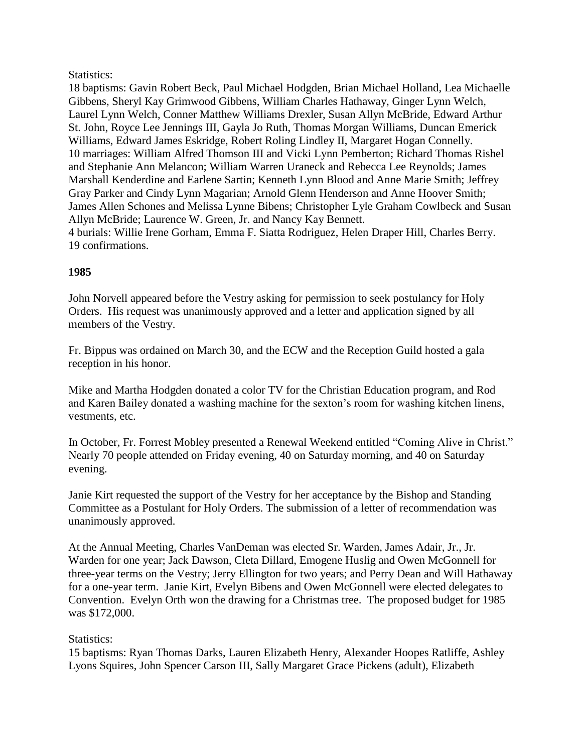Statistics:
18 baptisms: Gavin Robert Beck, Paul Michael Hodgden, Brian Michael Holland, Lea Michaelle Gibbens, Sheryl Kay Grimwood Gibbens, William Charles Hathaway, Ginger Lynn Welch, Laurel Lynn Welch, Conner Matthew Williams Drexler, Susan Allyn McBride, Edward Arthur St. John, Royce Lee Jennings III, Gayla Jo Ruth, Thomas Morgan Williams, Duncan Emerick Williams, Edward James Eskridge, Robert Roling Lindley II, Margaret Hogan Connelly.
10 marriages: William Alfred Thomson III and Vicki Lynn Pemberton; Richard Thomas Rishel and Stephanie Ann Melancon; William Warren Uraneck and Rebecca Lee Reynolds; James Marshall Kenderdine and Earlene Sartin; Kenneth Lynn Blood and Anne Marie Smith; Jeffrey Gray Parker and Cindy Lynn Magarian; Arnold Glenn Henderson and Anne Hoover Smith; James Allen Schones and Melissa Lynne Bibens; Christopher Lyle Graham Cowlbeck and Susan Allyn McBride; Laurence W. Green, Jr. and Nancy Kay Bennett.
4 burials: Willie Irene Gorham, Emma F. Siatta Rodriguez, Helen Draper Hill, Charles Berry.
19 confirmations.

**1985**

John Norvell appeared before the Vestry asking for permission to seek postulancy for Holy Orders. His request was unanimously approved and a letter and application signed by all members of the Vestry.

Fr. Bippus was ordained on March 30, and the ECW and the Reception Guild hosted a gala reception in his honor.

Mike and Martha Hodgden donated a color TV for the Christian Education program, and Rod and Karen Bailey donated a washing machine for the sexton's room for washing kitchen linens, vestments, etc.

In October, Fr. Forrest Mobley presented a Renewal Weekend entitled "Coming Alive in Christ." Nearly 70 people attended on Friday evening, 40 on Saturday morning, and 40 on Saturday evening.

Janie Kirt requested the support of the Vestry for her acceptance by the Bishop and Standing Committee as a Postulant for Holy Orders. The submission of a letter of recommendation was unanimously approved.

At the Annual Meeting, Charles VanDeman was elected Sr. Warden, James Adair, Jr., Jr. Warden for one year; Jack Dawson, Cleta Dillard, Emogene Huslig and Owen McGonnell for three-year terms on the Vestry; Jerry Ellington for two years; and Perry Dean and Will Hathaway for a one-year term. Janie Kirt, Evelyn Bibens and Owen McGonnell were elected delegates to Convention. Evelyn Orth won the drawing for a Christmas tree. The proposed budget for 1985 was $172,000.

Statistics:
15 baptisms: Ryan Thomas Darks, Lauren Elizabeth Henry, Alexander Hoopes Ratliffe, Ashley Lyons Squires, John Spencer Carson III, Sally Margaret Grace Pickens (adult), Elizabeth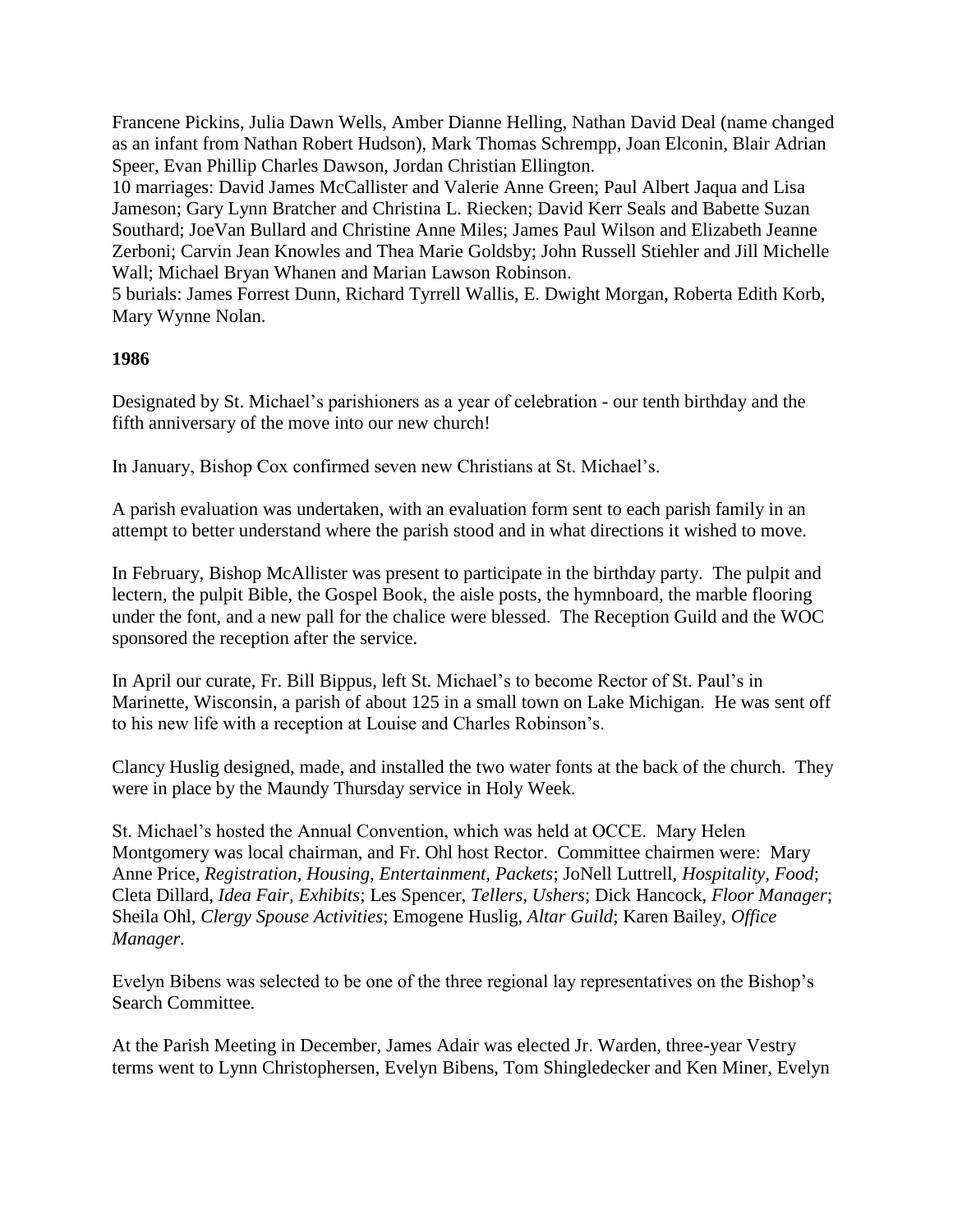Francene Pickins, Julia Dawn Wells, Amber Dianne Helling, Nathan David Deal (name changed as an infant from Nathan Robert Hudson), Mark Thomas Schrempp, Joan Elconin, Blair Adrian Speer, Evan Phillip Charles Dawson, Jordan Christian Ellington.

10 marriages: David James McCallister and Valerie Anne Green; Paul Albert Jaqua and Lisa Jameson; Gary Lynn Bratcher and Christina L. Riecken; David Kerr Seals and Babette Suzan Southard; JoeVan Bullard and Christine Anne Miles; James Paul Wilson and Elizabeth Jeanne Zerboni; Carvin Jean Knowles and Thea Marie Goldsby; John Russell Stiehler and Jill Michelle Wall; Michael Bryan Whanen and Marian Lawson Robinson.

5 burials: James Forrest Dunn, Richard Tyrrell Wallis, E. Dwight Morgan, Roberta Edith Korb, Mary Wynne Nolan.

**1986**

Designated by St. Michael's parishioners as a year of celebration - our tenth birthday and the fifth anniversary of the move into our new church!

In January, Bishop Cox confirmed seven new Christians at St. Michael's.

A parish evaluation was undertaken, with an evaluation form sent to each parish family in an attempt to better understand where the parish stood and in what directions it wished to move.

In February, Bishop McAllister was present to participate in the birthday party. The pulpit and lectern, the pulpit Bible, the Gospel Book, the aisle posts, the hymnboard, the marble flooring under the font, and a new pall for the chalice were blessed. The Reception Guild and the WOC sponsored the reception after the service.

In April our curate, Fr. Bill Bippus, left St. Michael's to become Rector of St. Paul's in Marinette, Wisconsin, a parish of about 125 in a small town on Lake Michigan. He was sent off to his new life with a reception at Louise and Charles Robinson's.

Clancy Huslig designed, made, and installed the two water fonts at the back of the church. They were in place by the Maundy Thursday service in Holy Week.

St. Michael's hosted the Annual Convention, which was held at OCCE. Mary Helen Montgomery was local chairman, and Fr. Ohl host Rector. Committee chairmen were: Mary Anne Price, *Registration, Housing, Entertainment, Packets*; JoNell Luttrell, *Hospitality, Food*; Cleta Dillard, *Idea Fair, Exhibits*; Les Spencer, *Tellers, Ushers*; Dick Hancock, *Floor Manager*; Sheila Ohl, *Clergy Spouse Activities*; Emogene Huslig, *Altar Guild*; Karen Bailey, *Office Manager.*

Evelyn Bibens was selected to be one of the three regional lay representatives on the Bishop's Search Committee.

At the Parish Meeting in December, James Adair was elected Jr. Warden, three-year Vestry terms went to Lynn Christophersen, Evelyn Bibens, Tom Shingledecker and Ken Miner, Evelyn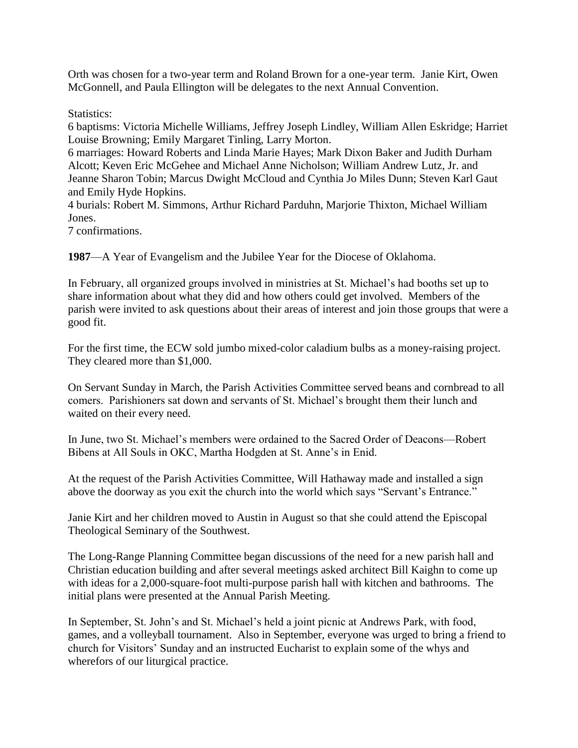Orth was chosen for a two-year term and Roland Brown for a one-year term. Janie Kirt, Owen McGonnell, and Paula Ellington will be delegates to the next Annual Convention.

Statistics:
6 baptisms: Victoria Michelle Williams, Jeffrey Joseph Lindley, William Allen Eskridge; Harriet Louise Browning; Emily Margaret Tinling, Larry Morton.
6 marriages: Howard Roberts and Linda Marie Hayes; Mark Dixon Baker and Judith Durham Alcott; Keven Eric McGehee and Michael Anne Nicholson; William Andrew Lutz, Jr. and Jeanne Sharon Tobin; Marcus Dwight McCloud and Cynthia Jo Miles Dunn; Steven Karl Gaut and Emily Hyde Hopkins.
4 burials: Robert M. Simmons, Arthur Richard Parduhn, Marjorie Thixton, Michael William Jones.
7 confirmations.

**1987**—A Year of Evangelism and the Jubilee Year for the Diocese of Oklahoma.

In February, all organized groups involved in ministries at St. Michael's had booths set up to share information about what they did and how others could get involved. Members of the parish were invited to ask questions about their areas of interest and join those groups that were a good fit.

For the first time, the ECW sold jumbo mixed-color caladium bulbs as a money-raising project. They cleared more than $1,000.

On Servant Sunday in March, the Parish Activities Committee served beans and cornbread to all comers. Parishioners sat down and servants of St. Michael's brought them their lunch and waited on their every need.

In June, two St. Michael's members were ordained to the Sacred Order of Deacons—Robert Bibens at All Souls in OKC, Martha Hodgden at St. Anne's in Enid.

At the request of the Parish Activities Committee, Will Hathaway made and installed a sign above the doorway as you exit the church into the world which says "Servant's Entrance."

Janie Kirt and her children moved to Austin in August so that she could attend the Episcopal Theological Seminary of the Southwest.

The Long-Range Planning Committee began discussions of the need for a new parish hall and Christian education building and after several meetings asked architect Bill Kaighn to come up with ideas for a 2,000-square-foot multi-purpose parish hall with kitchen and bathrooms. The initial plans were presented at the Annual Parish Meeting.

In September, St. John's and St. Michael's held a joint picnic at Andrews Park, with food, games, and a volleyball tournament. Also in September, everyone was urged to bring a friend to church for Visitors' Sunday and an instructed Eucharist to explain some of the whys and wherefors of our liturgical practice.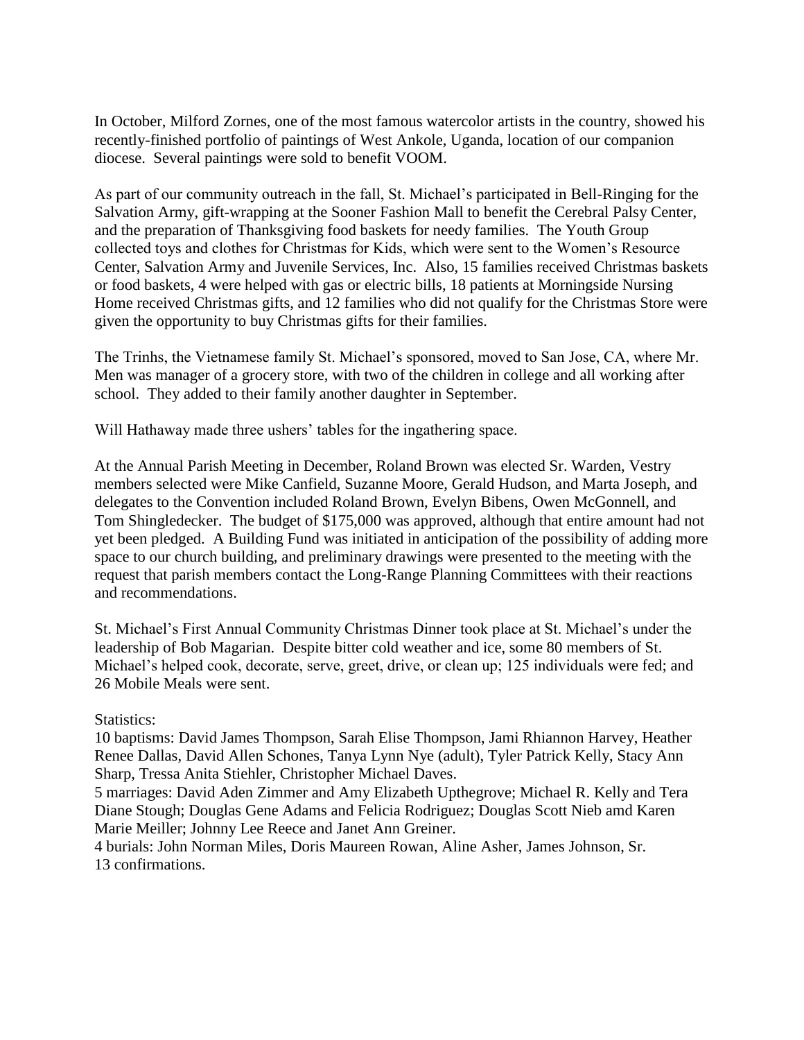In October, Milford Zornes, one of the most famous watercolor artists in the country, showed his recently-finished portfolio of paintings of West Ankole, Uganda, location of our companion diocese. Several paintings were sold to benefit VOOM.

As part of our community outreach in the fall, St. Michael's participated in Bell-Ringing for the Salvation Army, gift-wrapping at the Sooner Fashion Mall to benefit the Cerebral Palsy Center, and the preparation of Thanksgiving food baskets for needy families. The Youth Group collected toys and clothes for Christmas for Kids, which were sent to the Women's Resource Center, Salvation Army and Juvenile Services, Inc. Also, 15 families received Christmas baskets or food baskets, 4 were helped with gas or electric bills, 18 patients at Morningside Nursing Home received Christmas gifts, and 12 families who did not qualify for the Christmas Store were given the opportunity to buy Christmas gifts for their families.

The Trinhs, the Vietnamese family St. Michael's sponsored, moved to San Jose, CA, where Mr. Men was manager of a grocery store, with two of the children in college and all working after school. They added to their family another daughter in September.

Will Hathaway made three ushers' tables for the ingathering space.

At the Annual Parish Meeting in December, Roland Brown was elected Sr. Warden, Vestry members selected were Mike Canfield, Suzanne Moore, Gerald Hudson, and Marta Joseph, and delegates to the Convention included Roland Brown, Evelyn Bibens, Owen McGonnell, and Tom Shingledecker. The budget of $175,000 was approved, although that entire amount had not yet been pledged. A Building Fund was initiated in anticipation of the possibility of adding more space to our church building, and preliminary drawings were presented to the meeting with the request that parish members contact the Long-Range Planning Committees with their reactions and recommendations.

St. Michael's First Annual Community Christmas Dinner took place at St. Michael's under the leadership of Bob Magarian. Despite bitter cold weather and ice, some 80 members of St. Michael's helped cook, decorate, serve, greet, drive, or clean up; 125 individuals were fed; and 26 Mobile Meals were sent.

Statistics:
10 baptisms: David James Thompson, Sarah Elise Thompson, Jami Rhiannon Harvey, Heather Renee Dallas, David Allen Schones, Tanya Lynn Nye (adult), Tyler Patrick Kelly, Stacy Ann Sharp, Tressa Anita Stiehler, Christopher Michael Daves.
5 marriages: David Aden Zimmer and Amy Elizabeth Upthegrove; Michael R. Kelly and Tera Diane Stough; Douglas Gene Adams and Felicia Rodriguez; Douglas Scott Nieb amd Karen Marie Meiller; Johnny Lee Reece and Janet Ann Greiner.
4 burials: John Norman Miles, Doris Maureen Rowan, Aline Asher, James Johnson, Sr.
13 confirmations.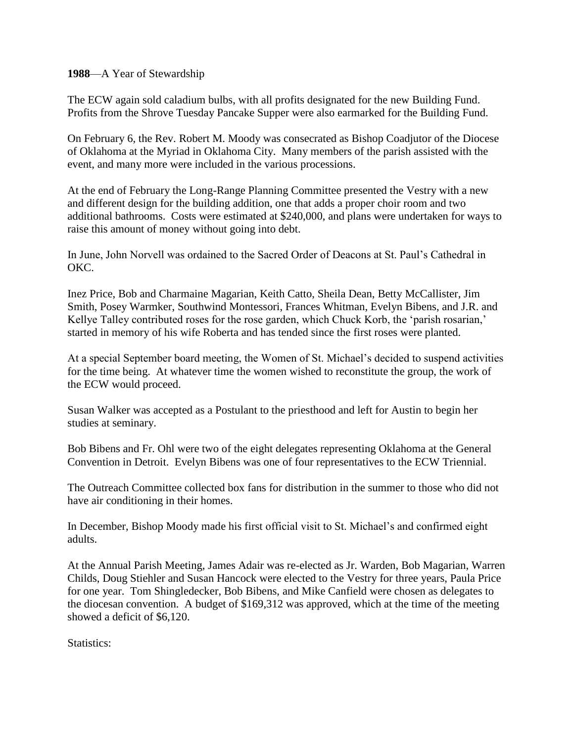**1988**—A Year of Stewardship

The ECW again sold caladium bulbs, with all profits designated for the new Building Fund. Profits from the Shrove Tuesday Pancake Supper were also earmarked for the Building Fund.

On February 6, the Rev. Robert M. Moody was consecrated as Bishop Coadjutor of the Diocese of Oklahoma at the Myriad in Oklahoma City. Many members of the parish assisted with the event, and many more were included in the various processions.

At the end of February the Long-Range Planning Committee presented the Vestry with a new and different design for the building addition, one that adds a proper choir room and two additional bathrooms. Costs were estimated at $240,000, and plans were undertaken for ways to raise this amount of money without going into debt.

In June, John Norvell was ordained to the Sacred Order of Deacons at St. Paul's Cathedral in OKC.

Inez Price, Bob and Charmaine Magarian, Keith Catto, Sheila Dean, Betty McCallister, Jim Smith, Posey Warmker, Southwind Montessori, Frances Whitman, Evelyn Bibens, and J.R. and Kellye Talley contributed roses for the rose garden, which Chuck Korb, the 'parish rosarian,' started in memory of his wife Roberta and has tended since the first roses were planted.

At a special September board meeting, the Women of St. Michael's decided to suspend activities for the time being. At whatever time the women wished to reconstitute the group, the work of the ECW would proceed.

Susan Walker was accepted as a Postulant to the priesthood and left for Austin to begin her studies at seminary.

Bob Bibens and Fr. Ohl were two of the eight delegates representing Oklahoma at the General Convention in Detroit. Evelyn Bibens was one of four representatives to the ECW Triennial.

The Outreach Committee collected box fans for distribution in the summer to those who did not have air conditioning in their homes.

In December, Bishop Moody made his first official visit to St. Michael's and confirmed eight adults.

At the Annual Parish Meeting, James Adair was re-elected as Jr. Warden, Bob Magarian, Warren Childs, Doug Stiehler and Susan Hancock were elected to the Vestry for three years, Paula Price for one year. Tom Shingledecker, Bob Bibens, and Mike Canfield were chosen as delegates to the diocesan convention. A budget of $169,312 was approved, which at the time of the meeting showed a deficit of $6,120.

Statistics: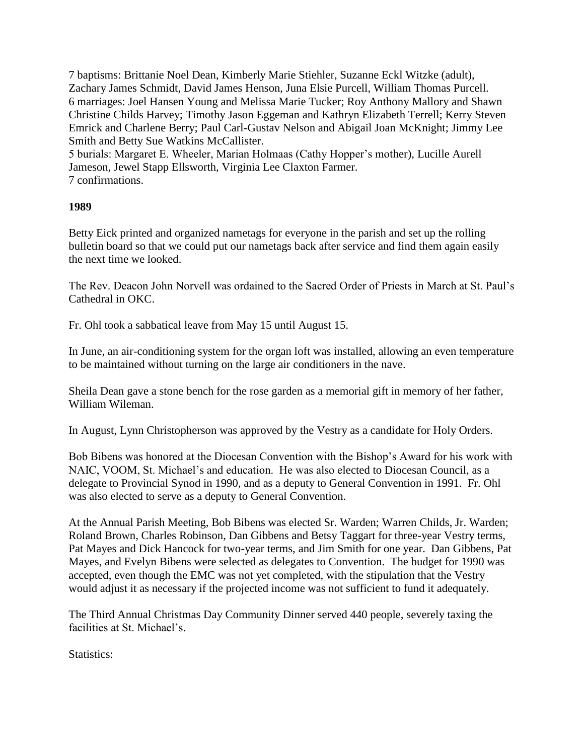7 baptisms: Brittanie Noel Dean, Kimberly Marie Stiehler, Suzanne Eckl Witzke (adult), Zachary James Schmidt, David James Henson, Juna Elsie Purcell, William Thomas Purcell.
6 marriages: Joel Hansen Young and Melissa Marie Tucker; Roy Anthony Mallory and Shawn Christine Childs Harvey; Timothy Jason Eggeman and Kathryn Elizabeth Terrell; Kerry Steven Emrick and Charlene Berry; Paul Carl-Gustav Nelson and Abigail Joan McKnight; Jimmy Lee Smith and Betty Sue Watkins McCallister.
5 burials: Margaret E. Wheeler, Marian Holmaas (Cathy Hopper's mother), Lucille Aurell Jameson, Jewel Stapp Ellsworth, Virginia Lee Claxton Farmer.
7 confirmations.

**1989**

Betty Eick printed and organized nametags for everyone in the parish and set up the rolling bulletin board so that we could put our nametags back after service and find them again easily the next time we looked.

The Rev. Deacon John Norvell was ordained to the Sacred Order of Priests in March at St. Paul's Cathedral in OKC.

Fr. Ohl took a sabbatical leave from May 15 until August 15.

In June, an air-conditioning system for the organ loft was installed, allowing an even temperature to be maintained without turning on the large air conditioners in the nave.

Sheila Dean gave a stone bench for the rose garden as a memorial gift in memory of her father, William Wileman.

In August, Lynn Christopherson was approved by the Vestry as a candidate for Holy Orders.

Bob Bibens was honored at the Diocesan Convention with the Bishop's Award for his work with NAIC, VOOM, St. Michael's and education. He was also elected to Diocesan Council, as a delegate to Provincial Synod in 1990, and as a deputy to General Convention in 1991. Fr. Ohl was also elected to serve as a deputy to General Convention.

At the Annual Parish Meeting, Bob Bibens was elected Sr. Warden; Warren Childs, Jr. Warden; Roland Brown, Charles Robinson, Dan Gibbens and Betsy Taggart for three-year Vestry terms, Pat Mayes and Dick Hancock for two-year terms, and Jim Smith for one year. Dan Gibbens, Pat Mayes, and Evelyn Bibens were selected as delegates to Convention. The budget for 1990 was accepted, even though the EMC was not yet completed, with the stipulation that the Vestry would adjust it as necessary if the projected income was not sufficient to fund it adequately.

The Third Annual Christmas Day Community Dinner served 440 people, severely taxing the facilities at St. Michael's.

Statistics: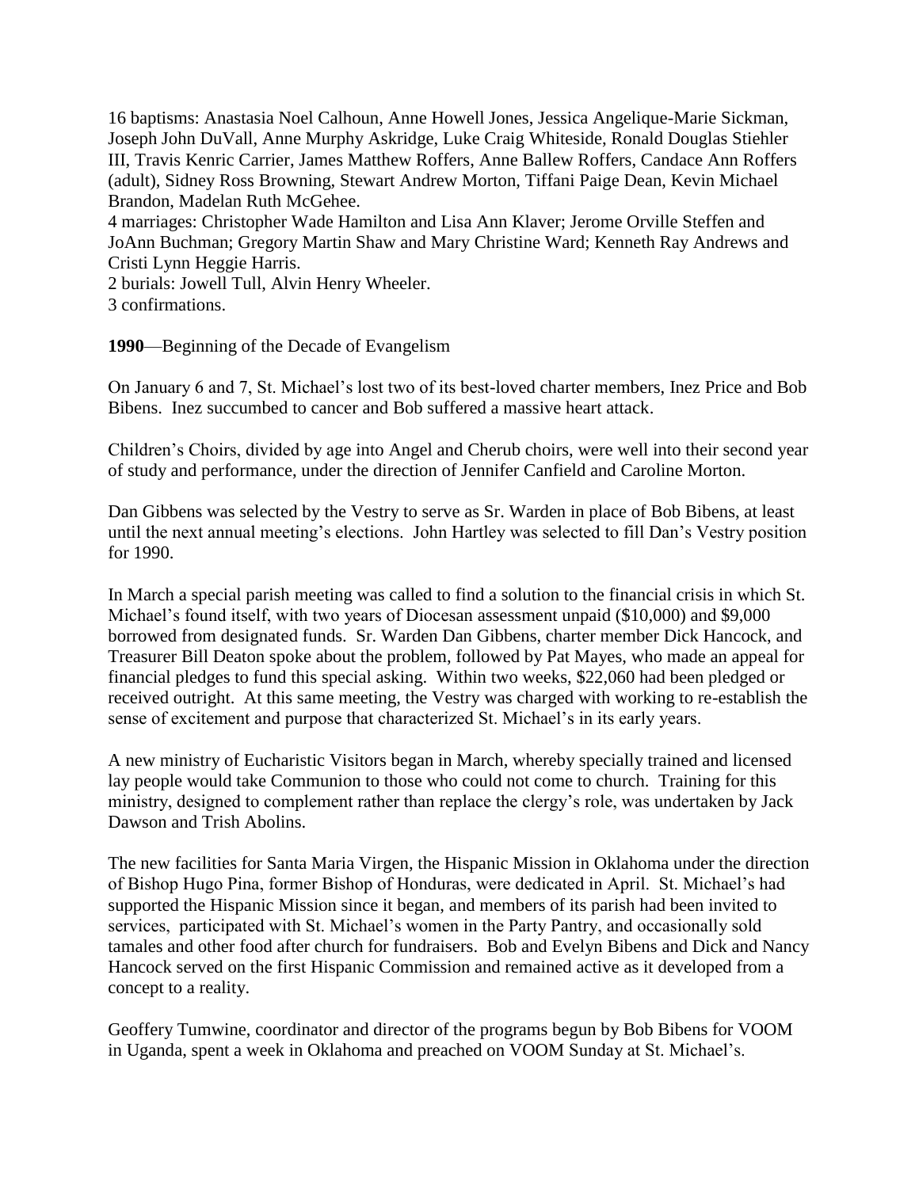16 baptisms: Anastasia Noel Calhoun, Anne Howell Jones, Jessica Angelique-Marie Sickman, Joseph John DuVall, Anne Murphy Askridge, Luke Craig Whiteside, Ronald Douglas Stiehler III, Travis Kenric Carrier, James Matthew Roffers, Anne Ballew Roffers, Candace Ann Roffers (adult), Sidney Ross Browning, Stewart Andrew Morton, Tiffani Paige Dean, Kevin Michael Brandon, Madelan Ruth McGehee.
4 marriages: Christopher Wade Hamilton and Lisa Ann Klaver; Jerome Orville Steffen and JoAnn Buchman; Gregory Martin Shaw and Mary Christine Ward; Kenneth Ray Andrews and Cristi Lynn Heggie Harris.
2 burials: Jowell Tull, Alvin Henry Wheeler.
3 confirmations.

**1990**—Beginning of the Decade of Evangelism

On January 6 and 7, St. Michael's lost two of its best-loved charter members, Inez Price and Bob Bibens. Inez succumbed to cancer and Bob suffered a massive heart attack.

Children's Choirs, divided by age into Angel and Cherub choirs, were well into their second year of study and performance, under the direction of Jennifer Canfield and Caroline Morton.

Dan Gibbens was selected by the Vestry to serve as Sr. Warden in place of Bob Bibens, at least until the next annual meeting's elections. John Hartley was selected to fill Dan's Vestry position for 1990.

In March a special parish meeting was called to find a solution to the financial crisis in which St. Michael's found itself, with two years of Diocesan assessment unpaid ($10,000) and $9,000 borrowed from designated funds. Sr. Warden Dan Gibbens, charter member Dick Hancock, and Treasurer Bill Deaton spoke about the problem, followed by Pat Mayes, who made an appeal for financial pledges to fund this special asking. Within two weeks, $22,060 had been pledged or received outright. At this same meeting, the Vestry was charged with working to re-establish the sense of excitement and purpose that characterized St. Michael's in its early years.

A new ministry of Eucharistic Visitors began in March, whereby specially trained and licensed lay people would take Communion to those who could not come to church. Training for this ministry, designed to complement rather than replace the clergy's role, was undertaken by Jack Dawson and Trish Abolins.

The new facilities for Santa Maria Virgen, the Hispanic Mission in Oklahoma under the direction of Bishop Hugo Pina, former Bishop of Honduras, were dedicated in April. St. Michael's had supported the Hispanic Mission since it began, and members of its parish had been invited to services, participated with St. Michael's women in the Party Pantry, and occasionally sold tamales and other food after church for fundraisers. Bob and Evelyn Bibens and Dick and Nancy Hancock served on the first Hispanic Commission and remained active as it developed from a concept to a reality.

Geoffery Tumwine, coordinator and director of the programs begun by Bob Bibens for VOOM in Uganda, spent a week in Oklahoma and preached on VOOM Sunday at St. Michael's.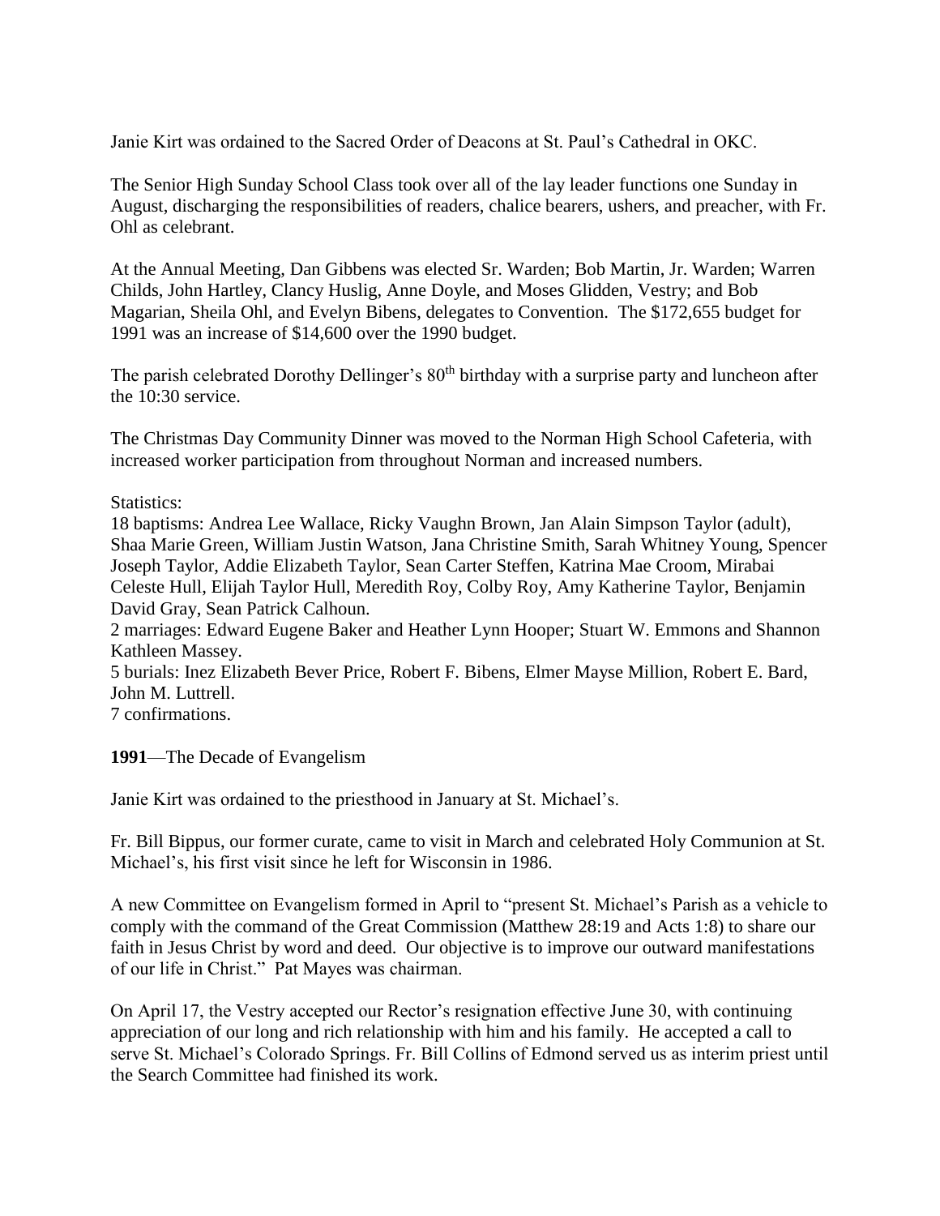Janie Kirt was ordained to the Sacred Order of Deacons at St. Paul's Cathedral in OKC.

The Senior High Sunday School Class took over all of the lay leader functions one Sunday in August, discharging the responsibilities of readers, chalice bearers, ushers, and preacher, with Fr. Ohl as celebrant.

At the Annual Meeting, Dan Gibbens was elected Sr. Warden; Bob Martin, Jr. Warden; Warren Childs, John Hartley, Clancy Huslig, Anne Doyle, and Moses Glidden, Vestry; and Bob Magarian, Sheila Ohl, and Evelyn Bibens, delegates to Convention. The $172,655 budget for 1991 was an increase of $14,600 over the 1990 budget.

The parish celebrated Dorothy Dellinger's 80th birthday with a surprise party and luncheon after the 10:30 service.

The Christmas Day Community Dinner was moved to the Norman High School Cafeteria, with increased worker participation from throughout Norman and increased numbers.

Statistics:
18 baptisms: Andrea Lee Wallace, Ricky Vaughn Brown, Jan Alain Simpson Taylor (adult), Shaa Marie Green, William Justin Watson, Jana Christine Smith, Sarah Whitney Young, Spencer Joseph Taylor, Addie Elizabeth Taylor, Sean Carter Steffen, Katrina Mae Croom, Mirabai Celeste Hull, Elijah Taylor Hull, Meredith Roy, Colby Roy, Amy Katherine Taylor, Benjamin David Gray, Sean Patrick Calhoun.
2 marriages: Edward Eugene Baker and Heather Lynn Hooper; Stuart W. Emmons and Shannon Kathleen Massey.
5 burials: Inez Elizabeth Bever Price, Robert F. Bibens, Elmer Mayse Million, Robert E. Bard, John M. Luttrell.
7 confirmations.

**1991**—The Decade of Evangelism

Janie Kirt was ordained to the priesthood in January at St. Michael's.

Fr. Bill Bippus, our former curate, came to visit in March and celebrated Holy Communion at St. Michael's, his first visit since he left for Wisconsin in 1986.

A new Committee on Evangelism formed in April to "present St. Michael's Parish as a vehicle to comply with the command of the Great Commission (Matthew 28:19 and Acts 1:8) to share our faith in Jesus Christ by word and deed. Our objective is to improve our outward manifestations of our life in Christ." Pat Mayes was chairman.

On April 17, the Vestry accepted our Rector's resignation effective June 30, with continuing appreciation of our long and rich relationship with him and his family. He accepted a call to serve St. Michael's Colorado Springs. Fr. Bill Collins of Edmond served us as interim priest until the Search Committee had finished its work.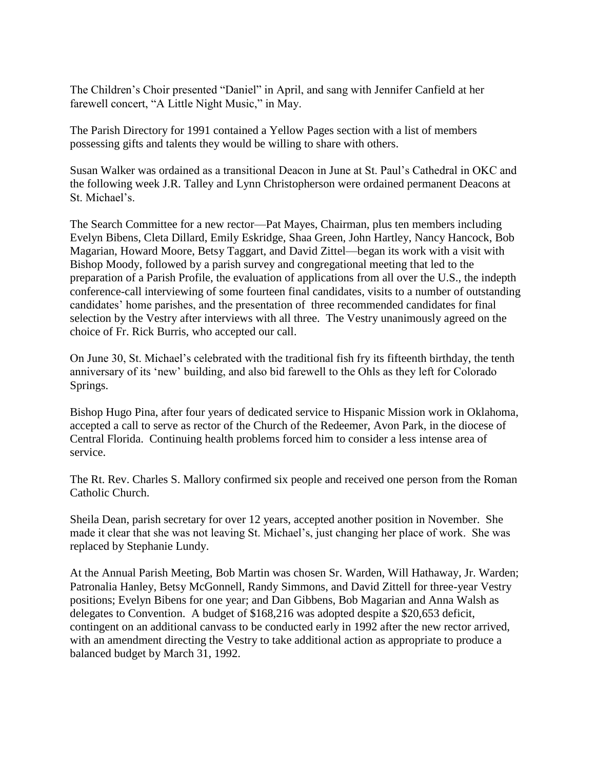The Children's Choir presented "Daniel" in April, and sang with Jennifer Canfield at her farewell concert, "A Little Night Music," in May.

The Parish Directory for 1991 contained a Yellow Pages section with a list of members possessing gifts and talents they would be willing to share with others.

Susan Walker was ordained as a transitional Deacon in June at St. Paul's Cathedral in OKC and the following week J.R. Talley and Lynn Christopherson were ordained permanent Deacons at St. Michael's.

The Search Committee for a new rector—Pat Mayes, Chairman, plus ten members including Evelyn Bibens, Cleta Dillard, Emily Eskridge, Shaa Green, John Hartley, Nancy Hancock, Bob Magarian, Howard Moore, Betsy Taggart, and David Zittel—began its work with a visit with Bishop Moody, followed by a parish survey and congregational meeting that led to the preparation of a Parish Profile, the evaluation of applications from all over the U.S., the indepth conference-call interviewing of some fourteen final candidates, visits to a number of outstanding candidates' home parishes, and the presentation of three recommended candidates for final selection by the Vestry after interviews with all three. The Vestry unanimously agreed on the choice of Fr. Rick Burris, who accepted our call.

On June 30, St. Michael's celebrated with the traditional fish fry its fifteenth birthday, the tenth anniversary of its 'new' building, and also bid farewell to the Ohls as they left for Colorado Springs.

Bishop Hugo Pina, after four years of dedicated service to Hispanic Mission work in Oklahoma, accepted a call to serve as rector of the Church of the Redeemer, Avon Park, in the diocese of Central Florida. Continuing health problems forced him to consider a less intense area of service.

The Rt. Rev. Charles S. Mallory confirmed six people and received one person from the Roman Catholic Church.

Sheila Dean, parish secretary for over 12 years, accepted another position in November. She made it clear that she was not leaving St. Michael's, just changing her place of work. She was replaced by Stephanie Lundy.

At the Annual Parish Meeting, Bob Martin was chosen Sr. Warden, Will Hathaway, Jr. Warden; Patronalia Hanley, Betsy McGonnell, Randy Simmons, and David Zittell for three-year Vestry positions; Evelyn Bibens for one year; and Dan Gibbens, Bob Magarian and Anna Walsh as delegates to Convention. A budget of $168,216 was adopted despite a $20,653 deficit, contingent on an additional canvass to be conducted early in 1992 after the new rector arrived, with an amendment directing the Vestry to take additional action as appropriate to produce a balanced budget by March 31, 1992.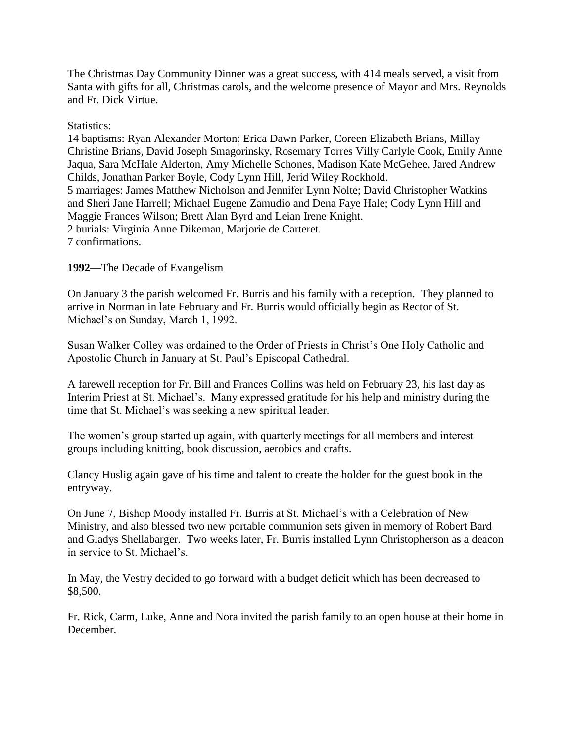The Christmas Day Community Dinner was a great success, with 414 meals served, a visit from Santa with gifts for all, Christmas carols, and the welcome presence of Mayor and Mrs. Reynolds and Fr. Dick Virtue.

Statistics:
14 baptisms: Ryan Alexander Morton; Erica Dawn Parker, Coreen Elizabeth Brians, Millay Christine Brians, David Joseph Smagorinsky, Rosemary Torres Villy Carlyle Cook, Emily Anne Jaqua, Sara McHale Alderton, Amy Michelle Schones, Madison Kate McGehee, Jared Andrew Childs, Jonathan Parker Boyle, Cody Lynn Hill, Jerid Wiley Rockhold.
5 marriages: James Matthew Nicholson and Jennifer Lynn Nolte; David Christopher Watkins and Sheri Jane Harrell; Michael Eugene Zamudio and Dena Faye Hale; Cody Lynn Hill and Maggie Frances Wilson; Brett Alan Byrd and Leian Irene Knight.
2 burials: Virginia Anne Dikeman, Marjorie de Carteret.
7 confirmations.

**1992**—The Decade of Evangelism

On January 3 the parish welcomed Fr. Burris and his family with a reception. They planned to arrive in Norman in late February and Fr. Burris would officially begin as Rector of St. Michael's on Sunday, March 1, 1992.

Susan Walker Colley was ordained to the Order of Priests in Christ's One Holy Catholic and Apostolic Church in January at St. Paul's Episcopal Cathedral.

A farewell reception for Fr. Bill and Frances Collins was held on February 23, his last day as Interim Priest at St. Michael's. Many expressed gratitude for his help and ministry during the time that St. Michael's was seeking a new spiritual leader.

The women's group started up again, with quarterly meetings for all members and interest groups including knitting, book discussion, aerobics and crafts.

Clancy Huslig again gave of his time and talent to create the holder for the guest book in the entryway.

On June 7, Bishop Moody installed Fr. Burris at St. Michael's with a Celebration of New Ministry, and also blessed two new portable communion sets given in memory of Robert Bard and Gladys Shellabarger. Two weeks later, Fr. Burris installed Lynn Christopherson as a deacon in service to St. Michael's.

In May, the Vestry decided to go forward with a budget deficit which has been decreased to $8,500.

Fr. Rick, Carm, Luke, Anne and Nora invited the parish family to an open house at their home in December.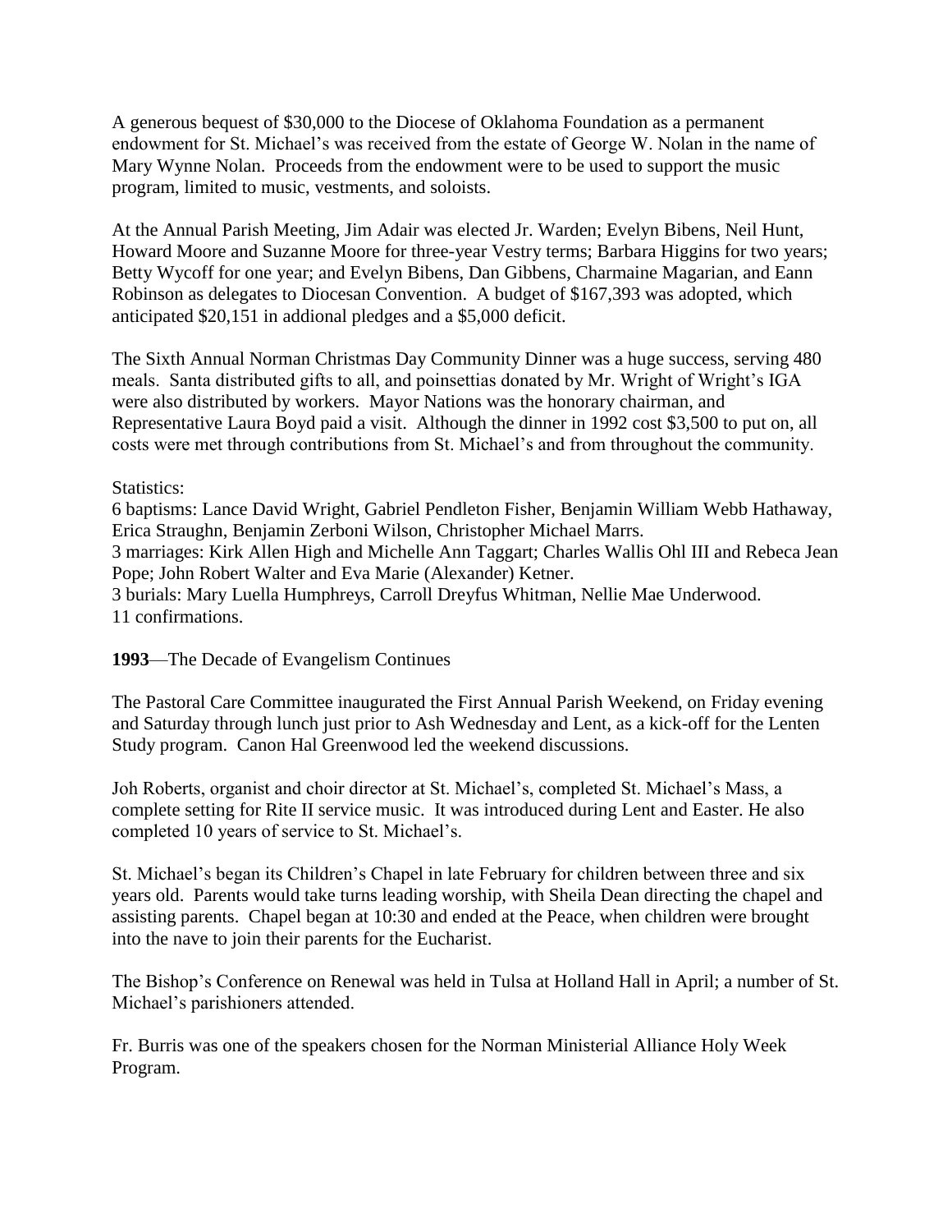A generous bequest of $30,000 to the Diocese of Oklahoma Foundation as a permanent endowment for St. Michael's was received from the estate of George W. Nolan in the name of Mary Wynne Nolan. Proceeds from the endowment were to be used to support the music program, limited to music, vestments, and soloists.

At the Annual Parish Meeting, Jim Adair was elected Jr. Warden; Evelyn Bibens, Neil Hunt, Howard Moore and Suzanne Moore for three-year Vestry terms; Barbara Higgins for two years; Betty Wycoff for one year; and Evelyn Bibens, Dan Gibbens, Charmaine Magarian, and Eann Robinson as delegates to Diocesan Convention. A budget of $167,393 was adopted, which anticipated $20,151 in addional pledges and a $5,000 deficit.

The Sixth Annual Norman Christmas Day Community Dinner was a huge success, serving 480 meals. Santa distributed gifts to all, and poinsettias donated by Mr. Wright of Wright's IGA were also distributed by workers. Mayor Nations was the honorary chairman, and Representative Laura Boyd paid a visit. Although the dinner in 1992 cost $3,500 to put on, all costs were met through contributions from St. Michael's and from throughout the community.

Statistics:
6 baptisms: Lance David Wright, Gabriel Pendleton Fisher, Benjamin William Webb Hathaway, Erica Straughn, Benjamin Zerboni Wilson, Christopher Michael Marrs.
3 marriages: Kirk Allen High and Michelle Ann Taggart; Charles Wallis Ohl III and Rebeca Jean Pope; John Robert Walter and Eva Marie (Alexander) Ketner.
3 burials: Mary Luella Humphreys, Carroll Dreyfus Whitman, Nellie Mae Underwood.
11 confirmations.

**1993**—The Decade of Evangelism Continues

The Pastoral Care Committee inaugurated the First Annual Parish Weekend, on Friday evening and Saturday through lunch just prior to Ash Wednesday and Lent, as a kick-off for the Lenten Study program. Canon Hal Greenwood led the weekend discussions.

Joh Roberts, organist and choir director at St. Michael's, completed St. Michael's Mass, a complete setting for Rite II service music. It was introduced during Lent and Easter. He also completed 10 years of service to St. Michael's.

St. Michael's began its Children's Chapel in late February for children between three and six years old. Parents would take turns leading worship, with Sheila Dean directing the chapel and assisting parents. Chapel began at 10:30 and ended at the Peace, when children were brought into the nave to join their parents for the Eucharist.

The Bishop's Conference on Renewal was held in Tulsa at Holland Hall in April; a number of St. Michael's parishioners attended.

Fr. Burris was one of the speakers chosen for the Norman Ministerial Alliance Holy Week Program.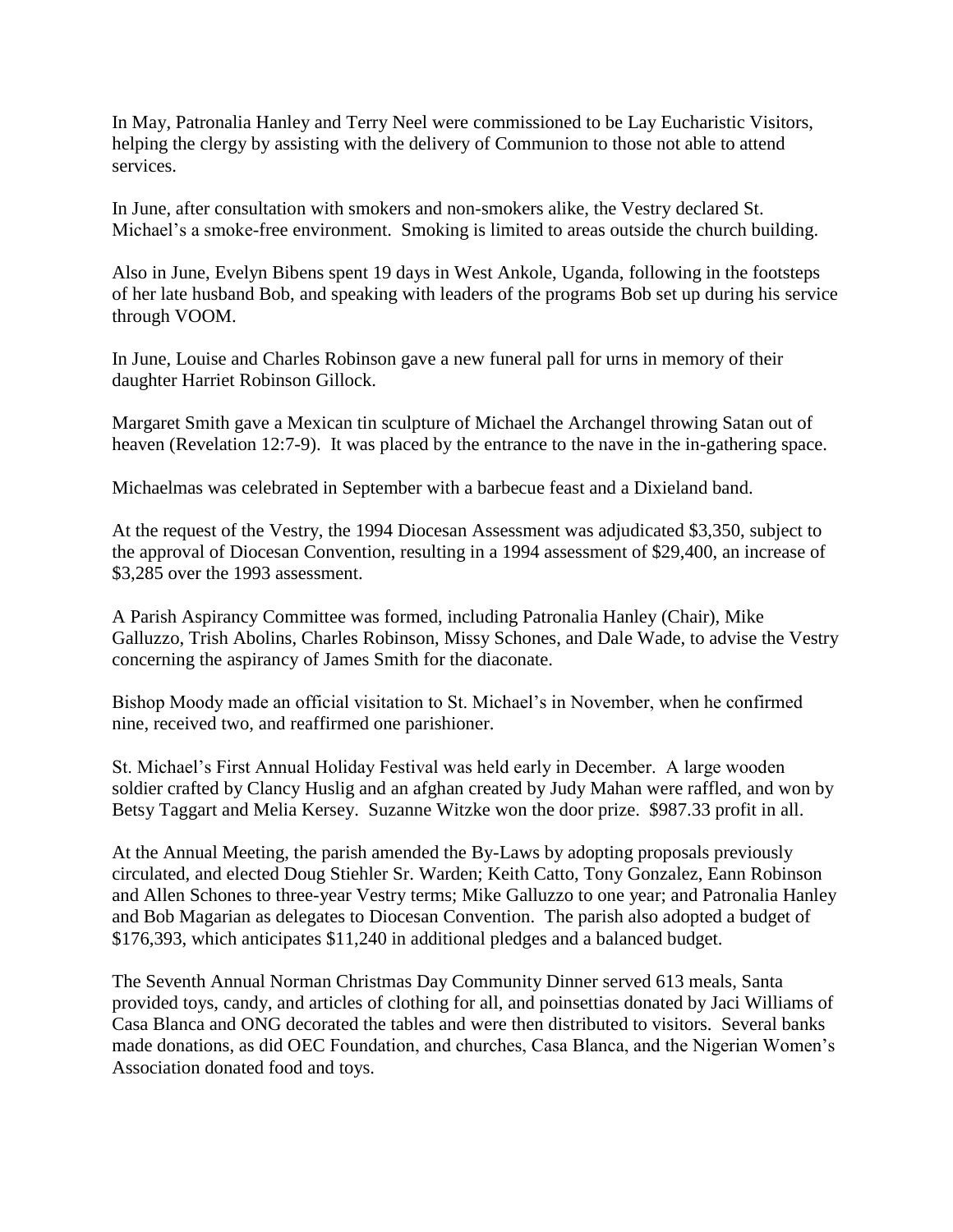In May, Patronalia Hanley and Terry Neel were commissioned to be Lay Eucharistic Visitors, helping the clergy by assisting with the delivery of Communion to those not able to attend services.

In June, after consultation with smokers and non-smokers alike, the Vestry declared St. Michael's a smoke-free environment. Smoking is limited to areas outside the church building.

Also in June, Evelyn Bibens spent 19 days in West Ankole, Uganda, following in the footsteps of her late husband Bob, and speaking with leaders of the programs Bob set up during his service through VOOM.

In June, Louise and Charles Robinson gave a new funeral pall for urns in memory of their daughter Harriet Robinson Gillock.

Margaret Smith gave a Mexican tin sculpture of Michael the Archangel throwing Satan out of heaven (Revelation 12:7-9). It was placed by the entrance to the nave in the in-gathering space.

Michaelmas was celebrated in September with a barbecue feast and a Dixieland band.

At the request of the Vestry, the 1994 Diocesan Assessment was adjudicated $3,350, subject to the approval of Diocesan Convention, resulting in a 1994 assessment of $29,400, an increase of $3,285 over the 1993 assessment.

A Parish Aspirancy Committee was formed, including Patronalia Hanley (Chair), Mike Galluzzo, Trish Abolins, Charles Robinson, Missy Schones, and Dale Wade, to advise the Vestry concerning the aspirancy of James Smith for the diaconate.

Bishop Moody made an official visitation to St. Michael's in November, when he confirmed nine, received two, and reaffirmed one parishioner.

St. Michael's First Annual Holiday Festival was held early in December. A large wooden soldier crafted by Clancy Huslig and an afghan created by Judy Mahan were raffled, and won by Betsy Taggart and Melia Kersey. Suzanne Witzke won the door prize. $987.33 profit in all.

At the Annual Meeting, the parish amended the By-Laws by adopting proposals previously circulated, and elected Doug Stiehler Sr. Warden; Keith Catto, Tony Gonzalez, Eann Robinson and Allen Schones to three-year Vestry terms; Mike Galluzzo to one year; and Patronalia Hanley and Bob Magarian as delegates to Diocesan Convention. The parish also adopted a budget of $176,393, which anticipates $11,240 in additional pledges and a balanced budget.

The Seventh Annual Norman Christmas Day Community Dinner served 613 meals, Santa provided toys, candy, and articles of clothing for all, and poinsettias donated by Jaci Williams of Casa Blanca and ONG decorated the tables and were then distributed to visitors. Several banks made donations, as did OEC Foundation, and churches, Casa Blanca, and the Nigerian Women's Association donated food and toys.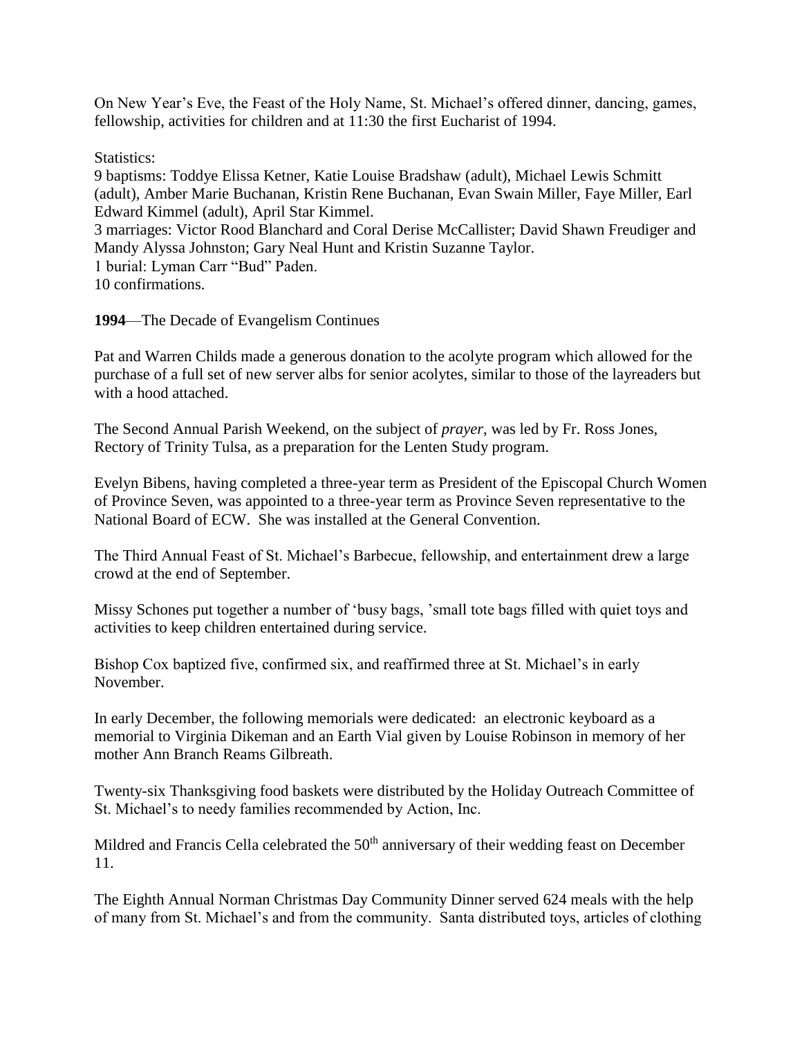On New Year's Eve, the Feast of the Holy Name, St. Michael's offered dinner, dancing, games, fellowship, activities for children and at 11:30 the first Eucharist of 1994.

Statistics:
9 baptisms: Toddye Elissa Ketner, Katie Louise Bradshaw (adult), Michael Lewis Schmitt (adult), Amber Marie Buchanan, Kristin Rene Buchanan, Evan Swain Miller, Faye Miller, Earl Edward Kimmel (adult), April Star Kimmel.
3 marriages: Victor Rood Blanchard and Coral Derise McCallister; David Shawn Freudiger and Mandy Alyssa Johnston; Gary Neal Hunt and Kristin Suzanne Taylor.
1 burial: Lyman Carr "Bud" Paden.
10 confirmations.

**1994**—The Decade of Evangelism Continues

Pat and Warren Childs made a generous donation to the acolyte program which allowed for the purchase of a full set of new server albs for senior acolytes, similar to those of the layreaders but with a hood attached.

The Second Annual Parish Weekend, on the subject of *prayer*, was led by Fr. Ross Jones, Rectory of Trinity Tulsa, as a preparation for the Lenten Study program.

Evelyn Bibens, having completed a three-year term as President of the Episcopal Church Women of Province Seven, was appointed to a three-year term as Province Seven representative to the National Board of ECW. She was installed at the General Convention.

The Third Annual Feast of St. Michael's Barbecue, fellowship, and entertainment drew a large crowd at the end of September.

Missy Schones put together a number of 'busy bags, 'small tote bags filled with quiet toys and activities to keep children entertained during service.

Bishop Cox baptized five, confirmed six, and reaffirmed three at St. Michael's in early November.

In early December, the following memorials were dedicated: an electronic keyboard as a memorial to Virginia Dikeman and an Earth Vial given by Louise Robinson in memory of her mother Ann Branch Reams Gilbreath.

Twenty-six Thanksgiving food baskets were distributed by the Holiday Outreach Committee of St. Michael's to needy families recommended by Action, Inc.

Mildred and Francis Cella celebrated the 50th anniversary of their wedding feast on December 11.

The Eighth Annual Norman Christmas Day Community Dinner served 624 meals with the help of many from St. Michael's and from the community. Santa distributed toys, articles of clothing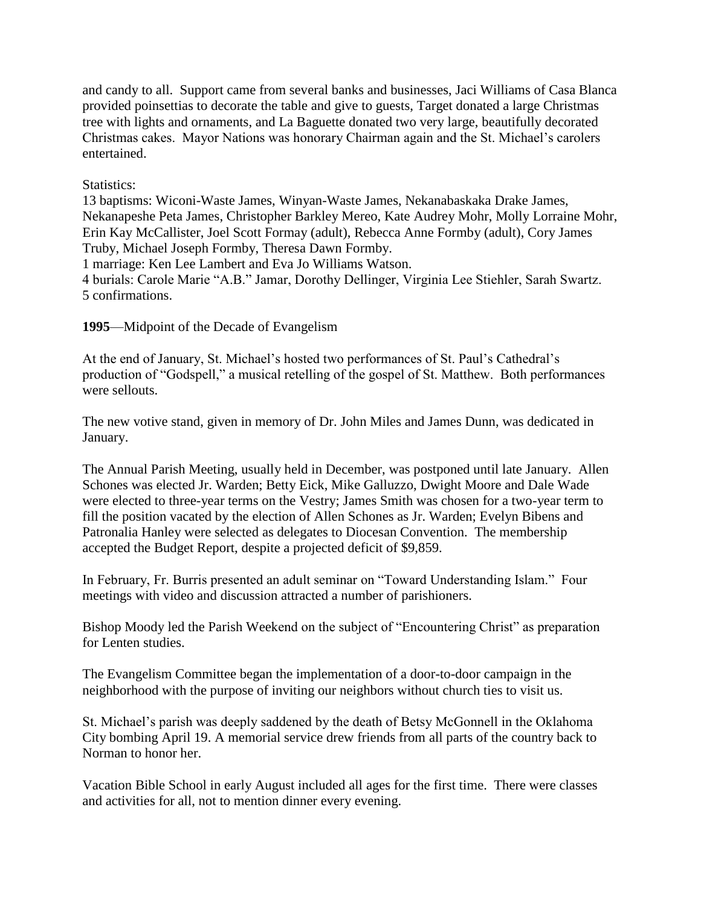and candy to all. Support came from several banks and businesses, Jaci Williams of Casa Blanca provided poinsettias to decorate the table and give to guests, Target donated a large Christmas tree with lights and ornaments, and La Baguette donated two very large, beautifully decorated Christmas cakes. Mayor Nations was honorary Chairman again and the St. Michael's carolers entertained.

Statistics:
13 baptisms: Wiconi-Waste James, Winyan-Waste James, Nekanabaskaka Drake James, Nekanapeshe Peta James, Christopher Barkley Mereo, Kate Audrey Mohr, Molly Lorraine Mohr, Erin Kay McCallister, Joel Scott Formay (adult), Rebecca Anne Formby (adult), Cory James Truby, Michael Joseph Formby, Theresa Dawn Formby.
1 marriage: Ken Lee Lambert and Eva Jo Williams Watson.
4 burials: Carole Marie "A.B." Jamar, Dorothy Dellinger, Virginia Lee Stiehler, Sarah Swartz.
5 confirmations.

**1995**—Midpoint of the Decade of Evangelism

At the end of January, St. Michael's hosted two performances of St. Paul's Cathedral's production of "Godspell," a musical retelling of the gospel of St. Matthew. Both performances were sellouts.

The new votive stand, given in memory of Dr. John Miles and James Dunn, was dedicated in January.

The Annual Parish Meeting, usually held in December, was postponed until late January. Allen Schones was elected Jr. Warden; Betty Eick, Mike Galluzzo, Dwight Moore and Dale Wade were elected to three-year terms on the Vestry; James Smith was chosen for a two-year term to fill the position vacated by the election of Allen Schones as Jr. Warden; Evelyn Bibens and Patronalia Hanley were selected as delegates to Diocesan Convention. The membership accepted the Budget Report, despite a projected deficit of $9,859.

In February, Fr. Burris presented an adult seminar on "Toward Understanding Islam." Four meetings with video and discussion attracted a number of parishioners.

Bishop Moody led the Parish Weekend on the subject of "Encountering Christ" as preparation for Lenten studies.

The Evangelism Committee began the implementation of a door-to-door campaign in the neighborhood with the purpose of inviting our neighbors without church ties to visit us.

St. Michael's parish was deeply saddened by the death of Betsy McGonnell in the Oklahoma City bombing April 19. A memorial service drew friends from all parts of the country back to Norman to honor her.

Vacation Bible School in early August included all ages for the first time. There were classes and activities for all, not to mention dinner every evening.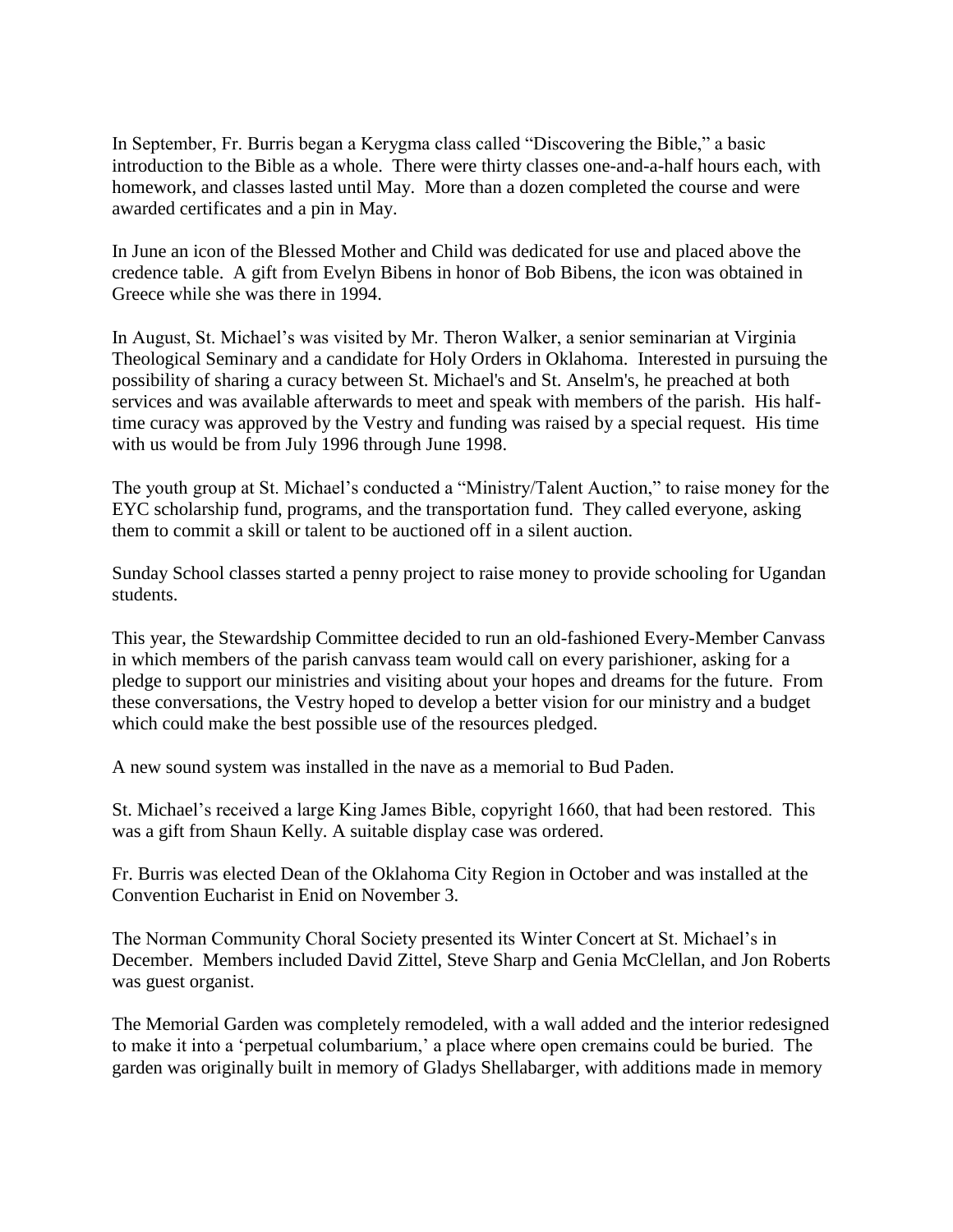In September, Fr. Burris began a Kerygma class called "Discovering the Bible," a basic introduction to the Bible as a whole. There were thirty classes one-and-a-half hours each, with homework, and classes lasted until May. More than a dozen completed the course and were awarded certificates and a pin in May.

In June an icon of the Blessed Mother and Child was dedicated for use and placed above the credence table. A gift from Evelyn Bibens in honor of Bob Bibens, the icon was obtained in Greece while she was there in 1994.

In August, St. Michael's was visited by Mr. Theron Walker, a senior seminarian at Virginia Theological Seminary and a candidate for Holy Orders in Oklahoma. Interested in pursuing the possibility of sharing a curacy between St. Michael's and St. Anselm's, he preached at both services and was available afterwards to meet and speak with members of the parish. His half-time curacy was approved by the Vestry and funding was raised by a special request. His time with us would be from July 1996 through June 1998.

The youth group at St. Michael's conducted a "Ministry/Talent Auction," to raise money for the EYC scholarship fund, programs, and the transportation fund. They called everyone, asking them to commit a skill or talent to be auctioned off in a silent auction.

Sunday School classes started a penny project to raise money to provide schooling for Ugandan students.

This year, the Stewardship Committee decided to run an old-fashioned Every-Member Canvass in which members of the parish canvass team would call on every parishioner, asking for a pledge to support our ministries and visiting about your hopes and dreams for the future. From these conversations, the Vestry hoped to develop a better vision for our ministry and a budget which could make the best possible use of the resources pledged.

A new sound system was installed in the nave as a memorial to Bud Paden.

St. Michael's received a large King James Bible, copyright 1660, that had been restored. This was a gift from Shaun Kelly. A suitable display case was ordered.

Fr. Burris was elected Dean of the Oklahoma City Region in October and was installed at the Convention Eucharist in Enid on November 3.

The Norman Community Choral Society presented its Winter Concert at St. Michael's in December. Members included David Zittel, Steve Sharp and Genia McClellan, and Jon Roberts was guest organist.

The Memorial Garden was completely remodeled, with a wall added and the interior redesigned to make it into a 'perpetual columbarium,' a place where open cremains could be buried. The garden was originally built in memory of Gladys Shellabarger, with additions made in memory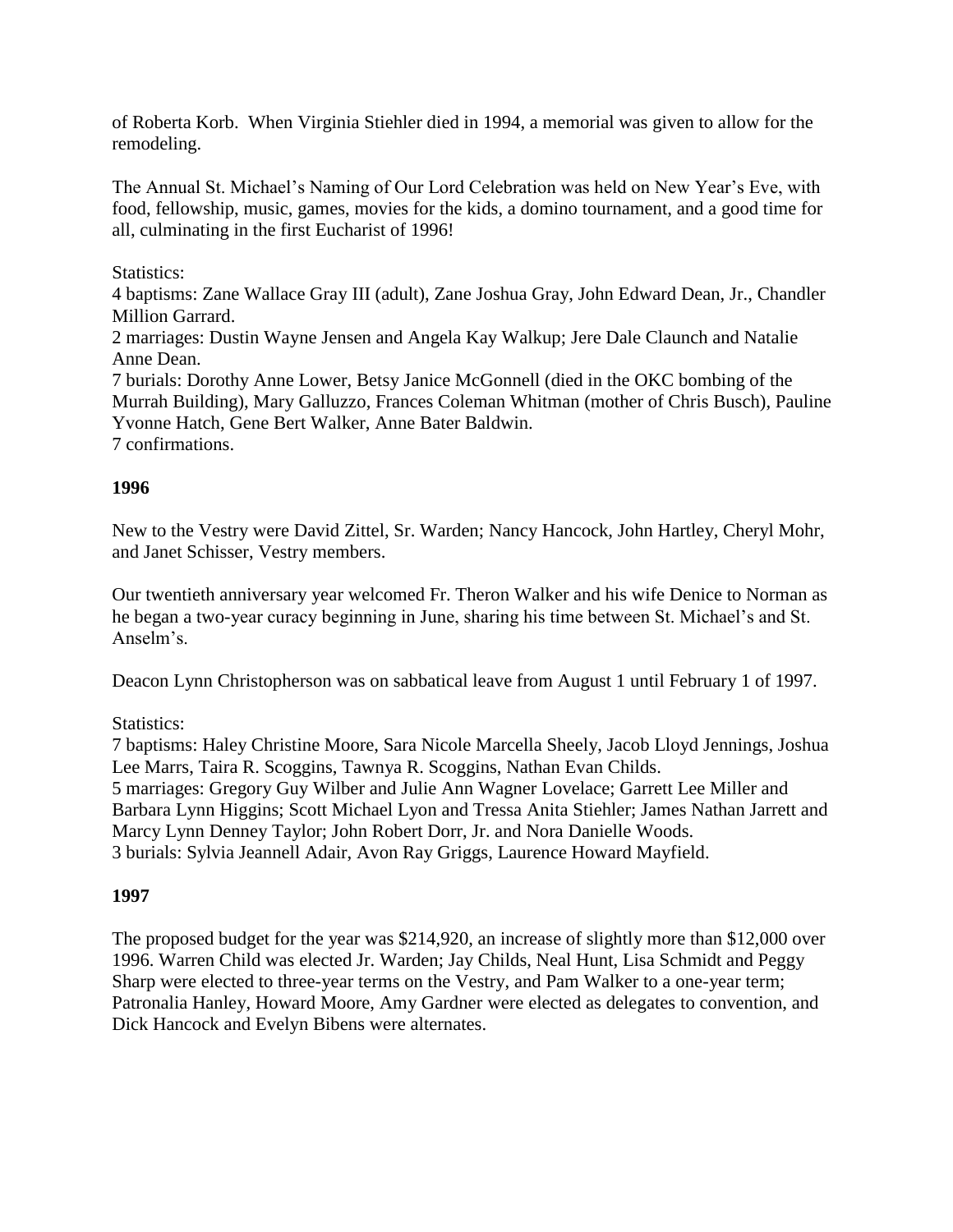of Roberta Korb. When Virginia Stiehler died in 1994, a memorial was given to allow for the remodeling.

The Annual St. Michael's Naming of Our Lord Celebration was held on New Year's Eve, with food, fellowship, music, games, movies for the kids, a domino tournament, and a good time for all, culminating in the first Eucharist of 1996!

Statistics:
4 baptisms: Zane Wallace Gray III (adult), Zane Joshua Gray, John Edward Dean, Jr., Chandler Million Garrard.
2 marriages: Dustin Wayne Jensen and Angela Kay Walkup; Jere Dale Claunch and Natalie Anne Dean.
7 burials: Dorothy Anne Lower, Betsy Janice McGonnell (died in the OKC bombing of the Murrah Building), Mary Galluzzo, Frances Coleman Whitman (mother of Chris Busch), Pauline Yvonne Hatch, Gene Bert Walker, Anne Bater Baldwin.
7 confirmations.

**1996**

New to the Vestry were David Zittel, Sr. Warden; Nancy Hancock, John Hartley, Cheryl Mohr, and Janet Schisser, Vestry members.

Our twentieth anniversary year welcomed Fr. Theron Walker and his wife Denice to Norman as he began a two-year curacy beginning in June, sharing his time between St. Michael's and St. Anselm's.

Deacon Lynn Christopherson was on sabbatical leave from August 1 until February 1 of 1997.

Statistics:
7 baptisms: Haley Christine Moore, Sara Nicole Marcella Sheely, Jacob Lloyd Jennings, Joshua Lee Marrs, Taira R. Scoggins, Tawnya R. Scoggins, Nathan Evan Childs.
5 marriages: Gregory Guy Wilber and Julie Ann Wagner Lovelace; Garrett Lee Miller and Barbara Lynn Higgins; Scott Michael Lyon and Tressa Anita Stiehler; James Nathan Jarrett and Marcy Lynn Denney Taylor; John Robert Dorr, Jr. and Nora Danielle Woods.
3 burials: Sylvia Jeannell Adair, Avon Ray Griggs, Laurence Howard Mayfield.

**1997**

The proposed budget for the year was $214,920, an increase of slightly more than $12,000 over 1996. Warren Child was elected Jr. Warden; Jay Childs, Neal Hunt, Lisa Schmidt and Peggy Sharp were elected to three-year terms on the Vestry, and Pam Walker to a one-year term; Patronalia Hanley, Howard Moore, Amy Gardner were elected as delegates to convention, and Dick Hancock and Evelyn Bibens were alternates.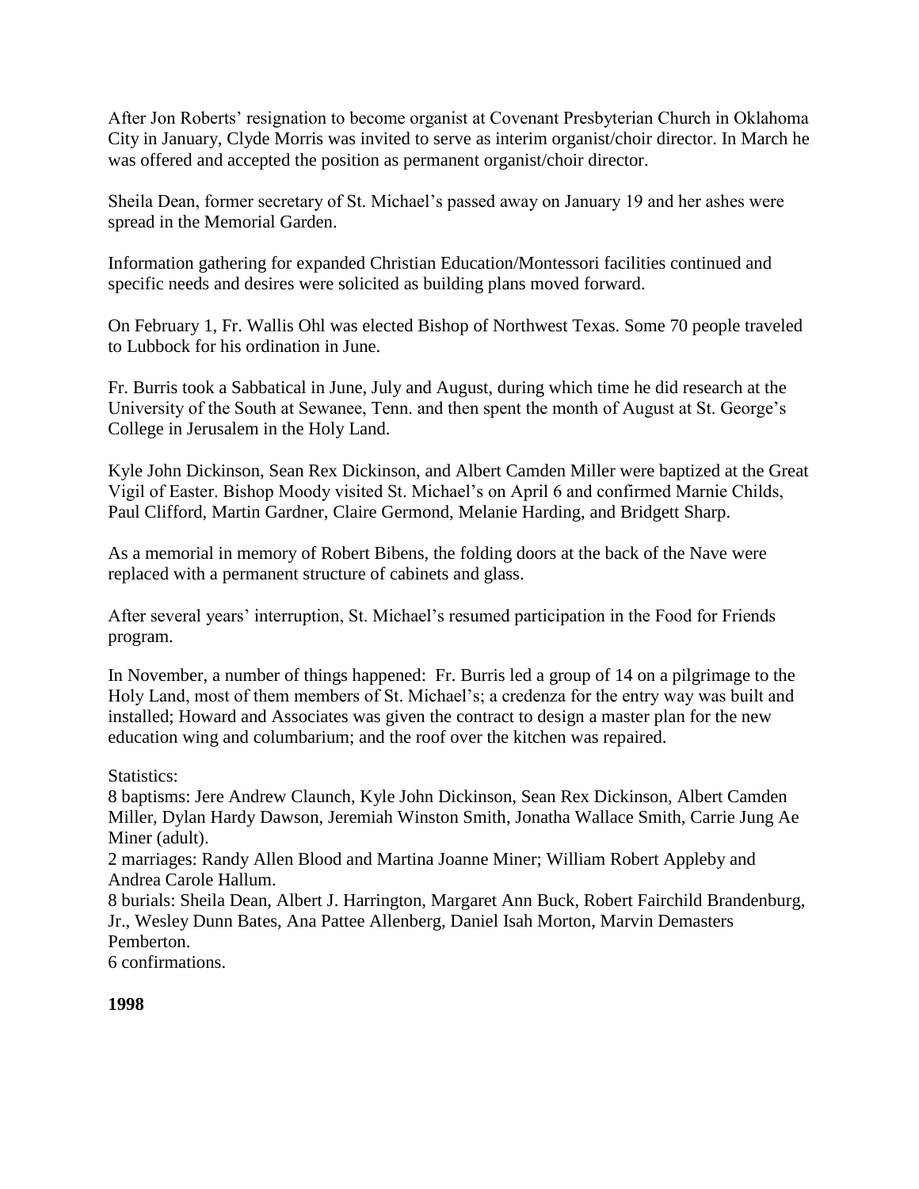After Jon Roberts' resignation to become organist at Covenant Presbyterian Church in Oklahoma City in January, Clyde Morris was invited to serve as interim organist/choir director. In March he was offered and accepted the position as permanent organist/choir director.

Sheila Dean, former secretary of St. Michael's passed away on January 19 and her ashes were spread in the Memorial Garden.

Information gathering for expanded Christian Education/Montessori facilities continued and specific needs and desires were solicited as building plans moved forward.

On February 1, Fr. Wallis Ohl was elected Bishop of Northwest Texas. Some 70 people traveled to Lubbock for his ordination in June.

Fr. Burris took a Sabbatical in June, July and August, during which time he did research at the University of the South at Sewanee, Tenn. and then spent the month of August at St. George's College in Jerusalem in the Holy Land.

Kyle John Dickinson, Sean Rex Dickinson, and Albert Camden Miller were baptized at the Great Vigil of Easter. Bishop Moody visited St. Michael's on April 6 and confirmed Marnie Childs, Paul Clifford, Martin Gardner, Claire Germond, Melanie Harding, and Bridgett Sharp.

As a memorial in memory of Robert Bibens, the folding doors at the back of the Nave were replaced with a permanent structure of cabinets and glass.

After several years' interruption, St. Michael's resumed participation in the Food for Friends program.

In November, a number of things happened: Fr. Burris led a group of 14 on a pilgrimage to the Holy Land, most of them members of St. Michael's; a credenza for the entry way was built and installed; Howard and Associates was given the contract to design a master plan for the new education wing and columbarium; and the roof over the kitchen was repaired.

Statistics:
8 baptisms: Jere Andrew Claunch, Kyle John Dickinson, Sean Rex Dickinson, Albert Camden Miller, Dylan Hardy Dawson, Jeremiah Winston Smith, Jonatha Wallace Smith, Carrie Jung Ae Miner (adult).
2 marriages: Randy Allen Blood and Martina Joanne Miner; William Robert Appleby and Andrea Carole Hallum.
8 burials: Sheila Dean, Albert J. Harrington, Margaret Ann Buck, Robert Fairchild Brandenburg, Jr., Wesley Dunn Bates, Ana Pattee Allenberg, Daniel Isah Morton, Marvin Demasters Pemberton.
6 confirmations.

**1998**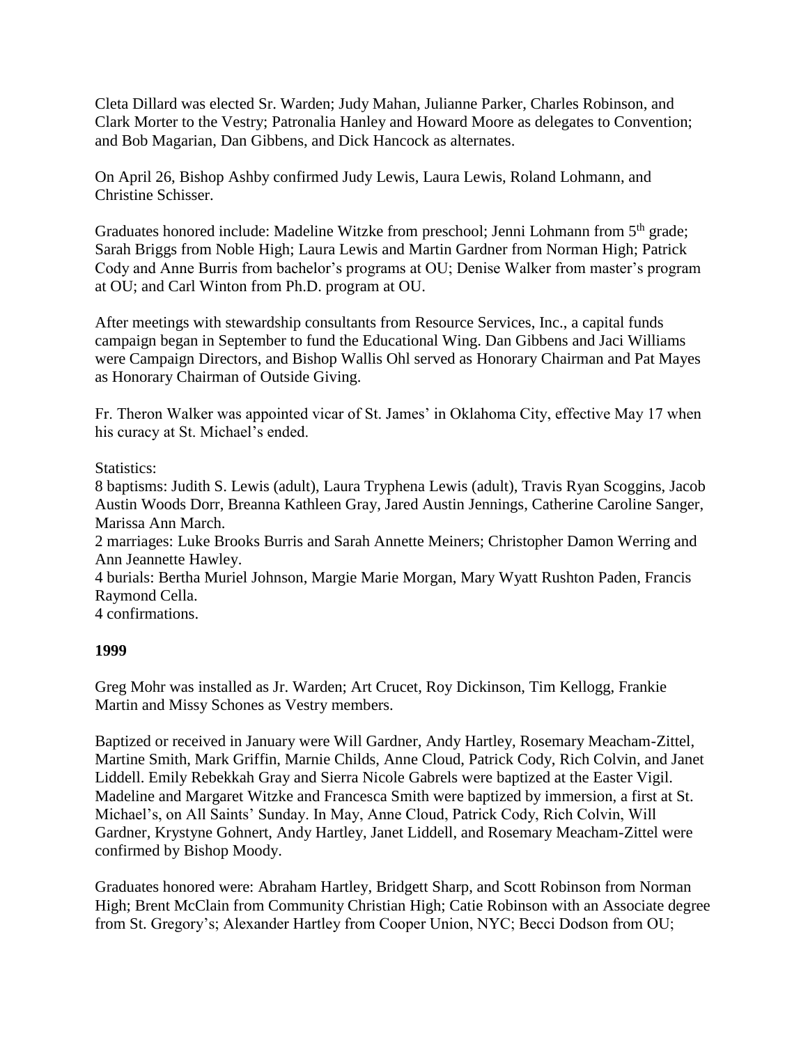Cleta Dillard was elected Sr. Warden; Judy Mahan, Julianne Parker, Charles Robinson, and Clark Morter to the Vestry; Patronalia Hanley and Howard Moore as delegates to Convention; and Bob Magarian, Dan Gibbens, and Dick Hancock as alternates.

On April 26, Bishop Ashby confirmed Judy Lewis, Laura Lewis, Roland Lohmann, and Christine Schisser.

Graduates honored include: Madeline Witzke from preschool; Jenni Lohmann from 5th grade; Sarah Briggs from Noble High; Laura Lewis and Martin Gardner from Norman High; Patrick Cody and Anne Burris from bachelor's programs at OU; Denise Walker from master's program at OU; and Carl Winton from Ph.D. program at OU.

After meetings with stewardship consultants from Resource Services, Inc., a capital funds campaign began in September to fund the Educational Wing. Dan Gibbens and Jaci Williams were Campaign Directors, and Bishop Wallis Ohl served as Honorary Chairman and Pat Mayes as Honorary Chairman of Outside Giving.

Fr. Theron Walker was appointed vicar of St. James' in Oklahoma City, effective May 17 when his curacy at St. Michael's ended.

Statistics:
8 baptisms: Judith S. Lewis (adult), Laura Tryphena Lewis (adult), Travis Ryan Scoggins, Jacob Austin Woods Dorr, Breanna Kathleen Gray, Jared Austin Jennings, Catherine Caroline Sanger, Marissa Ann March.
2 marriages: Luke Brooks Burris and Sarah Annette Meiners; Christopher Damon Werring and Ann Jeannette Hawley.
4 burials: Bertha Muriel Johnson, Margie Marie Morgan, Mary Wyatt Rushton Paden, Francis Raymond Cella.
4 confirmations.

**1999**

Greg Mohr was installed as Jr. Warden; Art Crucet, Roy Dickinson, Tim Kellogg, Frankie Martin and Missy Schones as Vestry members.

Baptized or received in January were Will Gardner, Andy Hartley, Rosemary Meacham-Zittel, Martine Smith, Mark Griffin, Marnie Childs, Anne Cloud, Patrick Cody, Rich Colvin, and Janet Liddell. Emily Rebekkah Gray and Sierra Nicole Gabrels were baptized at the Easter Vigil. Madeline and Margaret Witzke and Francesca Smith were baptized by immersion, a first at St. Michael's, on All Saints' Sunday. In May, Anne Cloud, Patrick Cody, Rich Colvin, Will Gardner, Krystyne Gohnert, Andy Hartley, Janet Liddell, and Rosemary Meacham-Zittel were confirmed by Bishop Moody.

Graduates honored were: Abraham Hartley, Bridgett Sharp, and Scott Robinson from Norman High; Brent McClain from Community Christian High; Catie Robinson with an Associate degree from St. Gregory's; Alexander Hartley from Cooper Union, NYC; Becci Dodson from OU;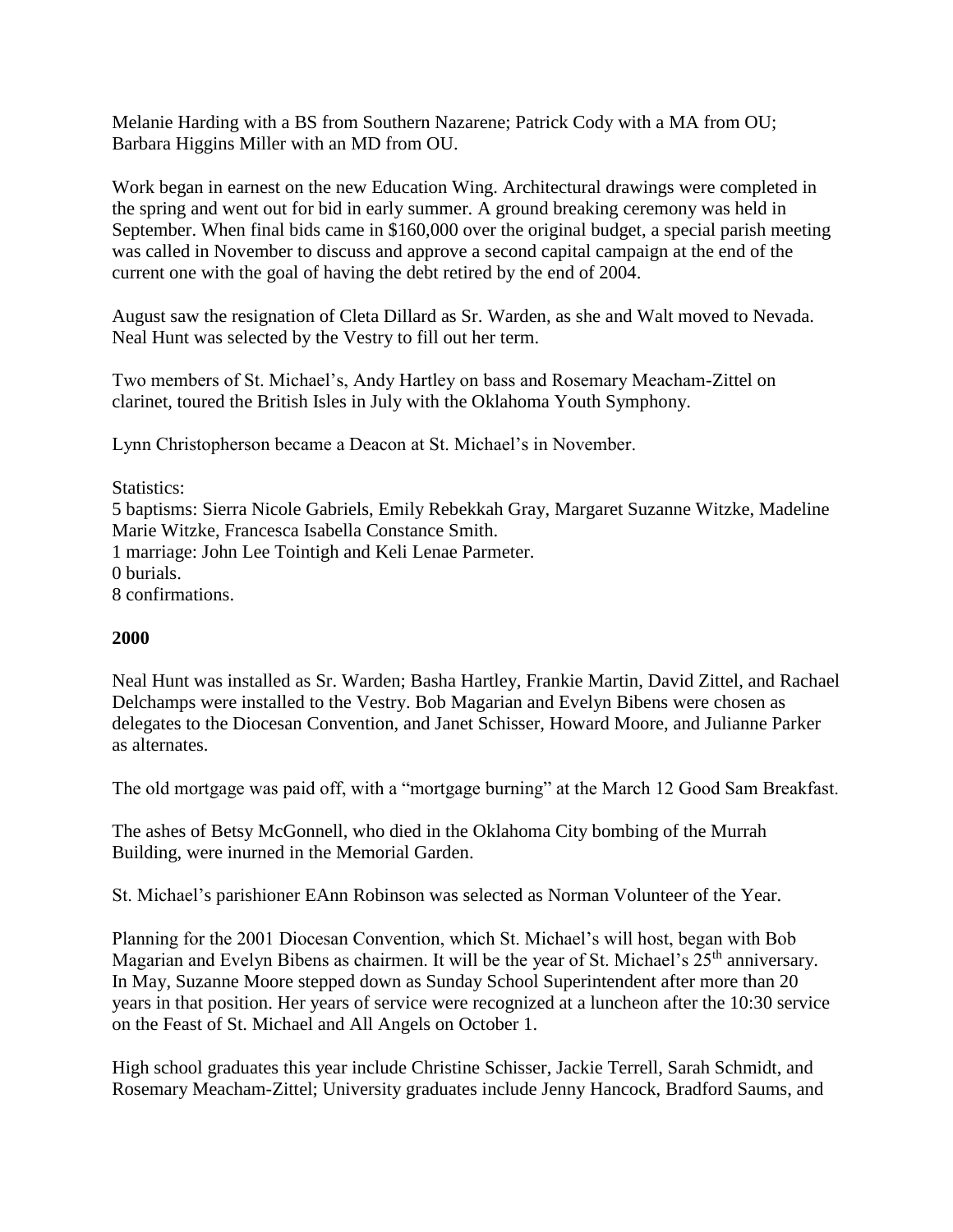Melanie Harding with a BS from Southern Nazarene; Patrick Cody with a MA from OU; Barbara Higgins Miller with an MD from OU.

Work began in earnest on the new Education Wing. Architectural drawings were completed in the spring and went out for bid in early summer. A ground breaking ceremony was held in September. When final bids came in $160,000 over the original budget, a special parish meeting was called in November to discuss and approve a second capital campaign at the end of the current one with the goal of having the debt retired by the end of 2004.

August saw the resignation of Cleta Dillard as Sr. Warden, as she and Walt moved to Nevada. Neal Hunt was selected by the Vestry to fill out her term.

Two members of St. Michael's, Andy Hartley on bass and Rosemary Meacham-Zittel on clarinet, toured the British Isles in July with the Oklahoma Youth Symphony.

Lynn Christopherson became a Deacon at St. Michael's in November.

Statistics:
5 baptisms: Sierra Nicole Gabriels, Emily Rebekkah Gray, Margaret Suzanne Witzke, Madeline Marie Witzke, Francesca Isabella Constance Smith.
1 marriage: John Lee Tointigh and Keli Lenae Parmeter.
0 burials.
8 confirmations.

**2000**

Neal Hunt was installed as Sr. Warden; Basha Hartley, Frankie Martin, David Zittel, and Rachael Delchamps were installed to the Vestry. Bob Magarian and Evelyn Bibens were chosen as delegates to the Diocesan Convention, and Janet Schisser, Howard Moore, and Julianne Parker as alternates.

The old mortgage was paid off, with a "mortgage burning" at the March 12 Good Sam Breakfast.

The ashes of Betsy McGonnell, who died in the Oklahoma City bombing of the Murrah Building, were inurned in the Memorial Garden.

St. Michael's parishioner EAnn Robinson was selected as Norman Volunteer of the Year.

Planning for the 2001 Diocesan Convention, which St. Michael's will host, began with Bob Magarian and Evelyn Bibens as chairmen. It will be the year of St. Michael's 25th anniversary. In May, Suzanne Moore stepped down as Sunday School Superintendent after more than 20 years in that position. Her years of service were recognized at a luncheon after the 10:30 service on the Feast of St. Michael and All Angels on October 1.

High school graduates this year include Christine Schisser, Jackie Terrell, Sarah Schmidt, and Rosemary Meacham-Zittel; University graduates include Jenny Hancock, Bradford Saums, and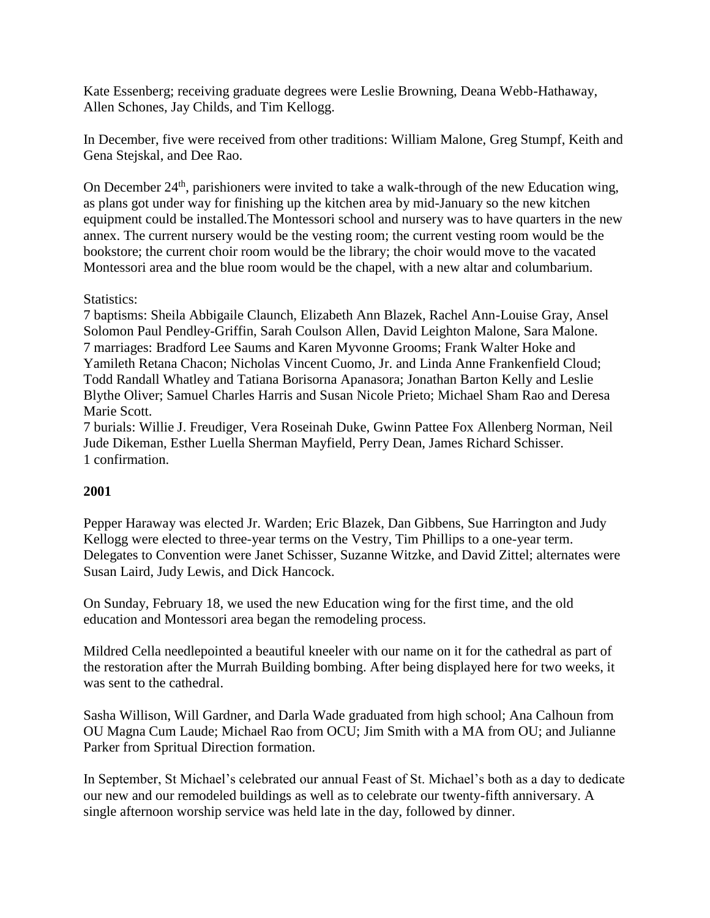Kate Essenberg; receiving graduate degrees were Leslie Browning, Deana Webb-Hathaway, Allen Schones, Jay Childs, and Tim Kellogg.

In December, five were received from other traditions: William Malone, Greg Stumpf, Keith and Gena Stejskal, and Dee Rao.

On December 24th, parishioners were invited to take a walk-through of the new Education wing, as plans got under way for finishing up the kitchen area by mid-January so the new kitchen equipment could be installed.The Montessori school and nursery was to have quarters in the new annex. The current nursery would be the vesting room; the current vesting room would be the bookstore; the current choir room would be the library; the choir would move to the vacated Montessori area and the blue room would be the chapel, with a new altar and columbarium.

Statistics:
7 baptisms: Sheila Abbigaile Claunch, Elizabeth Ann Blazek, Rachel Ann-Louise Gray, Ansel Solomon Paul Pendley-Griffin, Sarah Coulson Allen, David Leighton Malone, Sara Malone.
7 marriages: Bradford Lee Saums and Karen Myvonne Grooms; Frank Walter Hoke and Yamileth Retana Chacon; Nicholas Vincent Cuomo, Jr. and Linda Anne Frankenfield Cloud; Todd Randall Whatley and Tatiana Borisorna Apanasora; Jonathan Barton Kelly and Leslie Blythe Oliver; Samuel Charles Harris and Susan Nicole Prieto; Michael Sham Rao and Deresa Marie Scott.
7 burials: Willie J. Freudiger, Vera Roseinah Duke, Gwinn Pattee Fox Allenberg Norman, Neil Jude Dikeman, Esther Luella Sherman Mayfield, Perry Dean, James Richard Schisser.
1 confirmation.

**2001**

Pepper Haraway was elected Jr. Warden; Eric Blazek, Dan Gibbens, Sue Harrington and Judy Kellogg were elected to three-year terms on the Vestry, Tim Phillips to a one-year term. Delegates to Convention were Janet Schisser, Suzanne Witzke, and David Zittel; alternates were Susan Laird, Judy Lewis, and Dick Hancock.

On Sunday, February 18, we used the new Education wing for the first time, and the old education and Montessori area began the remodeling process.

Mildred Cella needlepointed a beautiful kneeler with our name on it for the cathedral as part of the restoration after the Murrah Building bombing. After being displayed here for two weeks, it was sent to the cathedral.

Sasha Willison, Will Gardner, and Darla Wade graduated from high school; Ana Calhoun from OU Magna Cum Laude; Michael Rao from OCU; Jim Smith with a MA from OU; and Julianne Parker from Spritual Direction formation.

In September, St Michael's celebrated our annual Feast of St. Michael's both as a day to dedicate our new and our remodeled buildings as well as to celebrate our twenty-fifth anniversary. A single afternoon worship service was held late in the day, followed by dinner.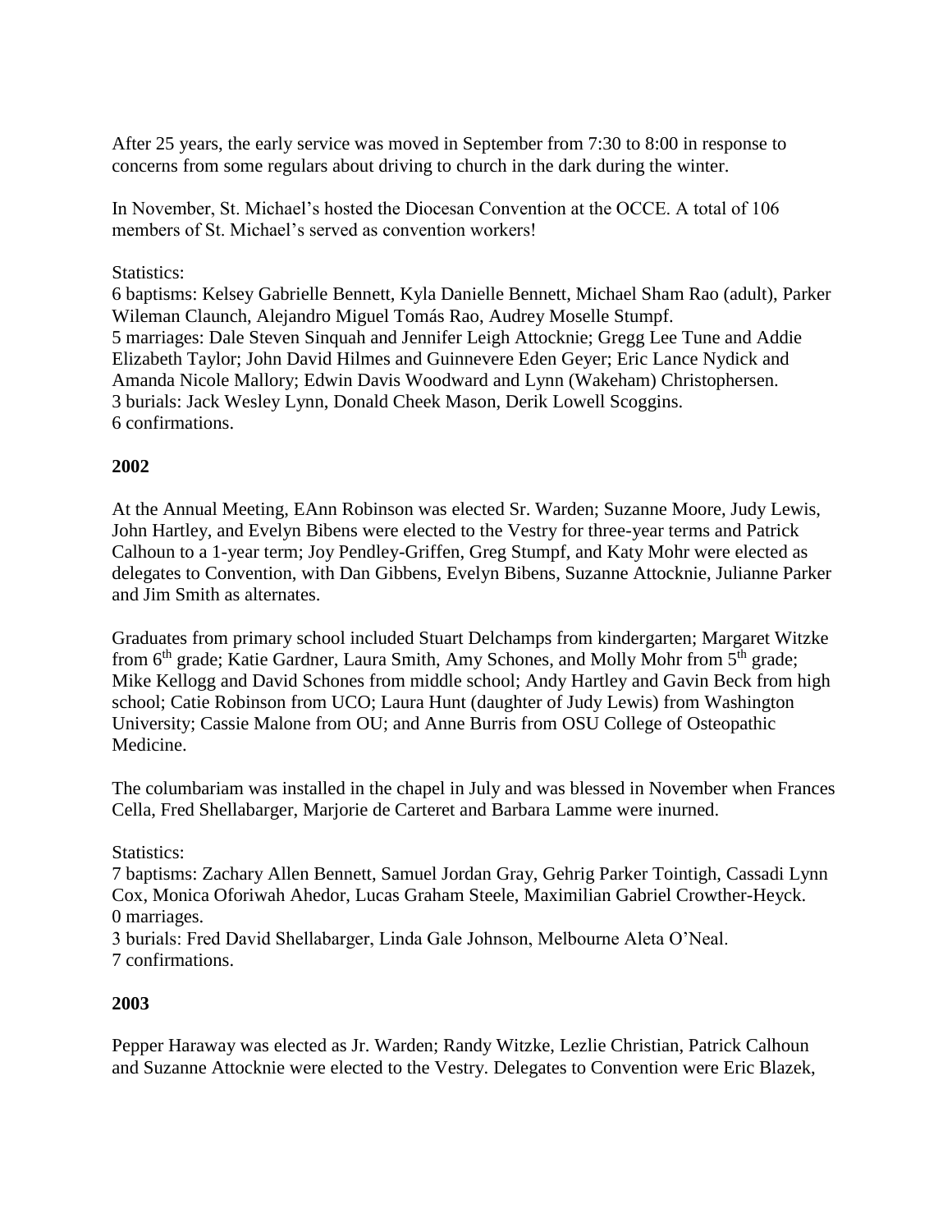After 25 years, the early service was moved in September from 7:30 to 8:00 in response to concerns from some regulars about driving to church in the dark during the winter.

In November, St. Michael's hosted the Diocesan Convention at the OCCE. A total of 106 members of St. Michael's served as convention workers!

Statistics:
6 baptisms: Kelsey Gabrielle Bennett, Kyla Danielle Bennett, Michael Sham Rao (adult), Parker Wileman Claunch, Alejandro Miguel Tomás Rao, Audrey Moselle Stumpf.
5 marriages: Dale Steven Sinquah and Jennifer Leigh Attocknie; Gregg Lee Tune and Addie Elizabeth Taylor; John David Hilmes and Guinnevere Eden Geyer; Eric Lance Nydick and Amanda Nicole Mallory; Edwin Davis Woodward and Lynn (Wakeham) Christophersen.
3 burials: Jack Wesley Lynn, Donald Cheek Mason, Derik Lowell Scoggins.
6 confirmations.

**2002**

At the Annual Meeting, EAnn Robinson was elected Sr. Warden; Suzanne Moore, Judy Lewis, John Hartley, and Evelyn Bibens were elected to the Vestry for three-year terms and Patrick Calhoun to a 1-year term; Joy Pendley-Griffen, Greg Stumpf, and Katy Mohr were elected as delegates to Convention, with Dan Gibbens, Evelyn Bibens, Suzanne Attocknie, Julianne Parker and Jim Smith as alternates.

Graduates from primary school included Stuart Delchamps from kindergarten; Margaret Witzke from 6th grade; Katie Gardner, Laura Smith, Amy Schones, and Molly Mohr from 5th grade; Mike Kellogg and David Schones from middle school; Andy Hartley and Gavin Beck from high school; Catie Robinson from UCO; Laura Hunt (daughter of Judy Lewis) from Washington University; Cassie Malone from OU; and Anne Burris from OSU College of Osteopathic Medicine.

The columbariam was installed in the chapel in July and was blessed in November when Frances Cella, Fred Shellabarger, Marjorie de Carteret and Barbara Lamme were inurned.

Statistics:
7 baptisms: Zachary Allen Bennett, Samuel Jordan Gray, Gehrig Parker Tointigh, Cassadi Lynn Cox, Monica Oforiwah Ahedor, Lucas Graham Steele, Maximilian Gabriel Crowther-Heyck.
0 marriages.
3 burials: Fred David Shellabarger, Linda Gale Johnson, Melbourne Aleta O'Neal.
7 confirmations.

**2003**

Pepper Haraway was elected as Jr. Warden; Randy Witzke, Lezlie Christian, Patrick Calhoun and Suzanne Attocknie were elected to the Vestry. Delegates to Convention were Eric Blazek,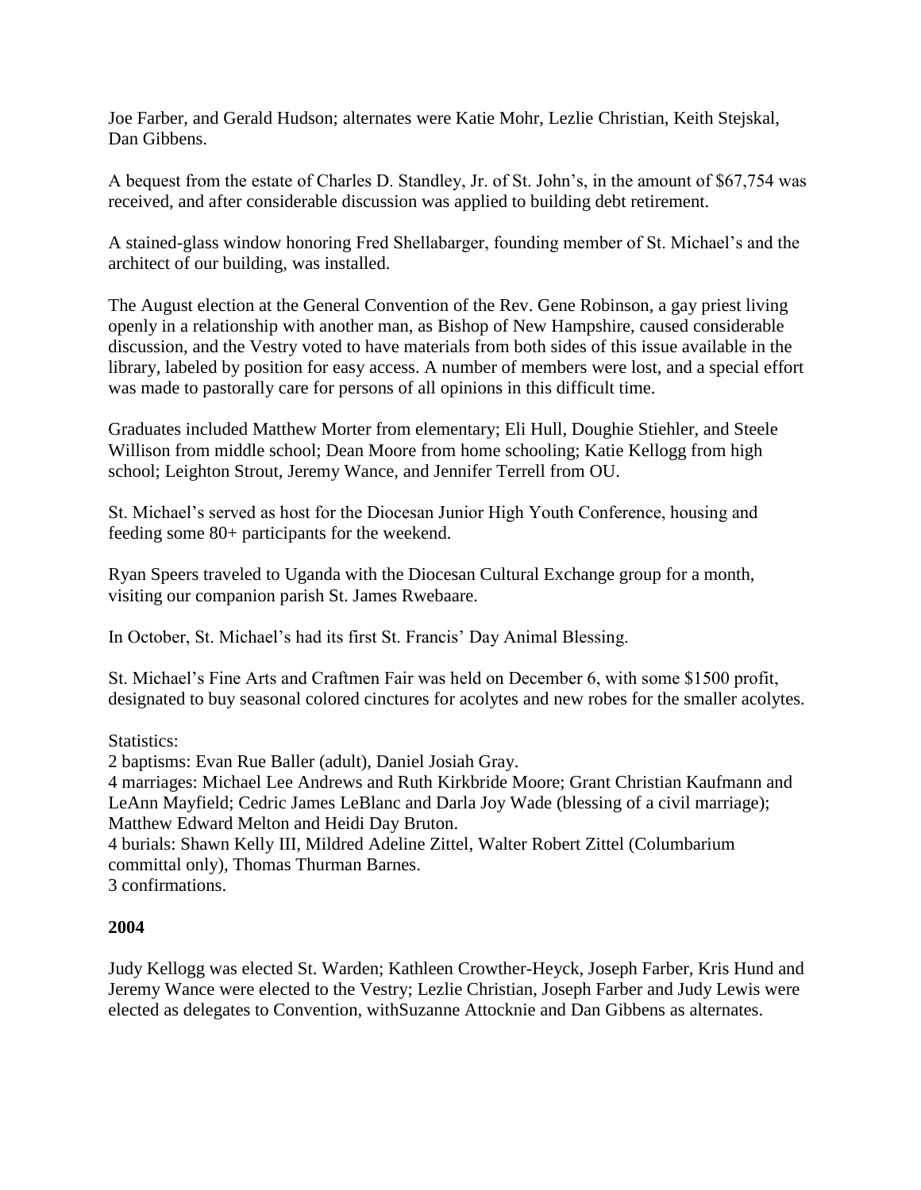Joe Farber, and Gerald Hudson; alternates were Katie Mohr, Lezlie Christian, Keith Stejskal, Dan Gibbens.

A bequest from the estate of Charles D. Standley, Jr. of St. John's, in the amount of $67,754 was received, and after considerable discussion was applied to building debt retirement.

A stained-glass window honoring Fred Shellabarger, founding member of St. Michael's and the architect of our building, was installed.

The August election at the General Convention of the Rev. Gene Robinson, a gay priest living openly in a relationship with another man, as Bishop of New Hampshire, caused considerable discussion, and the Vestry voted to have materials from both sides of this issue available in the library, labeled by position for easy access. A number of members were lost, and a special effort was made to pastorally care for persons of all opinions in this difficult time.

Graduates included Matthew Morter from elementary; Eli Hull, Doughie Stiehler, and Steele Willison from middle school; Dean Moore from home schooling; Katie Kellogg from high school; Leighton Strout, Jeremy Wance, and Jennifer Terrell from OU.

St. Michael's served as host for the Diocesan Junior High Youth Conference, housing and feeding some 80+ participants for the weekend.

Ryan Speers traveled to Uganda with the Diocesan Cultural Exchange group for a month, visiting our companion parish St. James Rwebaare.

In October, St. Michael's had its first St. Francis' Day Animal Blessing.

St. Michael's Fine Arts and Craftmen Fair was held on December 6, with some $1500 profit, designated to buy seasonal colored cinctures for acolytes and new robes for the smaller acolytes.

Statistics:
2 baptisms: Evan Rue Baller (adult), Daniel Josiah Gray.
4 marriages: Michael Lee Andrews and Ruth Kirkbride Moore; Grant Christian Kaufmann and LeAnn Mayfield; Cedric James LeBlanc and Darla Joy Wade (blessing of a civil marriage); Matthew Edward Melton and Heidi Day Bruton.
4 burials: Shawn Kelly III, Mildred Adeline Zittel, Walter Robert Zittel (Columbarium committal only), Thomas Thurman Barnes.
3 confirmations.

**2004**

Judy Kellogg was elected St. Warden; Kathleen Crowther-Heyck, Joseph Farber, Kris Hund and Jeremy Wance were elected to the Vestry; Lezlie Christian, Joseph Farber and Judy Lewis were elected as delegates to Convention, withSuzanne Attocknie and Dan Gibbens as alternates.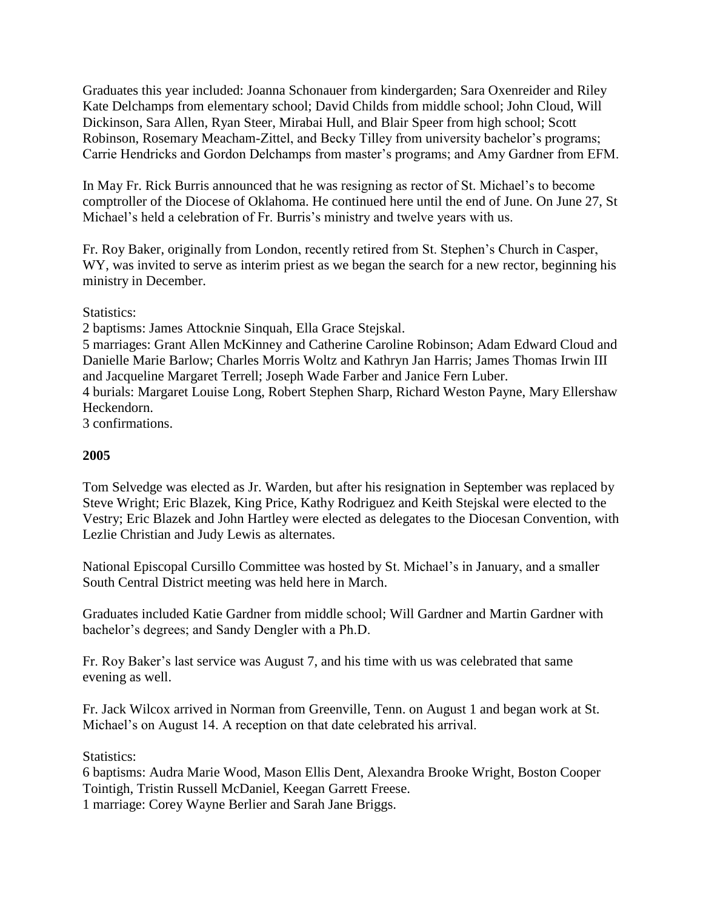Graduates this year included: Joanna Schonauer from kindergarden; Sara Oxenreider and Riley Kate Delchamps from elementary school; David Childs from middle school; John Cloud, Will Dickinson, Sara Allen, Ryan Steer, Mirabai Hull, and Blair Speer from high school; Scott Robinson, Rosemary Meacham-Zittel, and Becky Tilley from university bachelor's programs; Carrie Hendricks and Gordon Delchamps from master's programs; and Amy Gardner from EFM.

In May Fr. Rick Burris announced that he was resigning as rector of St. Michael's to become comptroller of the Diocese of Oklahoma. He continued here until the end of June. On June 27, St Michael's held a celebration of Fr. Burris's ministry and twelve years with us.

Fr. Roy Baker, originally from London, recently retired from St. Stephen's Church in Casper, WY, was invited to serve as interim priest as we began the search for a new rector, beginning his ministry in December.

Statistics:
2 baptisms: James Attocknie Sinquah, Ella Grace Stejskal.
5 marriages: Grant Allen McKinney and Catherine Caroline Robinson; Adam Edward Cloud and Danielle Marie Barlow; Charles Morris Woltz and Kathryn Jan Harris; James Thomas Irwin III and Jacqueline Margaret Terrell; Joseph Wade Farber and Janice Fern Luber.
4 burials: Margaret Louise Long, Robert Stephen Sharp, Richard Weston Payne, Mary Ellershaw Heckendorn.
3 confirmations.

**2005**

Tom Selvedge was elected as Jr. Warden, but after his resignation in September was replaced by Steve Wright; Eric Blazek, King Price, Kathy Rodriguez and Keith Stejskal were elected to the Vestry; Eric Blazek and John Hartley were elected as delegates to the Diocesan Convention, with Lezlie Christian and Judy Lewis as alternates.

National Episcopal Cursillo Committee was hosted by St. Michael's in January, and a smaller South Central District meeting was held here in March.

Graduates included Katie Gardner from middle school; Will Gardner and Martin Gardner with bachelor's degrees; and Sandy Dengler with a Ph.D.

Fr. Roy Baker's last service was August 7, and his time with us was celebrated that same evening as well.

Fr. Jack Wilcox arrived in Norman from Greenville, Tenn. on August 1 and began work at St. Michael's on August 14. A reception on that date celebrated his arrival.

Statistics:
6 baptisms: Audra Marie Wood, Mason Ellis Dent, Alexandra Brooke Wright, Boston Cooper Tointigh, Tristin Russell McDaniel, Keegan Garrett Freese.
1 marriage: Corey Wayne Berlier and Sarah Jane Briggs.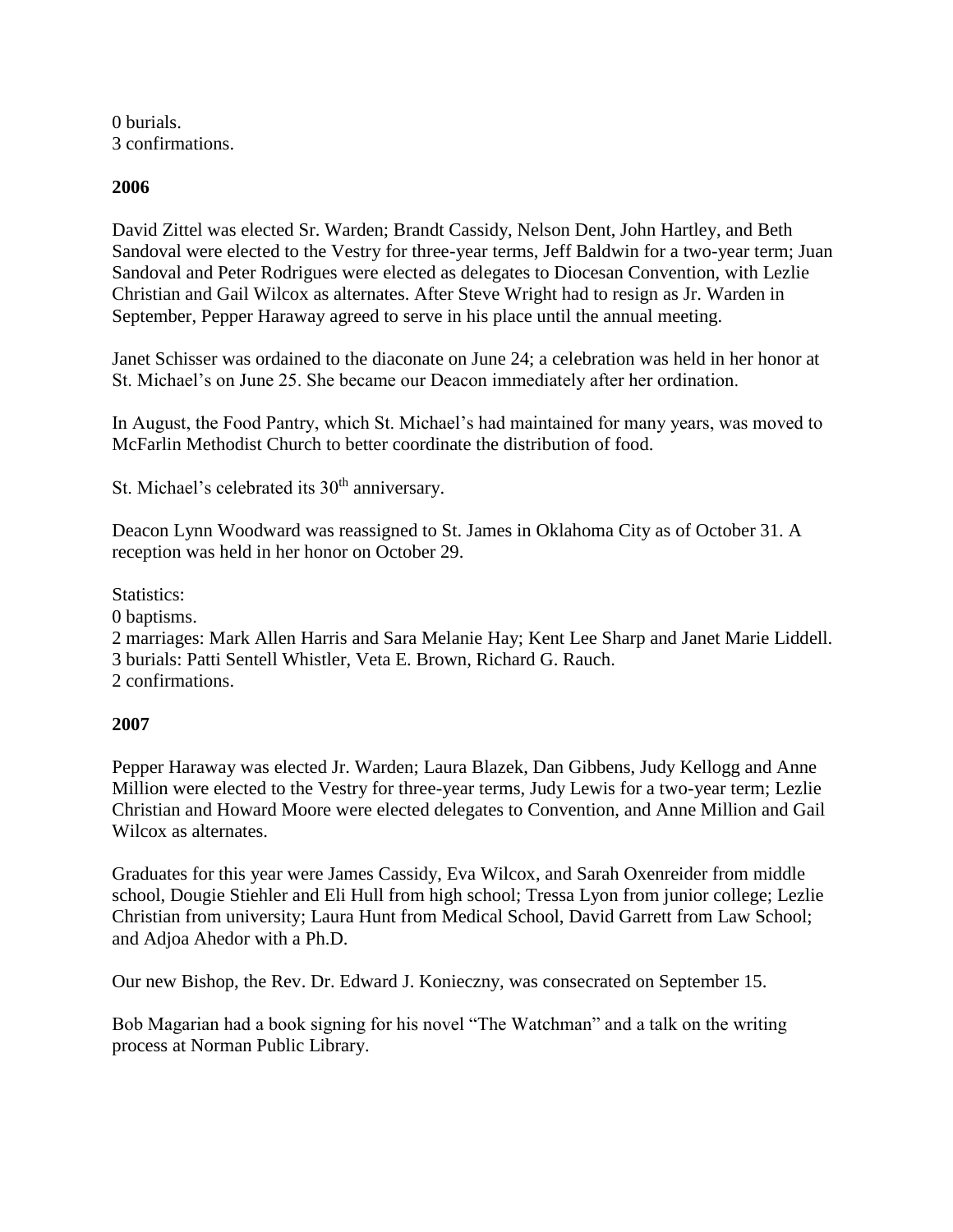0 burials.
3 confirmations.

**2006**

David Zittel was elected Sr. Warden; Brandt Cassidy, Nelson Dent, John Hartley, and Beth Sandoval were elected to the Vestry for three-year terms, Jeff Baldwin for a two-year term; Juan Sandoval and Peter Rodrigues were elected as delegates to Diocesan Convention, with Lezlie Christian and Gail Wilcox as alternates. After Steve Wright had to resign as Jr. Warden in September, Pepper Haraway agreed to serve in his place until the annual meeting.

Janet Schisser was ordained to the diaconate on June 24; a celebration was held in her honor at St. Michael's on June 25. She became our Deacon immediately after her ordination.

In August, the Food Pantry, which St. Michael's had maintained for many years, was moved to McFarlin Methodist Church to better coordinate the distribution of food.

St. Michael's celebrated its 30th anniversary.

Deacon Lynn Woodward was reassigned to St. James in Oklahoma City as of October 31. A reception was held in her honor on October 29.

Statistics:
0 baptisms.
2 marriages: Mark Allen Harris and Sara Melanie Hay; Kent Lee Sharp and Janet Marie Liddell.
3 burials: Patti Sentell Whistler, Veta E. Brown, Richard G. Rauch.
2 confirmations.

**2007**

Pepper Haraway was elected Jr. Warden; Laura Blazek, Dan Gibbens, Judy Kellogg and Anne Million were elected to the Vestry for three-year terms, Judy Lewis for a two-year term; Lezlie Christian and Howard Moore were elected delegates to Convention, and Anne Million and Gail Wilcox as alternates.

Graduates for this year were James Cassidy, Eva Wilcox, and Sarah Oxenreider from middle school, Dougie Stiehler and Eli Hull from high school; Tressa Lyon from junior college; Lezlie Christian from university; Laura Hunt from Medical School, David Garrett from Law School; and Adjoa Ahedor with a Ph.D.

Our new Bishop, the Rev. Dr. Edward J. Konieczny, was consecrated on September 15.

Bob Magarian had a book signing for his novel "The Watchman" and a talk on the writing process at Norman Public Library.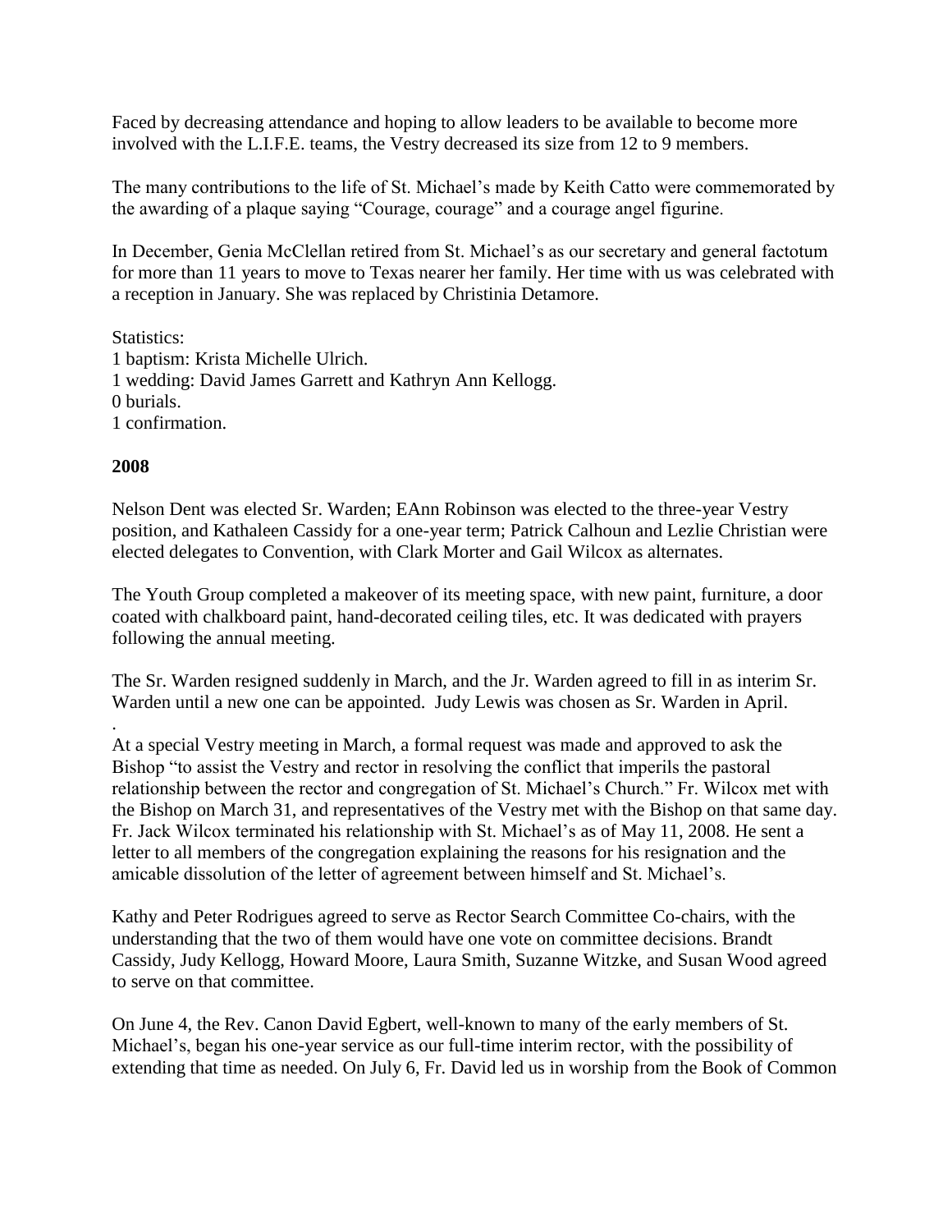Faced by decreasing attendance and hoping to allow leaders to be available to become more involved with the L.I.F.E. teams, the Vestry decreased its size from 12 to 9 members.

The many contributions to the life of St. Michael's made by Keith Catto were commemorated by the awarding of a plaque saying "Courage, courage" and a courage angel figurine.

In December, Genia McClellan retired from St. Michael's as our secretary and general factotum for more than 11 years to move to Texas nearer her family. Her time with us was celebrated with a reception in January. She was replaced by Christinia Detamore.

Statistics:
1 baptism: Krista Michelle Ulrich.
1 wedding: David James Garrett and Kathryn Ann Kellogg.
0 burials.
1 confirmation.

**2008**

Nelson Dent was elected Sr. Warden; EAnn Robinson was elected to the three-year Vestry position, and Kathaleen Cassidy for a one-year term; Patrick Calhoun and Lezlie Christian were elected delegates to Convention, with Clark Morter and Gail Wilcox as alternates.

The Youth Group completed a makeover of its meeting space, with new paint, furniture, a door coated with chalkboard paint, hand-decorated ceiling tiles, etc. It was dedicated with prayers following the annual meeting.

The Sr. Warden resigned suddenly in March, and the Jr. Warden agreed to fill in as interim Sr. Warden until a new one can be appointed. Judy Lewis was chosen as Sr. Warden in April.
.
At a special Vestry meeting in March, a formal request was made and approved to ask the Bishop "to assist the Vestry and rector in resolving the conflict that imperils the pastoral relationship between the rector and congregation of St. Michael's Church." Fr. Wilcox met with the Bishop on March 31, and representatives of the Vestry met with the Bishop on that same day. Fr. Jack Wilcox terminated his relationship with St. Michael's as of May 11, 2008. He sent a letter to all members of the congregation explaining the reasons for his resignation and the amicable dissolution of the letter of agreement between himself and St. Michael's.

Kathy and Peter Rodrigues agreed to serve as Rector Search Committee Co-chairs, with the understanding that the two of them would have one vote on committee decisions. Brandt Cassidy, Judy Kellogg, Howard Moore, Laura Smith, Suzanne Witzke, and Susan Wood agreed to serve on that committee.

On June 4, the Rev. Canon David Egbert, well-known to many of the early members of St. Michael's, began his one-year service as our full-time interim rector, with the possibility of extending that time as needed. On July 6, Fr. David led us in worship from the Book of Common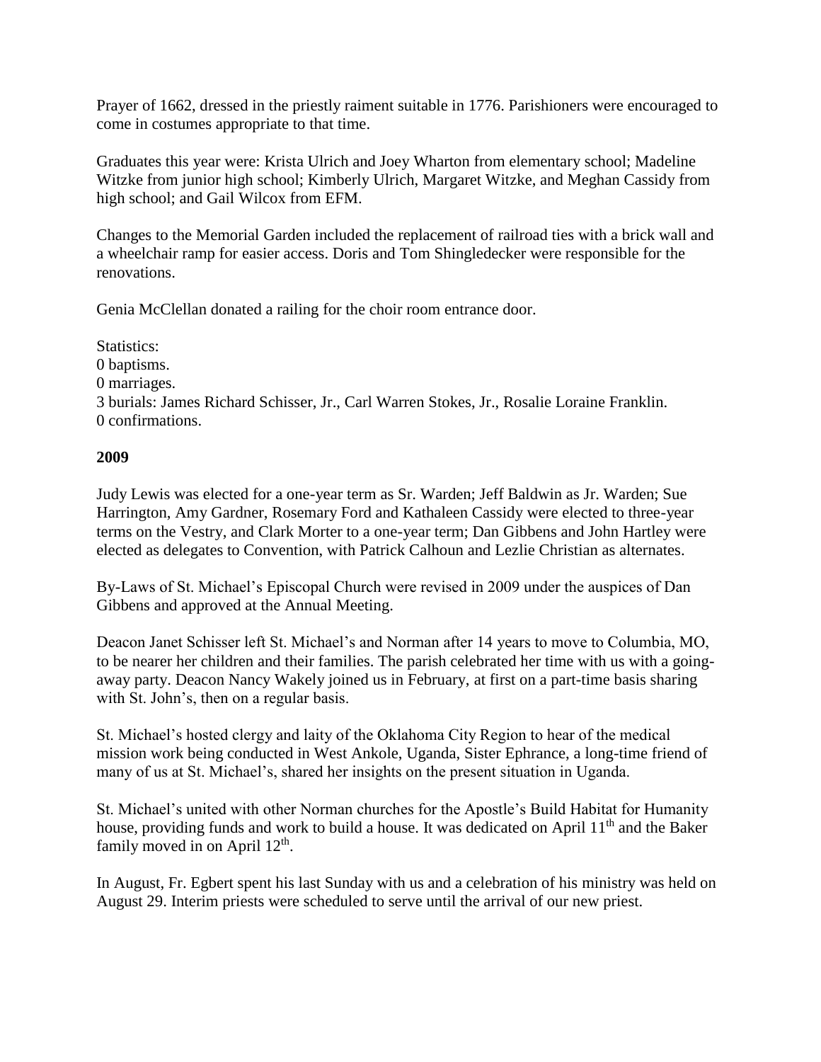Prayer of 1662, dressed in the priestly raiment suitable in 1776. Parishioners were encouraged to come in costumes appropriate to that time.

Graduates this year were: Krista Ulrich and Joey Wharton from elementary school; Madeline Witzke from junior high school; Kimberly Ulrich, Margaret Witzke, and Meghan Cassidy from high school; and Gail Wilcox from EFM.

Changes to the Memorial Garden included the replacement of railroad ties with a brick wall and a wheelchair ramp for easier access. Doris and Tom Shingledecker were responsible for the renovations.

Genia McClellan donated a railing for the choir room entrance door.

Statistics:
0 baptisms.
0 marriages.
3 burials: James Richard Schisser, Jr., Carl Warren Stokes, Jr., Rosalie Loraine Franklin.
0 confirmations.

**2009**

Judy Lewis was elected for a one-year term as Sr. Warden; Jeff Baldwin as Jr. Warden; Sue Harrington, Amy Gardner, Rosemary Ford and Kathaleen Cassidy were elected to three-year terms on the Vestry, and Clark Morter to a one-year term; Dan Gibbens and John Hartley were elected as delegates to Convention, with Patrick Calhoun and Lezlie Christian as alternates.

By-Laws of St. Michael's Episcopal Church were revised in 2009 under the auspices of Dan Gibbens and approved at the Annual Meeting.

Deacon Janet Schisser left St. Michael's and Norman after 14 years to move to Columbia, MO, to be nearer her children and their families. The parish celebrated her time with us with a going-away party. Deacon Nancy Wakely joined us in February, at first on a part-time basis sharing with St. John's, then on a regular basis.

St. Michael's hosted clergy and laity of the Oklahoma City Region to hear of the medical mission work being conducted in West Ankole, Uganda, Sister Ephrance, a long-time friend of many of us at St. Michael's, shared her insights on the present situation in Uganda.

St. Michael's united with other Norman churches for the Apostle's Build Habitat for Humanity house, providing funds and work to build a house. It was dedicated on April 11th and the Baker family moved in on April 12th.

In August, Fr. Egbert spent his last Sunday with us and a celebration of his ministry was held on August 29. Interim priests were scheduled to serve until the arrival of our new priest.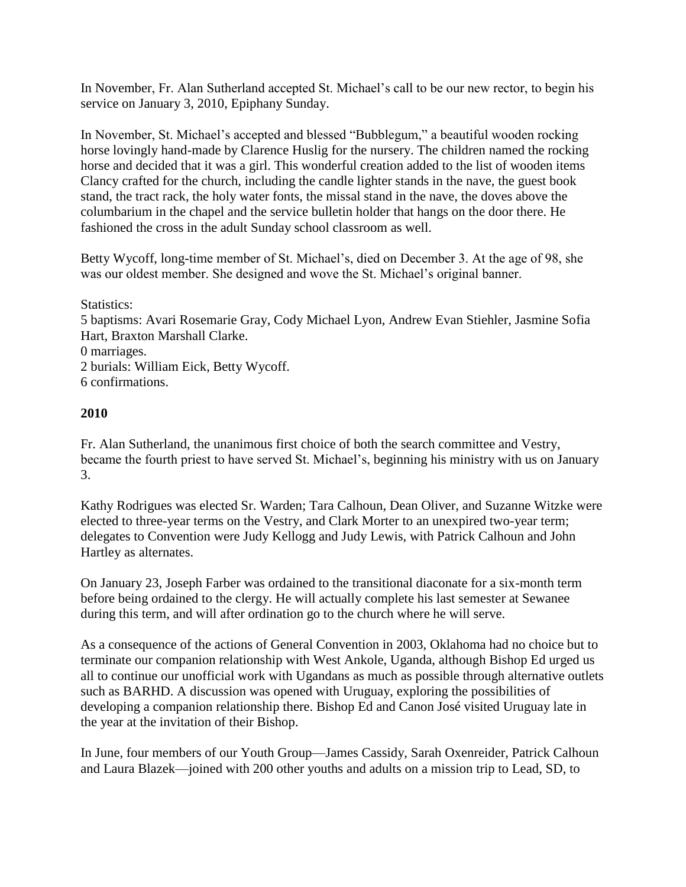In November, Fr. Alan Sutherland accepted St. Michael's call to be our new rector, to begin his service on January 3, 2010, Epiphany Sunday.

In November, St. Michael's accepted and blessed "Bubblegum," a beautiful wooden rocking horse lovingly hand-made by Clarence Huslig for the nursery. The children named the rocking horse and decided that it was a girl. This wonderful creation added to the list of wooden items Clancy crafted for the church, including the candle lighter stands in the nave, the guest book stand, the tract rack, the holy water fonts, the missal stand in the nave, the doves above the columbarium in the chapel and the service bulletin holder that hangs on the door there. He fashioned the cross in the adult Sunday school classroom as well.

Betty Wycoff, long-time member of St. Michael's, died on December 3. At the age of 98, she was our oldest member. She designed and wove the St. Michael's original banner.

Statistics:
5 baptisms: Avari Rosemarie Gray, Cody Michael Lyon, Andrew Evan Stiehler, Jasmine Sofia Hart, Braxton Marshall Clarke.
0 marriages.
2 burials: William Eick, Betty Wycoff.
6 confirmations.

**2010**

Fr. Alan Sutherland, the unanimous first choice of both the search committee and Vestry, became the fourth priest to have served St. Michael's, beginning his ministry with us on January 3.

Kathy Rodrigues was elected Sr. Warden; Tara Calhoun, Dean Oliver, and Suzanne Witzke were elected to three-year terms on the Vestry, and Clark Morter to an unexpired two-year term; delegates to Convention were Judy Kellogg and Judy Lewis, with Patrick Calhoun and John Hartley as alternates.

On January 23, Joseph Farber was ordained to the transitional diaconate for a six-month term before being ordained to the clergy. He will actually complete his last semester at Sewanee during this term, and will after ordination go to the church where he will serve.

As a consequence of the actions of General Convention in 2003, Oklahoma had no choice but to terminate our companion relationship with West Ankole, Uganda, although Bishop Ed urged us all to continue our unofficial work with Ugandans as much as possible through alternative outlets such as BARHD. A discussion was opened with Uruguay, exploring the possibilities of developing a companion relationship there. Bishop Ed and Canon José visited Uruguay late in the year at the invitation of their Bishop.

In June, four members of our Youth Group—James Cassidy, Sarah Oxenreider, Patrick Calhoun and Laura Blazek—joined with 200 other youths and adults on a mission trip to Lead, SD, to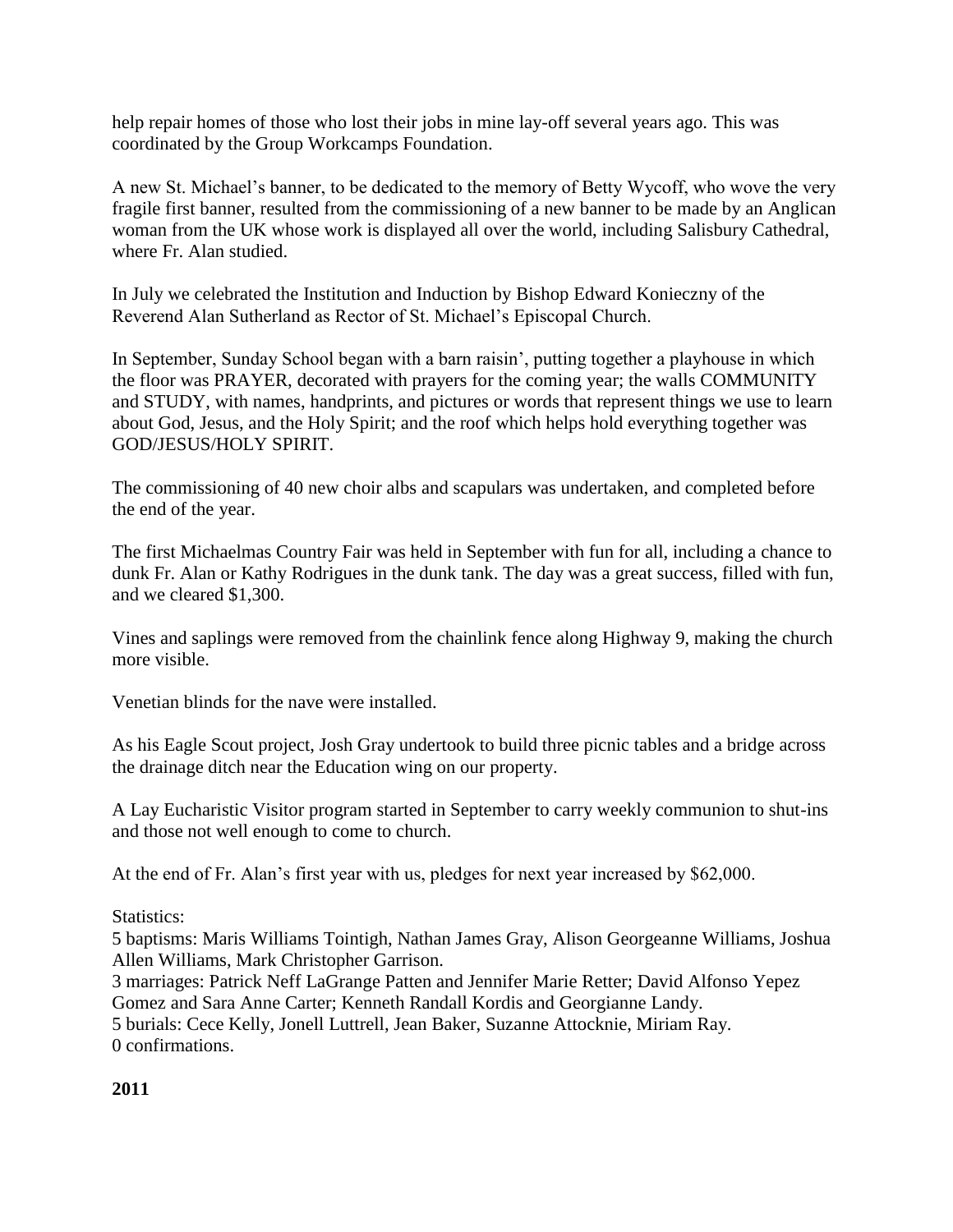help repair homes of those who lost their jobs in mine lay-off several years ago. This was coordinated by the Group Workcamps Foundation.

A new St. Michael's banner, to be dedicated to the memory of Betty Wycoff, who wove the very fragile first banner, resulted from the commissioning of a new banner to be made by an Anglican woman from the UK whose work is displayed all over the world, including Salisbury Cathedral, where Fr. Alan studied.

In July we celebrated the Institution and Induction by Bishop Edward Konieczny of the Reverend Alan Sutherland as Rector of St. Michael's Episcopal Church.

In September, Sunday School began with a barn raisin', putting together a playhouse in which the floor was PRAYER, decorated with prayers for the coming year; the walls COMMUNITY and STUDY, with names, handprints, and pictures or words that represent things we use to learn about God, Jesus, and the Holy Spirit; and the roof which helps hold everything together was GOD/JESUS/HOLY SPIRIT.

The commissioning of 40 new choir albs and scapulars was undertaken, and completed before the end of the year.

The first Michaelmas Country Fair was held in September with fun for all, including a chance to dunk Fr. Alan or Kathy Rodrigues in the dunk tank. The day was a great success, filled with fun, and we cleared $1,300.

Vines and saplings were removed from the chainlink fence along Highway 9, making the church more visible.

Venetian blinds for the nave were installed.

As his Eagle Scout project, Josh Gray undertook to build three picnic tables and a bridge across the drainage ditch near the Education wing on our property.

A Lay Eucharistic Visitor program started in September to carry weekly communion to shut-ins and those not well enough to come to church.

At the end of Fr. Alan's first year with us, pledges for next year increased by $62,000.

Statistics:
5 baptisms: Maris Williams Tointigh, Nathan James Gray, Alison Georgeanne Williams, Joshua Allen Williams, Mark Christopher Garrison.
3 marriages: Patrick Neff LaGrange Patten and Jennifer Marie Retter; David Alfonso Yepez Gomez and Sara Anne Carter; Kenneth Randall Kordis and Georgianne Landy.
5 burials: Cece Kelly, Jonell Luttrell, Jean Baker, Suzanne Attocknie, Miriam Ray.
0 confirmations.

**2011**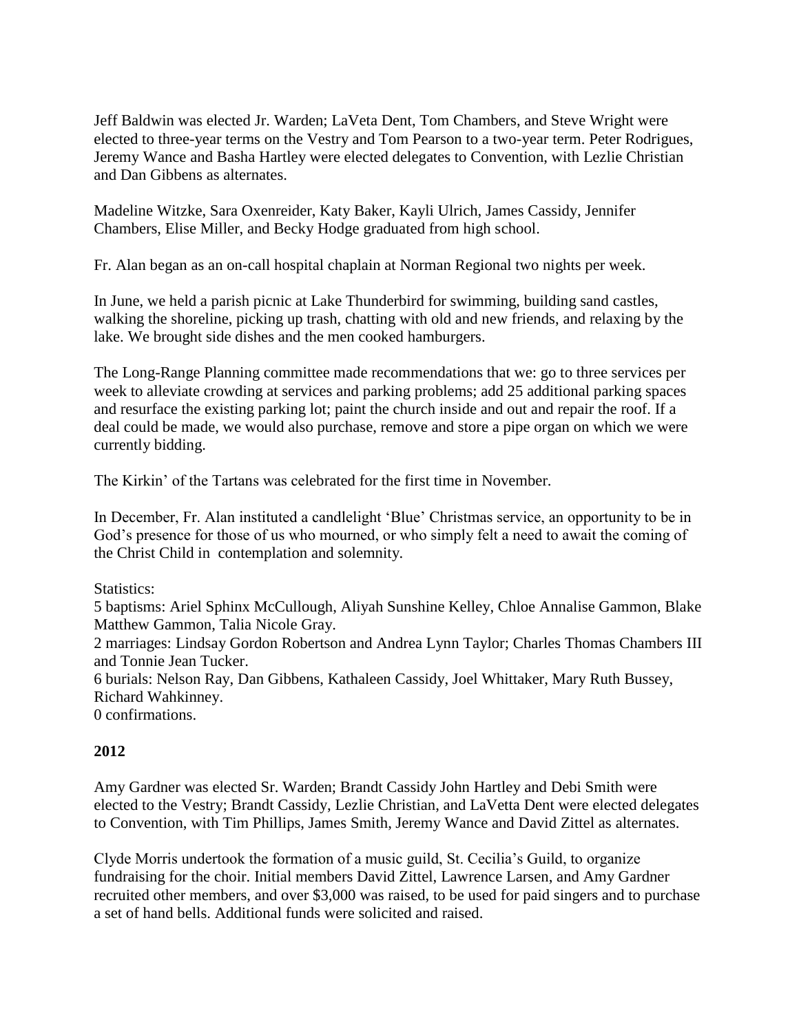Jeff Baldwin was elected Jr. Warden; LaVeta Dent, Tom Chambers, and Steve Wright were elected to three-year terms on the Vestry and Tom Pearson to a two-year term. Peter Rodrigues, Jeremy Wance and Basha Hartley were elected delegates to Convention, with Lezlie Christian and Dan Gibbens as alternates.

Madeline Witzke, Sara Oxenreider, Katy Baker, Kayli Ulrich, James Cassidy, Jennifer Chambers, Elise Miller, and Becky Hodge graduated from high school.

Fr. Alan began as an on-call hospital chaplain at Norman Regional two nights per week.

In June, we held a parish picnic at Lake Thunderbird for swimming, building sand castles, walking the shoreline, picking up trash, chatting with old and new friends, and relaxing by the lake. We brought side dishes and the men cooked hamburgers.

The Long-Range Planning committee made recommendations that we: go to three services per week to alleviate crowding at services and parking problems; add 25 additional parking spaces and resurface the existing parking lot; paint the church inside and out and repair the roof. If a deal could be made, we would also purchase, remove and store a pipe organ on which we were currently bidding.

The Kirkin' of the Tartans was celebrated for the first time in November.

In December, Fr. Alan instituted a candlelight 'Blue' Christmas service, an opportunity to be in God's presence for those of us who mourned, or who simply felt a need to await the coming of the Christ Child in contemplation and solemnity.

Statistics:
5 baptisms: Ariel Sphinx McCullough, Aliyah Sunshine Kelley, Chloe Annalise Gammon, Blake Matthew Gammon, Talia Nicole Gray.
2 marriages: Lindsay Gordon Robertson and Andrea Lynn Taylor; Charles Thomas Chambers III and Tonnie Jean Tucker.
6 burials: Nelson Ray, Dan Gibbens, Kathaleen Cassidy, Joel Whittaker, Mary Ruth Bussey, Richard Wahkinney.
0 confirmations.

## 2012

Amy Gardner was elected Sr. Warden; Brandt Cassidy John Hartley and Debi Smith were elected to the Vestry; Brandt Cassidy, Lezlie Christian, and LaVetta Dent were elected delegates to Convention, with Tim Phillips, James Smith, Jeremy Wance and David Zittel as alternates.

Clyde Morris undertook the formation of a music guild, St. Cecilia's Guild, to organize fundraising for the choir. Initial members David Zittel, Lawrence Larsen, and Amy Gardner recruited other members, and over $3,000 was raised, to be used for paid singers and to purchase a set of hand bells. Additional funds were solicited and raised.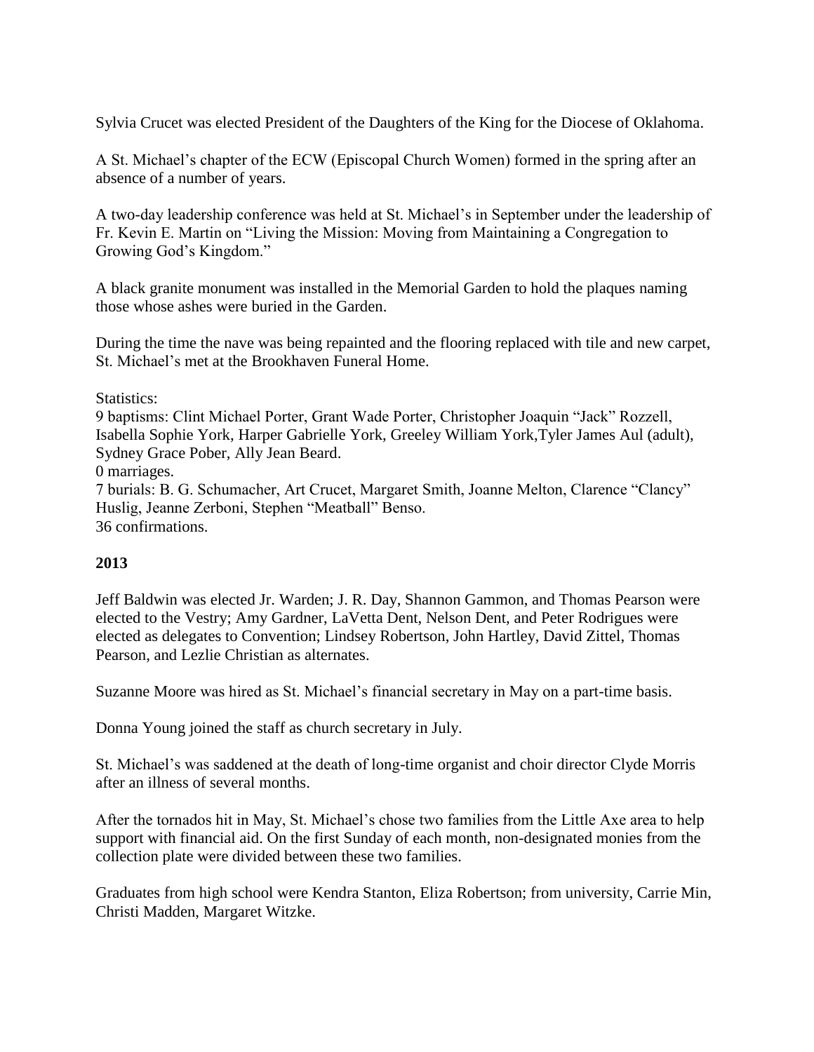Sylvia Crucet was elected President of the Daughters of the King for the Diocese of Oklahoma.

A St. Michael's chapter of the ECW (Episcopal Church Women) formed in the spring after an absence of a number of years.

A two-day leadership conference was held at St. Michael's in September under the leadership of Fr. Kevin E. Martin on "Living the Mission: Moving from Maintaining a Congregation to Growing God's Kingdom."

A black granite monument was installed in the Memorial Garden to hold the plaques naming those whose ashes were buried in the Garden.

During the time the nave was being repainted and the flooring replaced with tile and new carpet, St. Michael's met at the Brookhaven Funeral Home.

Statistics:
9 baptisms: Clint Michael Porter, Grant Wade Porter, Christopher Joaquin "Jack" Rozzell, Isabella Sophie York, Harper Gabrielle York, Greeley William York,Tyler James Aul (adult), Sydney Grace Pober, Ally Jean Beard.
0 marriages.
7 burials: B. G. Schumacher, Art Crucet, Margaret Smith, Joanne Melton, Clarence "Clancy" Huslig, Jeanne Zerboni, Stephen "Meatball" Benso.
36 confirmations.

**2013**

Jeff Baldwin was elected Jr. Warden; J. R. Day, Shannon Gammon, and Thomas Pearson were elected to the Vestry; Amy Gardner, LaVetta Dent, Nelson Dent, and Peter Rodrigues were elected as delegates to Convention; Lindsey Robertson, John Hartley, David Zittel, Thomas Pearson, and Lezlie Christian as alternates.

Suzanne Moore was hired as St. Michael's financial secretary in May on a part-time basis.

Donna Young joined the staff as church secretary in July.

St. Michael's was saddened at the death of long-time organist and choir director Clyde Morris after an illness of several months.

After the tornados hit in May, St. Michael's chose two families from the Little Axe area to help support with financial aid. On the first Sunday of each month, non-designated monies from the collection plate were divided between these two families.

Graduates from high school were Kendra Stanton, Eliza Robertson; from university, Carrie Min, Christi Madden, Margaret Witzke.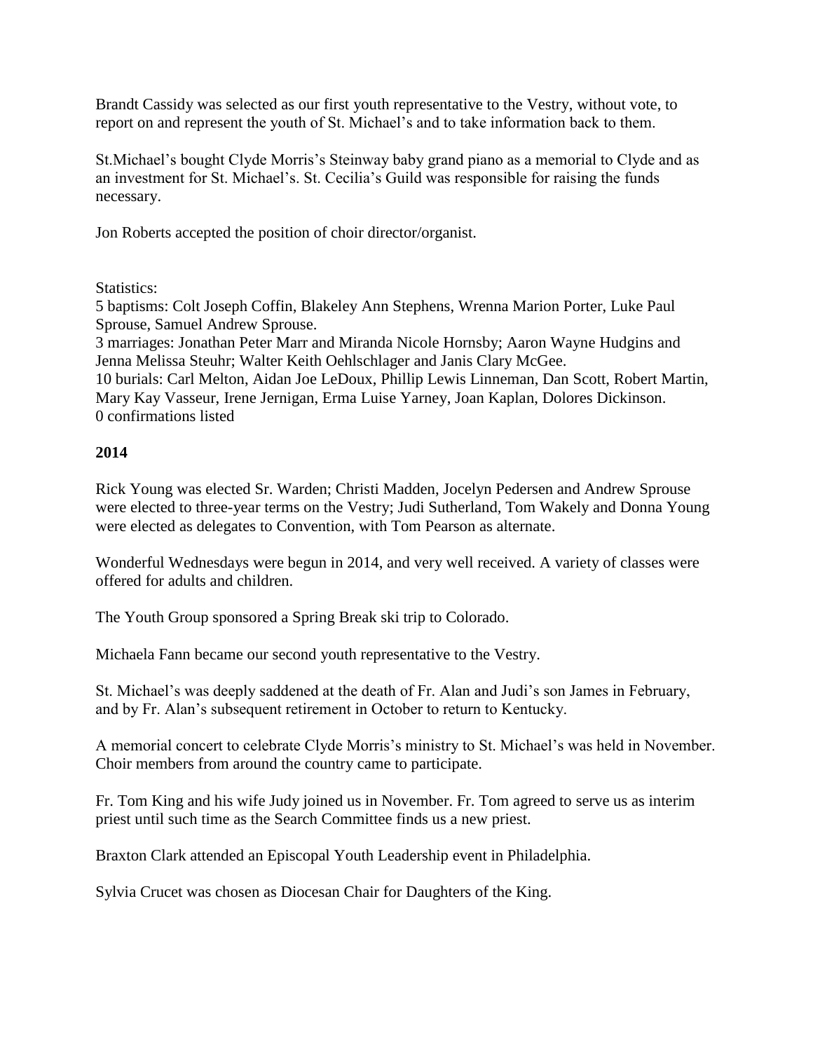Brandt Cassidy was selected as our first youth representative to the Vestry, without vote, to report on and represent the youth of St. Michael's and to take information back to them.

St.Michael's bought Clyde Morris's Steinway baby grand piano as a memorial to Clyde and as an investment for St. Michael's. St. Cecilia's Guild was responsible for raising the funds necessary.

Jon Roberts accepted the position of choir director/organist.

Statistics:
5 baptisms: Colt Joseph Coffin, Blakeley Ann Stephens, Wrenna Marion Porter, Luke Paul Sprouse, Samuel Andrew Sprouse.
3 marriages: Jonathan Peter Marr and Miranda Nicole Hornsby; Aaron Wayne Hudgins and Jenna Melissa Steuhr; Walter Keith Oehlschlager and Janis Clary McGee.
10 burials: Carl Melton, Aidan Joe LeDoux, Phillip Lewis Linneman, Dan Scott, Robert Martin, Mary Kay Vasseur, Irene Jernigan, Erma Luise Yarney, Joan Kaplan, Dolores Dickinson.
0 confirmations listed

**2014**

Rick Young was elected Sr. Warden; Christi Madden, Jocelyn Pedersen and Andrew Sprouse were elected to three-year terms on the Vestry; Judi Sutherland, Tom Wakely and Donna Young were elected as delegates to Convention, with Tom Pearson as alternate.

Wonderful Wednesdays were begun in 2014, and very well received. A variety of classes were offered for adults and children.

The Youth Group sponsored a Spring Break ski trip to Colorado.

Michaela Fann became our second youth representative to the Vestry.

St. Michael's was deeply saddened at the death of Fr. Alan and Judi's son James in February, and by Fr. Alan's subsequent retirement in October to return to Kentucky.

A memorial concert to celebrate Clyde Morris's ministry to St. Michael's was held in November. Choir members from around the country came to participate.

Fr. Tom King and his wife Judy joined us in November. Fr. Tom agreed to serve us as interim priest until such time as the Search Committee finds us a new priest.

Braxton Clark attended an Episcopal Youth Leadership event in Philadelphia.

Sylvia Crucet was chosen as Diocesan Chair for Daughters of the King.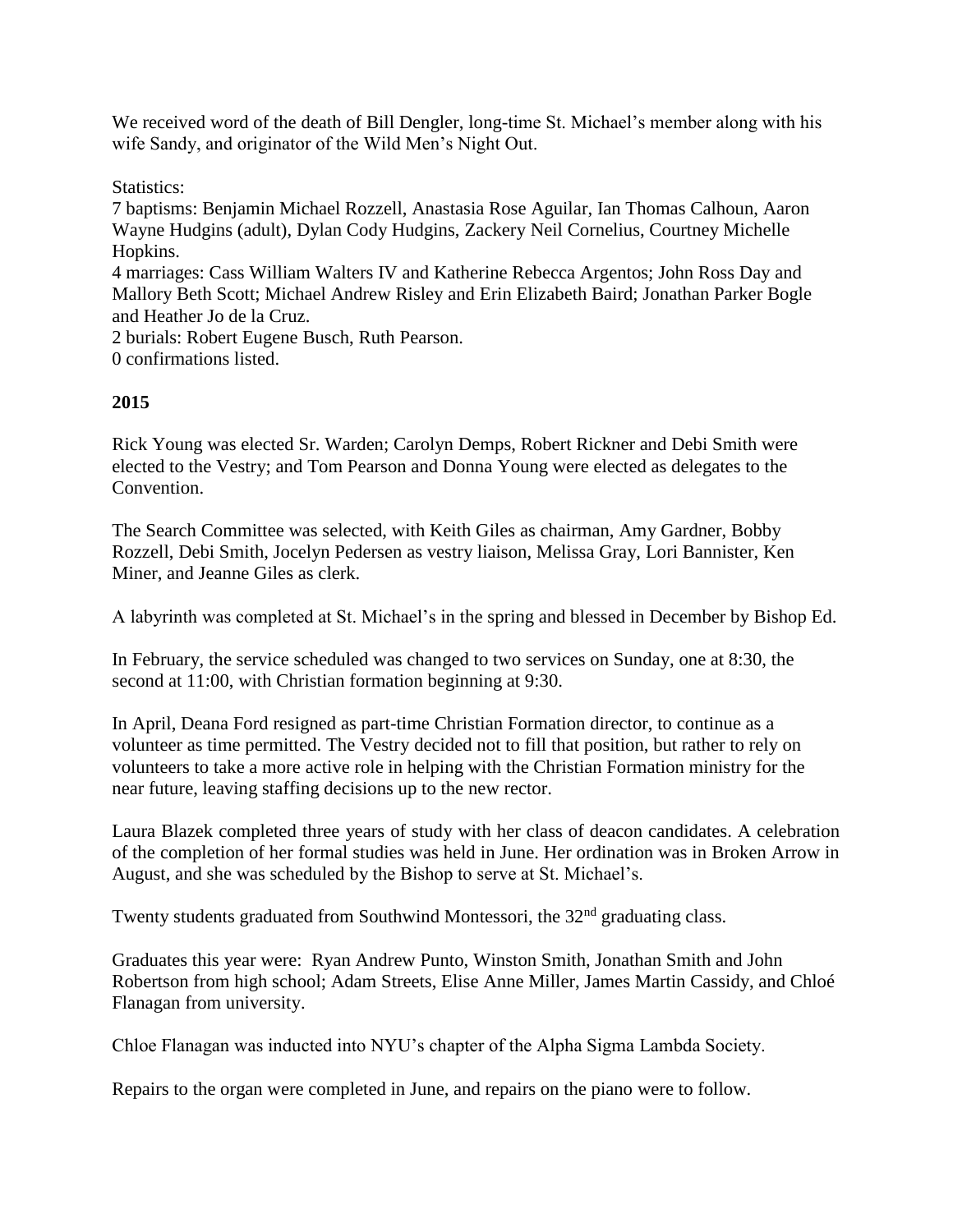We received word of the death of Bill Dengler, long-time St. Michael's member along with his wife Sandy, and originator of the Wild Men's Night Out.

Statistics:
7 baptisms: Benjamin Michael Rozzell, Anastasia Rose Aguilar, Ian Thomas Calhoun, Aaron Wayne Hudgins (adult), Dylan Cody Hudgins, Zackery Neil Cornelius, Courtney Michelle Hopkins.
4 marriages: Cass William Walters IV and Katherine Rebecca Argentos; John Ross Day and Mallory Beth Scott; Michael Andrew Risley and Erin Elizabeth Baird; Jonathan Parker Bogle and Heather Jo de la Cruz.
2 burials: Robert Eugene Busch, Ruth Pearson.
0 confirmations listed.

**2015**

Rick Young was elected Sr. Warden; Carolyn Demps, Robert Rickner and Debi Smith were elected to the Vestry; and Tom Pearson and Donna Young were elected as delegates to the Convention.

The Search Committee was selected, with Keith Giles as chairman, Amy Gardner, Bobby Rozzell, Debi Smith, Jocelyn Pedersen as vestry liaison, Melissa Gray, Lori Bannister, Ken Miner, and Jeanne Giles as clerk.

A labyrinth was completed at St. Michael's in the spring and blessed in December by Bishop Ed.

In February, the service scheduled was changed to two services on Sunday, one at 8:30, the second at 11:00, with Christian formation beginning at 9:30.

In April, Deana Ford resigned as part-time Christian Formation director, to continue as a volunteer as time permitted. The Vestry decided not to fill that position, but rather to rely on volunteers to take a more active role in helping with the Christian Formation ministry for the near future, leaving staffing decisions up to the new rector.

Laura Blazek completed three years of study with her class of deacon candidates. A celebration of the completion of her formal studies was held in June. Her ordination was in Broken Arrow in August, and she was scheduled by the Bishop to serve at St. Michael's.

Twenty students graduated from Southwind Montessori, the 32nd graduating class.

Graduates this year were: Ryan Andrew Punto, Winston Smith, Jonathan Smith and John Robertson from high school; Adam Streets, Elise Anne Miller, James Martin Cassidy, and Chloé Flanagan from university.

Chloe Flanagan was inducted into NYU's chapter of the Alpha Sigma Lambda Society.

Repairs to the organ were completed in June, and repairs on the piano were to follow.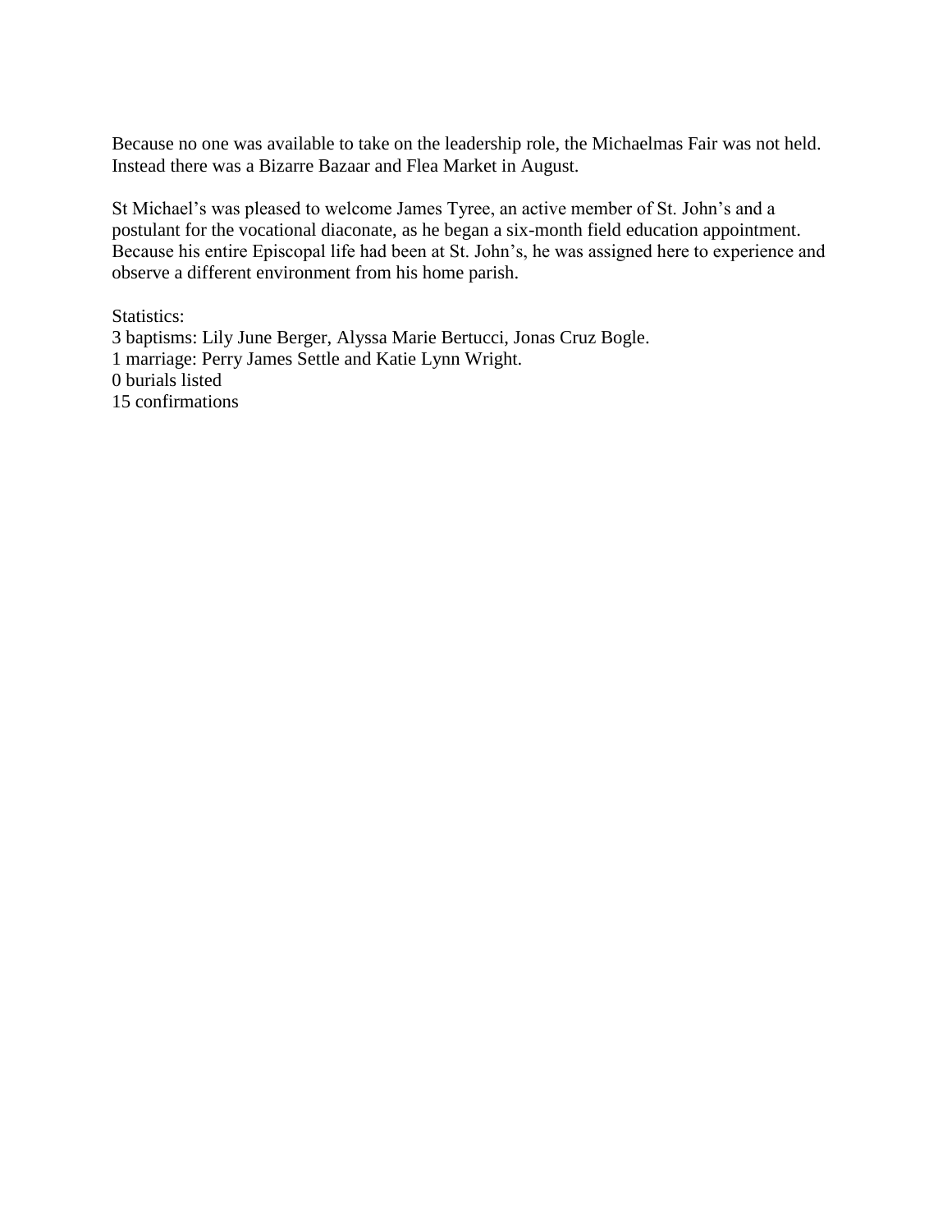Because no one was available to take on the leadership role, the Michaelmas Fair was not held. Instead there was a Bizarre Bazaar and Flea Market in August.

St Michael's was pleased to welcome James Tyree, an active member of St. John's and a postulant for the vocational diaconate, as he began a six-month field education appointment. Because his entire Episcopal life had been at St. John's, he was assigned here to experience and observe a different environment from his home parish.

Statistics:
3 baptisms: Lily June Berger, Alyssa Marie Bertucci, Jonas Cruz Bogle.
1 marriage: Perry James Settle and Katie Lynn Wright.
0 burials listed
15 confirmations